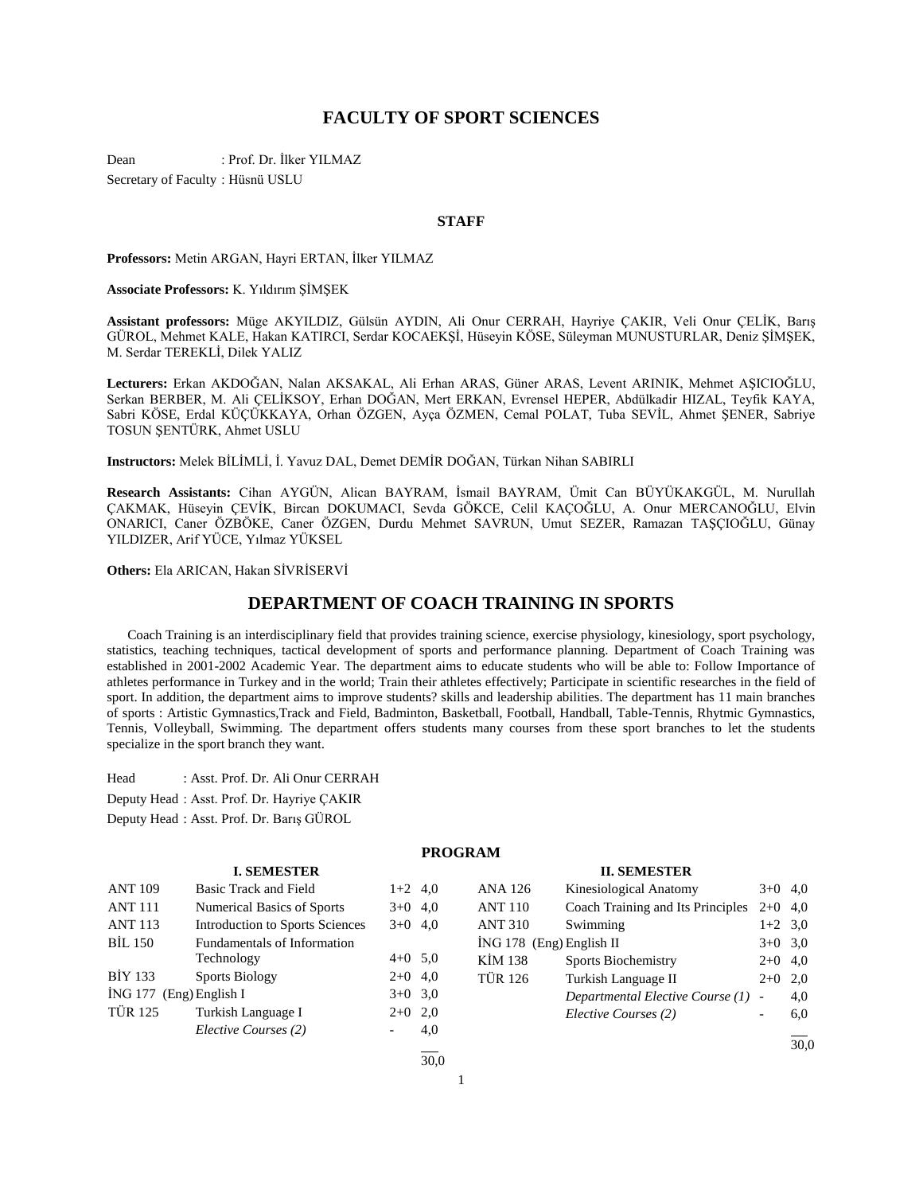# FACULTY OF SPORT SCIENCES

Dean : Prof. Dr. İlker YILMAZ

Secretary of Faculty : Hüsnü USLU

### STAFF

**Professors:** Metin ARGAN, Hayri ERTAN, İlker YILMAZ

**Associate Professors:** K. Yıldırım ŞİMŞEK

**Assistant professors:** Müge AKYILDIZ, Gülsün AYDIN, Ali Onur CERRAH, Hayriye ÇAKIR, Veli Onur ÇELİK, Barış GÜROL, Mehmet KALE, Hakan KATIRCI, Serdar KOCAEKŞİ, Hüseyin KÖSE, Süleyman MUNUSTURLAR, Deniz ŞİMŞEK, M. Serdar TEREKLİ, Dilek YALIZ

**Lecturers:** Erkan AKDOĞAN, Nalan AKSAKAL, Ali Erhan ARAS, Güner ARAS, Levent ARINIK, Mehmet AŞICIOĞLU, Serkan BERBER, M. Ali ÇELİKSOY, Erhan DOĞAN, Mert ERKAN, Evrensel HEPER, Abdülkadir HIZAL, Teyfik KAYA, Sabri KÖSE, Erdal KÜÇÜKKAYA, Orhan ÖZGEN, Ayça ÖZMEN, Cemal POLAT, Tuba SEVİL, Ahmet ŞENER, Sabriye TOSUN ŞENTÜRK, Ahmet USLU

**Instructors:** Melek BİLİMLİ, İ. Yavuz DAL, Demet DEMİR DOĞAN, Türkan Nihan SABIRLI

**Research Assistants:** Cihan AYGÜN, Alican BAYRAM, İsmail BAYRAM, Ümit Can BÜYÜKAKGÜL, M. Nurullah ÇAKMAK, Hüseyin ÇEVİK, Bircan DOKUMACI, Sevda GÖKCE, Celil KAÇOĞLU, A. Onur MERCANOĞLU, Elvin ONARICI, Caner ÖZBÖKE, Caner ÖZGEN, Durdu Mehmet SAVRUN, Umut SEZER, Ramazan TAŞÇIOĞLU, Günay YILDIZER, Arif YÜCE, Yılmaz YÜKSEL

**Others:** Ela ARICAN, Hakan SİVRİSERVİ

## DEPARTMENT OF COACH TRAINING IN SPORTS

Coach Training is an interdisciplinary field that provides training science, exercise physiology, kinesiology, sport psychology, statistics, teaching techniques, tactical development of sports and performance planning. Department of Coach Training was established in 2001-2002 Academic Year. The department aims to educate students who will be able to: Follow Importance of athletes performance in Turkey and in the world; Train their athletes effectively; Participate in scientific researches in the field of sport. In addition, the department aims to improve students? skills and leadership abilities. The department has 11 main branches of sports : Artistic Gymnastics,Track and Field, Badminton, Basketball, Football, Handball, Table-Tennis, Rhytmic Gymnastics, Tennis, Volleyball, Swimming. The department offers students many courses from these sport branches to let the students specialize in the sport branch they want.

Head : Asst. Prof. Dr. Ali Onur CERRAH

Deputy Head : Asst. Prof. Dr. Hayriye ÇAKIR

Deputy Head : Asst. Prof. Dr. Barış GÜROL

### PROGRAM

**I. SEMESTER**

| Code | Course | Hours | Credits |
|---|---|---|---|
| ANT 109 | Basic Track and Field | 1+2 | 4,0 |
| ANT 111 | Numerical Basics of Sports | 3+0 | 4,0 |
| ANT 113 | Introduction to Sports Sciences | 3+0 | 4,0 |
| BİL 150 | Fundamentals of Information Technology | 4+0 | 5,0 |
| BİY 133 | Sports Biology | 2+0 | 4,0 |
| İNG 177 (Eng) | English I | 3+0 | 3,0 |
| TÜR 125 | Turkish Language I | 2+0 | 2,0 |
| | *Elective Courses (2)* | - | 4,0 |
| | | | 30,0 |

**II. SEMESTER**

| Code | Course | Hours | Credits |
|---|---|---|---|
| ANA 126 | Kinesiological Anatomy | 3+0 | 4,0 |
| ANT 110 | Coach Training and Its Principles | 2+0 | 4,0 |
| ANT 310 | Swimming | 1+2 | 3,0 |
| İNG 178 (Eng) | English II | 3+0 | 3,0 |
| KİM 138 | Sports Biochemistry | 2+0 | 4,0 |
| TÜR 126 | Turkish Language II | 2+0 | 2,0 |
| | *Departmental Elective Course (1)* | - | 4,0 |
| | *Elective Courses (2)* | - | 6,0 |
| | | | 30,0 |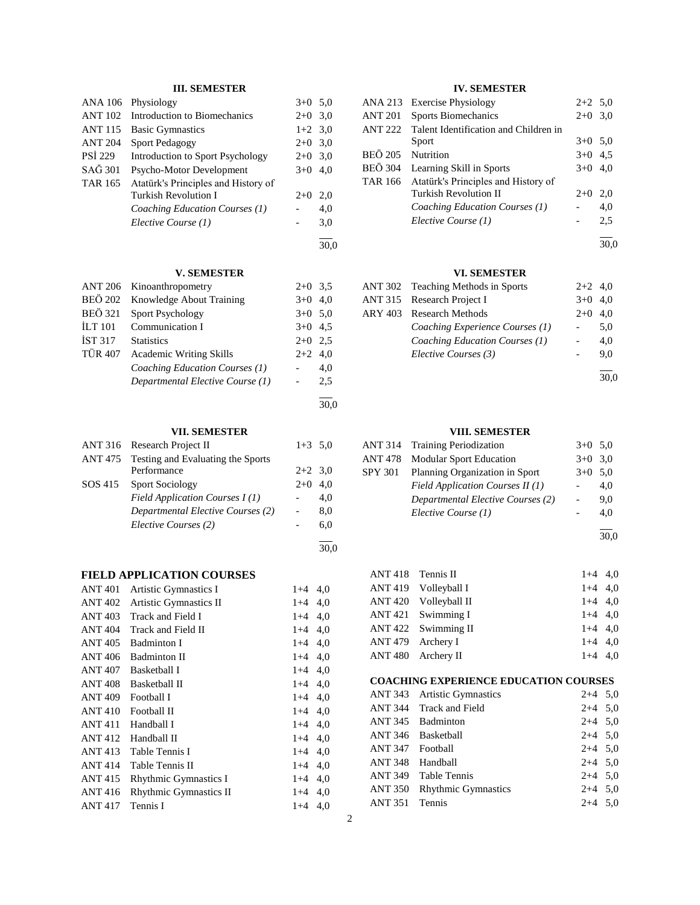### III. SEMESTER

| | | | |
|---|---|---|---|
| ANA 106 | Physiology | 3+0 | 5,0 |
| ANT 102 | Introduction to Biomechanics | 2+0 | 3,0 |
| ANT 115 | Basic Gymnastics | 1+2 | 3,0 |
| ANT 204 | Sport Pedagogy | 2+0 | 3,0 |
| PSİ 229 | Introduction to Sport Psychology | 2+0 | 3,0 |
| SAĞ 301 | Psycho-Motor Development | 3+0 | 4,0 |
| TAR 165 | Atatürk's Principles and History of Turkish Revolution I | 2+0 | 2,0 |
| | *Coaching Education Courses (1)* | - | 4,0 |
| | *Elective Course (1)* | - | 3,0 |
| | | | 30,0 |

### IV. SEMESTER

| | | | |
|---|---|---|---|
| ANA 213 | Exercise Physiology | 2+2 | 5,0 |
| ANT 201 | Sports Biomechanics | 2+0 | 3,0 |
| ANT 222 | Talent Identification and Children in Sport | 3+0 | 5,0 |
| BEÖ 205 | Nutrition | 3+0 | 4,5 |
| BEÖ 304 | Learning Skill in Sports | 3+0 | 4,0 |
| TAR 166 | Atatürk's Principles and History of Turkish Revolution II | 2+0 | 2,0 |
| | *Coaching Education Courses (1)* | - | 4,0 |
| | *Elective Course (1)* | - | 2,5 |
| | | | 30,0 |

### V. SEMESTER

| | | | |
|---|---|---|---|
| ANT 206 | Kinoanthropometry | 2+0 | 3,5 |
| BEÖ 202 | Knowledge About Training | 3+0 | 4,0 |
| BEÖ 321 | Sport Psychology | 3+0 | 5,0 |
| İLT 101 | Communication I | 3+0 | 4,5 |
| İST 317 | Statistics | 2+0 | 2,5 |
| TÜR 407 | Academic Writing Skills | 2+2 | 4,0 |
| | *Coaching Education Courses (1)* | - | 4,0 |
| | *Departmental Elective Course (1)* | - | 2,5 |
| | | | 30,0 |

### VI. SEMESTER

| | | | |
|---|---|---|---|
| ANT 302 | Teaching Methods in Sports | 2+2 | 4,0 |
| ANT 315 | Research Project I | 3+0 | 4,0 |
| ARY 403 | Research Methods | 2+0 | 4,0 |
| | *Coaching Experience Courses (1)* | - | 5,0 |
| | *Coaching Education Courses (1)* | - | 4,0 |
| | *Elective Courses (3)* | - | 9,0 |
| | | | 30,0 |

### VII. SEMESTER

| | | | |
|---|---|---|---|
| ANT 316 | Research Project II | 1+3 | 5,0 |
| ANT 475 | Testing and Evaluating the Sports Performance | 2+2 | 3,0 |
| SOS 415 | Sport Sociology | 2+0 | 4,0 |
| | *Field Application Courses I (1)* | - | 4,0 |
| | *Departmental Elective Courses (2)* | - | 8,0 |
| | *Elective Courses (2)* | - | 6,0 |
| | | | 30,0 |

### VIII. SEMESTER

| | | | |
|---|---|---|---|
| ANT 314 | Training Periodization | 3+0 | 5,0 |
| ANT 478 | Modular Sport Education | 3+0 | 3,0 |
| SPY 301 | Planning Organization in Sport | 3+0 | 5,0 |
| | *Field Application Courses II (1)* | - | 4,0 |
| | *Departmental Elective Courses (2)* | - | 9,0 |
| | *Elective Course (1)* | - | 4,0 |
| | | | 30,0 |

### FIELD APPLICATION COURSES

| | | | |
|---|---|---|---|
| ANT 401 | Artistic Gymnastics I | 1+4 | 4,0 |
| ANT 402 | Artistic Gymnastics II | 1+4 | 4,0 |
| ANT 403 | Track and Field I | 1+4 | 4,0 |
| ANT 404 | Track and Field II | 1+4 | 4,0 |
| ANT 405 | Badminton I | 1+4 | 4,0 |
| ANT 406 | Badminton II | 1+4 | 4,0 |
| ANT 407 | Basketball I | 1+4 | 4,0 |
| ANT 408 | Basketball II | 1+4 | 4,0 |
| ANT 409 | Football I | 1+4 | 4,0 |
| ANT 410 | Football II | 1+4 | 4,0 |
| ANT 411 | Handball I | 1+4 | 4,0 |
| ANT 412 | Handball II | 1+4 | 4,0 |
| ANT 413 | Table Tennis I | 1+4 | 4,0 |
| ANT 414 | Table Tennis II | 1+4 | 4,0 |
| ANT 415 | Rhythmic Gymnastics I | 1+4 | 4,0 |
| ANT 416 | Rhythmic Gymnastics II | 1+4 | 4,0 |
| ANT 417 | Tennis I | 1+4 | 4,0 |
| ANT 418 | Tennis II | 1+4 | 4,0 |
| ANT 419 | Volleyball I | 1+4 | 4,0 |
| ANT 420 | Volleyball II | 1+4 | 4,0 |
| ANT 421 | Swimming I | 1+4 | 4,0 |
| ANT 422 | Swimming II | 1+4 | 4,0 |
| ANT 479 | Archery I | 1+4 | 4,0 |
| ANT 480 | Archery II | 1+4 | 4,0 |

### COACHING EXPERIENCE EDUCATION COURSES

| | | | |
|---|---|---|---|
| ANT 343 | Artistic Gymnastics | 2+4 | 5,0 |
| ANT 344 | Track and Field | 2+4 | 5,0 |
| ANT 345 | Badminton | 2+4 | 5,0 |
| ANT 346 | Basketball | 2+4 | 5,0 |
| ANT 347 | Football | 2+4 | 5,0 |
| ANT 348 | Handball | 2+4 | 5,0 |
| ANT 349 | Table Tennis | 2+4 | 5,0 |
| ANT 350 | Rhythmic Gymnastics | 2+4 | 5,0 |
| ANT 351 | Tennis | 2+4 | 5,0 |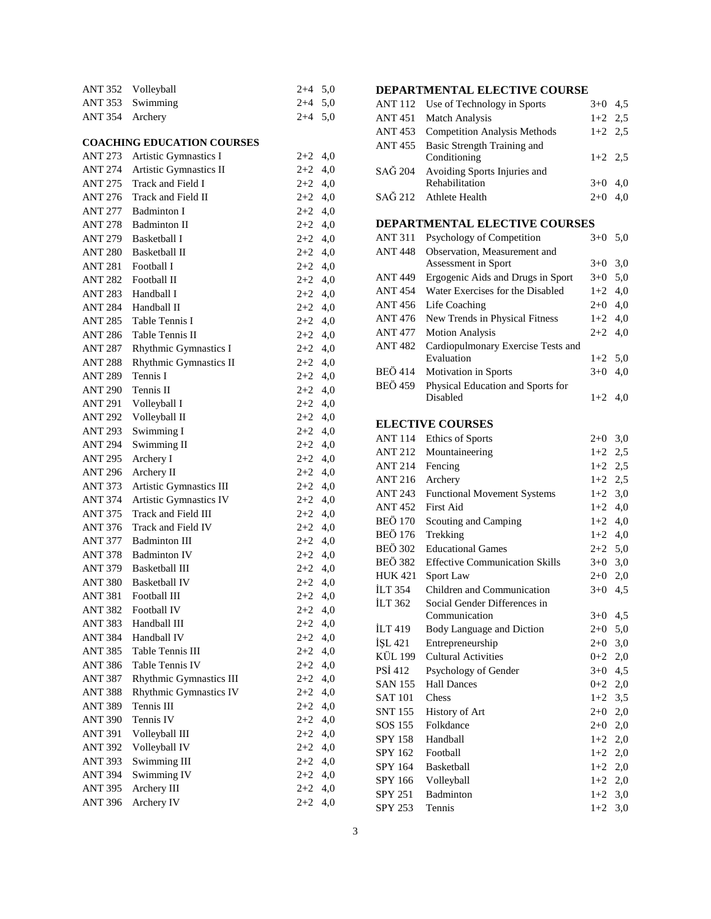| | | | |
|---|---|---|---|
| ANT 352 | Volleyball | 2+4 | 5,0 |
| ANT 353 | Swimming | 2+4 | 5,0 |
| ANT 354 | Archery | 2+4 | 5,0 |

**COACHING EDUCATION COURSES**

| | | | |
|---|---|---|---|
| ANT 273 | Artistic Gymnastics I | 2+2 | 4,0 |
| ANT 274 | Artistic Gymnastics II | 2+2 | 4,0 |
| ANT 275 | Track and Field I | 2+2 | 4,0 |
| ANT 276 | Track and Field II | 2+2 | 4,0 |
| ANT 277 | Badminton I | 2+2 | 4,0 |
| ANT 278 | Badminton II | 2+2 | 4,0 |
| ANT 279 | Basketball I | 2+2 | 4,0 |
| ANT 280 | Basketball II | 2+2 | 4,0 |
| ANT 281 | Football I | 2+2 | 4,0 |
| ANT 282 | Football II | 2+2 | 4,0 |
| ANT 283 | Handball I | 2+2 | 4,0 |
| ANT 284 | Handball II | 2+2 | 4,0 |
| ANT 285 | Table Tennis I | 2+2 | 4,0 |
| ANT 286 | Table Tennis II | 2+2 | 4,0 |
| ANT 287 | Rhythmic Gymnastics I | 2+2 | 4,0 |
| ANT 288 | Rhythmic Gymnastics II | 2+2 | 4,0 |
| ANT 289 | Tennis I | 2+2 | 4,0 |
| ANT 290 | Tennis II | 2+2 | 4,0 |
| ANT 291 | Volleyball I | 2+2 | 4,0 |
| ANT 292 | Volleyball II | 2+2 | 4,0 |
| ANT 293 | Swimming I | 2+2 | 4,0 |
| ANT 294 | Swimming II | 2+2 | 4,0 |
| ANT 295 | Archery I | 2+2 | 4,0 |
| ANT 296 | Archery II | 2+2 | 4,0 |
| ANT 373 | Artistic Gymnastics III | 2+2 | 4,0 |
| ANT 374 | Artistic Gymnastics IV | 2+2 | 4,0 |
| ANT 375 | Track and Field III | 2+2 | 4,0 |
| ANT 376 | Track and Field IV | 2+2 | 4,0 |
| ANT 377 | Badminton III | 2+2 | 4,0 |
| ANT 378 | Badminton IV | 2+2 | 4,0 |
| ANT 379 | Basketball III | 2+2 | 4,0 |
| ANT 380 | Basketball IV | 2+2 | 4,0 |
| ANT 381 | Football III | 2+2 | 4,0 |
| ANT 382 | Football IV | 2+2 | 4,0 |
| ANT 383 | Handball III | 2+2 | 4,0 |
| ANT 384 | Handball IV | 2+2 | 4,0 |
| ANT 385 | Table Tennis III | 2+2 | 4,0 |
| ANT 386 | Table Tennis IV | 2+2 | 4,0 |
| ANT 387 | Rhythmic Gymnastics III | 2+2 | 4,0 |
| ANT 388 | Rhythmic Gymnastics IV | 2+2 | 4,0 |
| ANT 389 | Tennis III | 2+2 | 4,0 |
| ANT 390 | Tennis IV | 2+2 | 4,0 |
| ANT 391 | Volleyball III | 2+2 | 4,0 |
| ANT 392 | Volleyball IV | 2+2 | 4,0 |
| ANT 393 | Swimming III | 2+2 | 4,0 |
| ANT 394 | Swimming IV | 2+2 | 4,0 |
| ANT 395 | Archery III | 2+2 | 4,0 |
| ANT 396 | Archery IV | 2+2 | 4,0 |

**DEPARTMENTAL ELECTIVE COURSE**

| | | | |
|---|---|---|---|
| ANT 112 | Use of Technology in Sports | 3+0 | 4,5 |
| ANT 451 | Match Analysis | 1+2 | 2,5 |
| ANT 453 | Competition Analysis Methods | 1+2 | 2,5 |
| ANT 455 | Basic Strength Training and Conditioning | 1+2 | 2,5 |
| SAĞ 204 | Avoiding Sports Injuries and Rehabilitation | 3+0 | 4,0 |
| SAĞ 212 | Athlete Health | 2+0 | 4,0 |

**DEPARTMENTAL ELECTIVE COURSES**

| | | | |
|---|---|---|---|
| ANT 311 | Psychology of Competition | 3+0 | 5,0 |
| ANT 448 | Observation, Measurement and Assessment in Sport | 3+0 | 3,0 |
| ANT 449 | Ergogenic Aids and Drugs in Sport | 3+0 | 5,0 |
| ANT 454 | Water Exercises for the Disabled | 1+2 | 4,0 |
| ANT 456 | Life Coaching | 2+0 | 4,0 |
| ANT 476 | New Trends in Physical Fitness | 1+2 | 4,0 |
| ANT 477 | Motion Analysis | 2+2 | 4,0 |
| ANT 482 | Cardiopulmonary Exercise Tests and Evaluation | 1+2 | 5,0 |
| BEÖ 414 | Motivation in Sports | 3+0 | 4,0 |
| BEÖ 459 | Physical Education and Sports for Disabled | 1+2 | 4,0 |

**ELECTIVE COURSES**

| | | | |
|---|---|---|---|
| ANT 114 | Ethics of Sports | 2+0 | 3,0 |
| ANT 212 | Mountaineering | 1+2 | 2,5 |
| ANT 214 | Fencing | 1+2 | 2,5 |
| ANT 216 | Archery | 1+2 | 2,5 |
| ANT 243 | Functional Movement Systems | 1+2 | 3,0 |
| ANT 452 | First Aid | 1+2 | 4,0 |
| BEÖ 170 | Scouting and Camping | 1+2 | 4,0 |
| BEÖ 176 | Trekking | 1+2 | 4,0 |
| BEÖ 302 | Educational Games | 2+2 | 5,0 |
| BEÖ 382 | Effective Communication Skills | 3+0 | 3,0 |
| HUK 421 | Sport Law | 2+0 | 2,0 |
| İLT 354 | Children and Communication | 3+0 | 4,5 |
| İLT 362 | Social Gender Differences in Communication | 3+0 | 4,5 |
| İLT 419 | Body Language and Diction | 2+0 | 5,0 |
| İŞL 421 | Entrepreneurship | 2+0 | 3,0 |
| KÜL 199 | Cultural Activities | 0+2 | 2,0 |
| PSİ 412 | Psychology of Gender | 3+0 | 4,5 |
| SAN 155 | Hall Dances | 0+2 | 2,0 |
| SAT 101 | Chess | 1+2 | 3,5 |
| SNT 155 | History of Art | 2+0 | 2,0 |
| SOS 155 | Folkdance | 2+0 | 2,0 |
| SPY 158 | Handball | 1+2 | 2,0 |
| SPY 162 | Football | 1+2 | 2,0 |
| SPY 164 | Basketball | 1+2 | 2,0 |
| SPY 166 | Volleyball | 1+2 | 2,0 |
| SPY 251 | Badminton | 1+2 | 3,0 |
| SPY 253 | Tennis | 1+2 | 3,0 |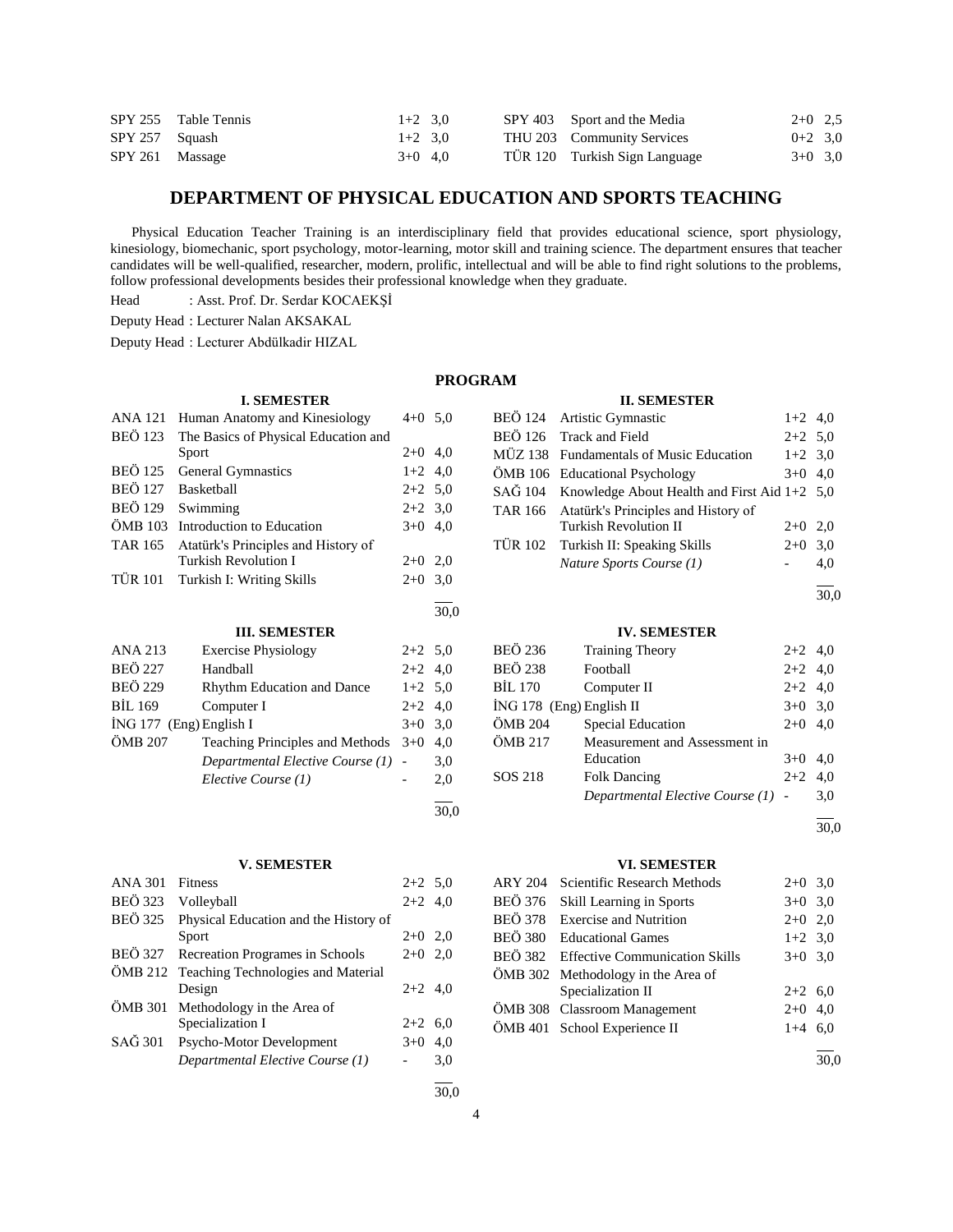| | | | | | | |
|---|---|---|---|---|---|---|
| SPY 255 | Table Tennis | 1+2 3,0 | | SPY 403 | Sport and the Media | 2+0 2,5 |
| SPY 257 | Squash | 1+2 3,0 | | THU 203 | Community Services | 0+2 3,0 |
| SPY 261 | Massage | 3+0 4,0 | | TÜR 120 | Turkish Sign Language | 3+0 3,0 |

## DEPARTMENT OF PHYSICAL EDUCATION AND SPORTS TEACHING

Physical Education Teacher Training is an interdisciplinary field that provides educational science, sport physiology, kinesiology, biomechanic, sport psychology, motor-learning, motor skill and training science. The department ensures that teacher candidates will be well-qualified, researcher, modern, prolific, intellectual and will be able to find right solutions to the problems, follow professional developments besides their professional knowledge when they graduate.

Head : Asst. Prof. Dr. Serdar KOCAEKŞİ

Deputy Head : Lecturer Nalan AKSAKAL

Deputy Head : Lecturer Abdülkadir HIZAL

### PROGRAM

**I. SEMESTER**

| Code | Course | Hours | Credits |
|---|---|---|---|
| ANA 121 | Human Anatomy and Kinesiology | 4+0 | 5,0 |
| BEÖ 123 | The Basics of Physical Education and Sport | 2+0 | 4,0 |
| BEÖ 125 | General Gymnastics | 1+2 | 4,0 |
| BEÖ 127 | Basketball | 2+2 | 5,0 |
| BEÖ 129 | Swimming | 2+2 | 3,0 |
| ÖMB 103 | Introduction to Education | 3+0 | 4,0 |
| TAR 165 | Atatürk's Principles and History of Turkish Revolution I | 2+0 | 2,0 |
| TÜR 101 | Turkish I: Writing Skills | 2+0 | 3,0 |
| | | | 30,0 |

**II. SEMESTER**

| Code | Course | Hours | Credits |
|---|---|---|---|
| BEÖ 124 | Artistic Gymnastic | 1+2 | 4,0 |
| BEÖ 126 | Track and Field | 2+2 | 5,0 |
| MÜZ 138 | Fundamentals of Music Education | 1+2 | 3,0 |
| ÖMB 106 | Educational Psychology | 3+0 | 4,0 |
| SAĞ 104 | Knowledge About Health and First Aid | 1+2 | 5,0 |
| TAR 166 | Atatürk's Principles and History of Turkish Revolution II | 2+0 | 2,0 |
| TÜR 102 | Turkish II: Speaking Skills | 2+0 | 3,0 |
| | *Nature Sports Course (1)* | - | 4,0 |
| | | | 30,0 |

**III. SEMESTER**

| Code | Course | Hours | Credits |
|---|---|---|---|
| ANA 213 | Exercise Physiology | 2+2 | 5,0 |
| BEÖ 227 | Handball | 2+2 | 4,0 |
| BEÖ 229 | Rhythm Education and Dance | 1+2 | 5,0 |
| BİL 169 | Computer I | 2+2 | 4,0 |
| İNG 177 (Eng) | English I | 3+0 | 3,0 |
| ÖMB 207 | Teaching Principles and Methods | 3+0 | 4,0 |
| | *Departmental Elective Course (1)* | - | 3,0 |
| | *Elective Course (1)* | - | 2,0 |
| | | | 30,0 |

**IV. SEMESTER**

| Code | Course | Hours | Credits |
|---|---|---|---|
| BEÖ 236 | Training Theory | 2+2 | 4,0 |
| BEÖ 238 | Football | 2+2 | 4,0 |
| BİL 170 | Computer II | 2+2 | 4,0 |
| İNG 178 (Eng) | English II | 3+0 | 3,0 |
| ÖMB 204 | Special Education | 2+0 | 4,0 |
| ÖMB 217 | Measurement and Assessment in Education | 3+0 | 4,0 |
| SOS 218 | Folk Dancing | 2+2 | 4,0 |
| | *Departmental Elective Course (1)* | - | 3,0 |
| | | | 30,0 |

**V. SEMESTER**

| Code | Course | Hours | Credits |
|---|---|---|---|
| ANA 301 | Fitness | 2+2 | 5,0 |
| BEÖ 323 | Volleyball | 2+2 | 4,0 |
| BEÖ 325 | Physical Education and the History of Sport | 2+0 | 2,0 |
| BEÖ 327 | Recreation Programes in Schools | 2+0 | 2,0 |
| ÖMB 212 | Teaching Technologies and Material Design | 2+2 | 4,0 |
| ÖMB 301 | Methodology in the Area of Specialization I | 2+2 | 6,0 |
| SAĞ 301 | Psycho-Motor Development | 3+0 | 4,0 |
| | *Departmental Elective Course (1)* | - | 3,0 |
| | | | 30,0 |

**VI. SEMESTER**

| Code | Course | Hours | Credits |
|---|---|---|---|
| ARY 204 | Scientific Research Methods | 2+0 | 3,0 |
| BEÖ 376 | Skill Learning in Sports | 3+0 | 3,0 |
| BEÖ 378 | Exercise and Nutrition | 2+0 | 2,0 |
| BEÖ 380 | Educational Games | 1+2 | 3,0 |
| BEÖ 382 | Effective Communication Skills | 3+0 | 3,0 |
| ÖMB 302 | Methodology in the Area of Specialization II | 2+2 | 6,0 |
| ÖMB 308 | Classroom Management | 2+0 | 4,0 |
| ÖMB 401 | School Experience II | 1+4 | 6,0 |
| | | | 30,0 |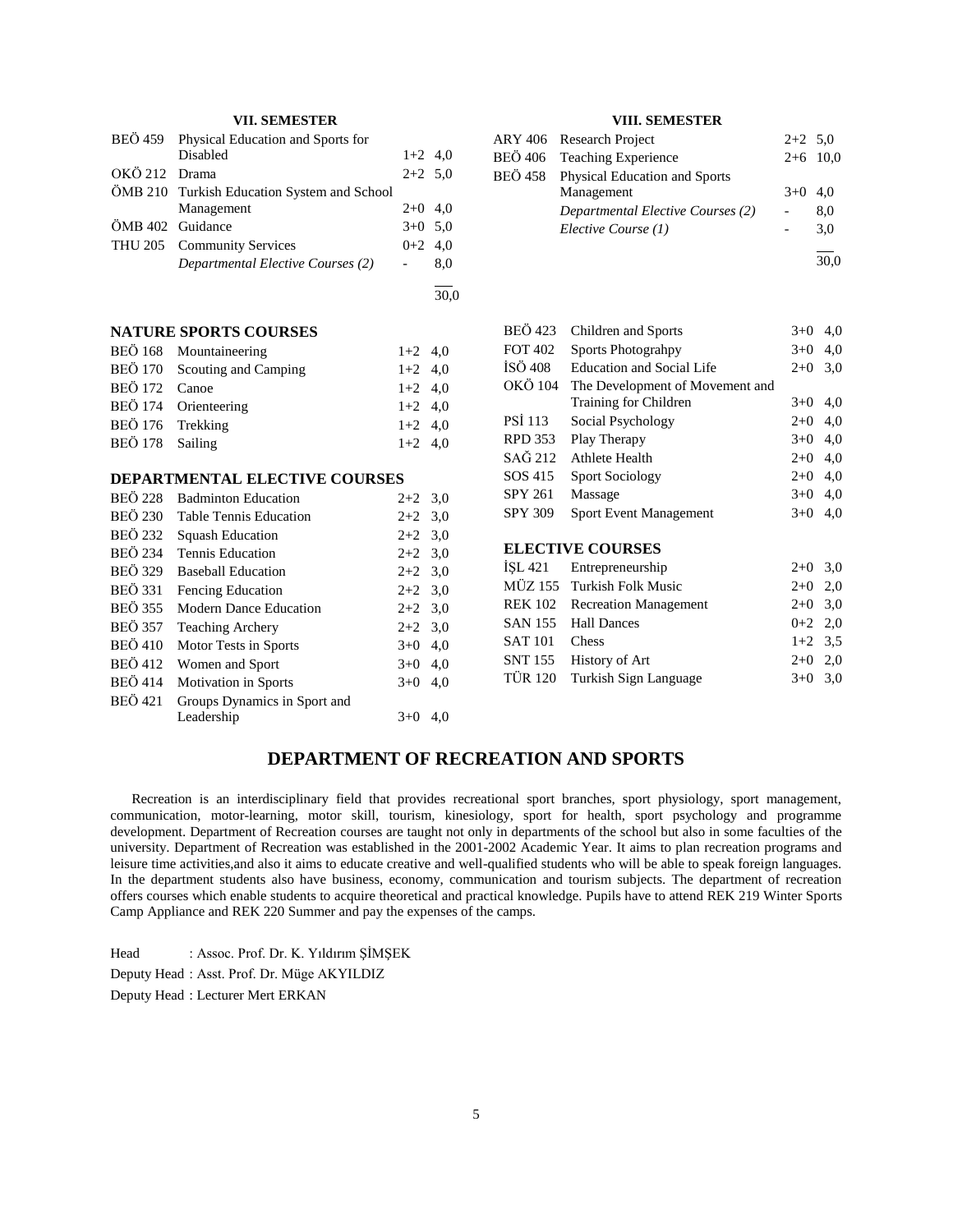### VII. SEMESTER

| | | | |
|---|---|---|---|
| BEÖ 459 | Physical Education and Sports for Disabled | 1+2 | 4,0 |
| OKÖ 212 | Drama | 2+2 | 5,0 |
| ÖMB 210 | Turkish Education System and School Management | 2+0 | 4,0 |
| ÖMB 402 | Guidance | 3+0 | 5,0 |
| THU 205 | Community Services | 0+2 | 4,0 |
| | *Departmental Elective Courses (2)* | - | 8,0 |
| | | | 30,0 |

### VIII. SEMESTER

| | | | |
|---|---|---|---|
| ARY 406 | Research Project | 2+2 | 5,0 |
| BEÖ 406 | Teaching Experience | 2+6 | 10,0 |
| BEÖ 458 | Physical Education and Sports Management | 3+0 | 4,0 |
| | *Departmental Elective Courses (2)* | - | 8,0 |
| | *Elective Course (1)* | - | 3,0 |
| | | | 30,0 |

### NATURE SPORTS COURSES

| | | | |
|---|---|---|---|
| BEÖ 168 | Mountaineering | 1+2 | 4,0 |
| BEÖ 170 | Scouting and Camping | 1+2 | 4,0 |
| BEÖ 172 | Canoe | 1+2 | 4,0 |
| BEÖ 174 | Orienteering | 1+2 | 4,0 |
| BEÖ 176 | Trekking | 1+2 | 4,0 |
| BEÖ 178 | Sailing | 1+2 | 4,0 |

### DEPARTMENTAL ELECTIVE COURSES

| | | | |
|---|---|---|---|
| BEÖ 228 | Badminton Education | 2+2 | 3,0 |
| BEÖ 230 | Table Tennis Education | 2+2 | 3,0 |
| BEÖ 232 | Squash Education | 2+2 | 3,0 |
| BEÖ 234 | Tennis Education | 2+2 | 3,0 |
| BEÖ 329 | Baseball Education | 2+2 | 3,0 |
| BEÖ 331 | Fencing Education | 2+2 | 3,0 |
| BEÖ 355 | Modern Dance Education | 2+2 | 3,0 |
| BEÖ 357 | Teaching Archery | 2+2 | 3,0 |
| BEÖ 410 | Motor Tests in Sports | 3+0 | 4,0 |
| BEÖ 412 | Women and Sport | 3+0 | 4,0 |
| BEÖ 414 | Motivation in Sports | 3+0 | 4,0 |
| BEÖ 421 | Groups Dynamics in Sport and Leadership | 3+0 | 4,0 |
| BEÖ 423 | Children and Sports | 3+0 | 4,0 |
| FOT 402 | Sports Photograhpy | 3+0 | 4,0 |
| İSÖ 408 | Education and Social Life | 2+0 | 3,0 |
| OKÖ 104 | The Development of Movement and Training for Children | 3+0 | 4,0 |
| PSİ 113 | Social Psychology | 2+0 | 4,0 |
| RPD 353 | Play Therapy | 3+0 | 4,0 |
| SAĞ 212 | Athlete Health | 2+0 | 4,0 |
| SOS 415 | Sport Sociology | 2+0 | 4,0 |
| SPY 261 | Massage | 3+0 | 4,0 |
| SPY 309 | Sport Event Management | 3+0 | 4,0 |

### ELECTIVE COURSES

| | | | |
|---|---|---|---|
| İŞL 421 | Entrepreneurship | 2+0 | 3,0 |
| MÜZ 155 | Turkish Folk Music | 2+0 | 2,0 |
| REK 102 | Recreation Management | 2+0 | 3,0 |
| SAN 155 | Hall Dances | 0+2 | 2,0 |
| SAT 101 | Chess | 1+2 | 3,5 |
| SNT 155 | History of Art | 2+0 | 2,0 |
| TÜR 120 | Turkish Sign Language | 3+0 | 3,0 |

## DEPARTMENT OF RECREATION AND SPORTS

Recreation is an interdisciplinary field that provides recreational sport branches, sport physiology, sport management, communication, motor-learning, motor skill, tourism, kinesiology, sport for health, sport psychology and programme development. Department of Recreation courses are taught not only in departments of the school but also in some faculties of the university. Department of Recreation was established in the 2001-2002 Academic Year. It aims to plan recreation programs and leisure time activities,and also it aims to educate creative and well-qualified students who will be able to speak foreign languages. In the department students also have business, economy, communication and tourism subjects. The department of recreation offers courses which enable students to acquire theoretical and practical knowledge. Pupils have to attend REK 219 Winter Sports Camp Appliance and REK 220 Summer and pay the expenses of the camps.

Head : Assoc. Prof. Dr. K. Yıldırım ŞİMŞEK

Deputy Head : Asst. Prof. Dr. Müge AKYILDIZ

Deputy Head : Lecturer Mert ERKAN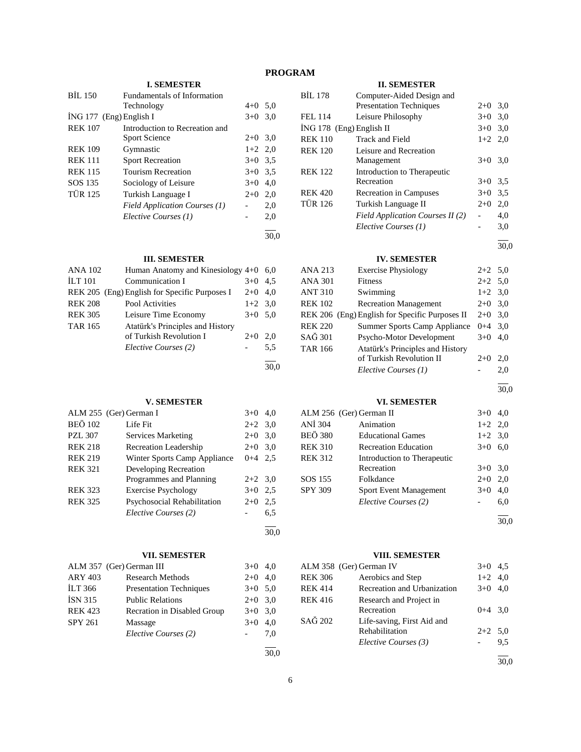# PROGRAM

### I. SEMESTER

| Code | Course | | Credit |
|---|---|---|---|
| BİL 150 | Fundamentals of Information Technology | 4+0 | 5,0 |
| İNG 177 (Eng) | English I | 3+0 | 3,0 |
| REK 107 | Introduction to Recreation and Sport Science | 2+0 | 3,0 |
| REK 109 | Gymnastic | 1+2 | 2,0 |
| REK 111 | Sport Recreation | 3+0 | 3,5 |
| REK 115 | Tourism Recreation | 3+0 | 3,5 |
| SOS 135 | Sociology of Leisure | 3+0 | 4,0 |
| TÜR 125 | Turkish Language I | 2+0 | 2,0 |
| | *Field Application Courses (1)* | - | 2,0 |
| | *Elective Courses (1)* | - | 2,0 |
| | | | 30,0 |

### II. SEMESTER

| Code | Course | | Credit |
|---|---|---|---|
| BİL 178 | Computer-Aided Design and Presentation Techniques | 2+0 | 3,0 |
| FEL 114 | Leisure Philosophy | 3+0 | 3,0 |
| İNG 178 (Eng) | English II | 3+0 | 3,0 |
| REK 110 | Track and Field | 1+2 | 2,0 |
| REK 120 | Leisure and Recreation Management | 3+0 | 3,0 |
| REK 122 | Introduction to Therapeutic Recreation | 3+0 | 3,5 |
| REK 420 | Recreation in Campuses | 3+0 | 3,5 |
| TÜR 126 | Turkish Language II | 2+0 | 2,0 |
| | *Field Application Courses II (2)* | - | 4,0 |
| | *Elective Courses (1)* | - | 3,0 |
| | | | 30,0 |

### III. SEMESTER

| Code | Course | | Credit |
|---|---|---|---|
| ANA 102 | Human Anatomy and Kinesiology | 4+0 | 6,0 |
| İLT 101 | Communication I | 3+0 | 4,5 |
| REK 205 (Eng) | English for Specific Purposes I | 2+0 | 4,0 |
| REK 208 | Pool Activities | 1+2 | 3,0 |
| REK 305 | Leisure Time Economy | 3+0 | 5,0 |
| TAR 165 | Atatürk's Principles and History of Turkish Revolution I | 2+0 | 2,0 |
| | *Elective Courses (2)* | - | 5,5 |
| | | | 30,0 |

### IV. SEMESTER

| Code | Course | | Credit |
|---|---|---|---|
| ANA 213 | Exercise Physiology | 2+2 | 5,0 |
| ANA 301 | Fitness | 2+2 | 5,0 |
| ANT 310 | Swimming | 1+2 | 3,0 |
| REK 102 | Recreation Management | 2+0 | 3,0 |
| REK 206 (Eng) | English for Specific Purposes II | 2+0 | 3,0 |
| REK 220 | Summer Sports Camp Appliance | 0+4 | 3,0 |
| SAĞ 301 | Psycho-Motor Development | 3+0 | 4,0 |
| TAR 166 | Atatürk's Principles and History of Turkish Revolution II | 2+0 | 2,0 |
| | *Elective Courses (1)* | - | 2,0 |
| | | | 30,0 |

### V. SEMESTER

| Code | Course | | Credit |
|---|---|---|---|
| ALM 255 (Ger) | German I | 3+0 | 4,0 |
| BEÖ 102 | Life Fit | 2+2 | 3,0 |
| PZL 307 | Services Marketing | 2+0 | 3,0 |
| REK 218 | Recreation Leadership | 2+0 | 3,0 |
| REK 219 | Winter Sports Camp Appliance | 0+4 | 2,5 |
| REK 321 | Developing Recreation Programmes and Planning | 2+2 | 3,0 |
| REK 323 | Exercise Psychology | 3+0 | 2,5 |
| REK 325 | Psychosocial Rehabilitation | 2+0 | 2,5 |
| | *Elective Courses (2)* | - | 6,5 |
| | | | 30,0 |

### VI. SEMESTER

| Code | Course | | Credit |
|---|---|---|---|
| ALM 256 (Ger) | German II | 3+0 | 4,0 |
| ANİ 304 | Animation | 1+2 | 2,0 |
| BEÖ 380 | Educational Games | 1+2 | 3,0 |
| REK 310 | Recreation Education | 3+0 | 6,0 |
| REK 312 | Introduction to Therapeutic Recreation | 3+0 | 3,0 |
| SOS 155 | Folkdance | 2+0 | 2,0 |
| SPY 309 | Sport Event Management | 3+0 | 4,0 |
| | *Elective Courses (2)* | - | 6,0 |
| | | | 30,0 |

### VII. SEMESTER

| Code | Course | | Credit |
|---|---|---|---|
| ALM 357 (Ger) | German III | 3+0 | 4,0 |
| ARY 403 | Research Methods | 2+0 | 4,0 |
| İLT 366 | Presentation Techniques | 3+0 | 5,0 |
| İSN 315 | Public Relations | 2+0 | 3,0 |
| REK 423 | Recration in Disabled Group | 3+0 | 3,0 |
| SPY 261 | Massage | 3+0 | 4,0 |
| | *Elective Courses (2)* | - | 7,0 |
| | | | 30,0 |

### VIII. SEMESTER

| Code | Course | | Credit |
|---|---|---|---|
| ALM 358 (Ger) | German IV | 3+0 | 4,5 |
| REK 306 | Aerobics and Step | 1+2 | 4,0 |
| REK 414 | Recreation and Urbanization | 3+0 | 4,0 |
| REK 416 | Research and Project in Recreation | 0+4 | 3,0 |
| SAĞ 202 | Life-saving, First Aid and Rehabilitation | 2+2 | 5,0 |
| | *Elective Courses (3)* | - | 9,5 |
| | | | 30,0 |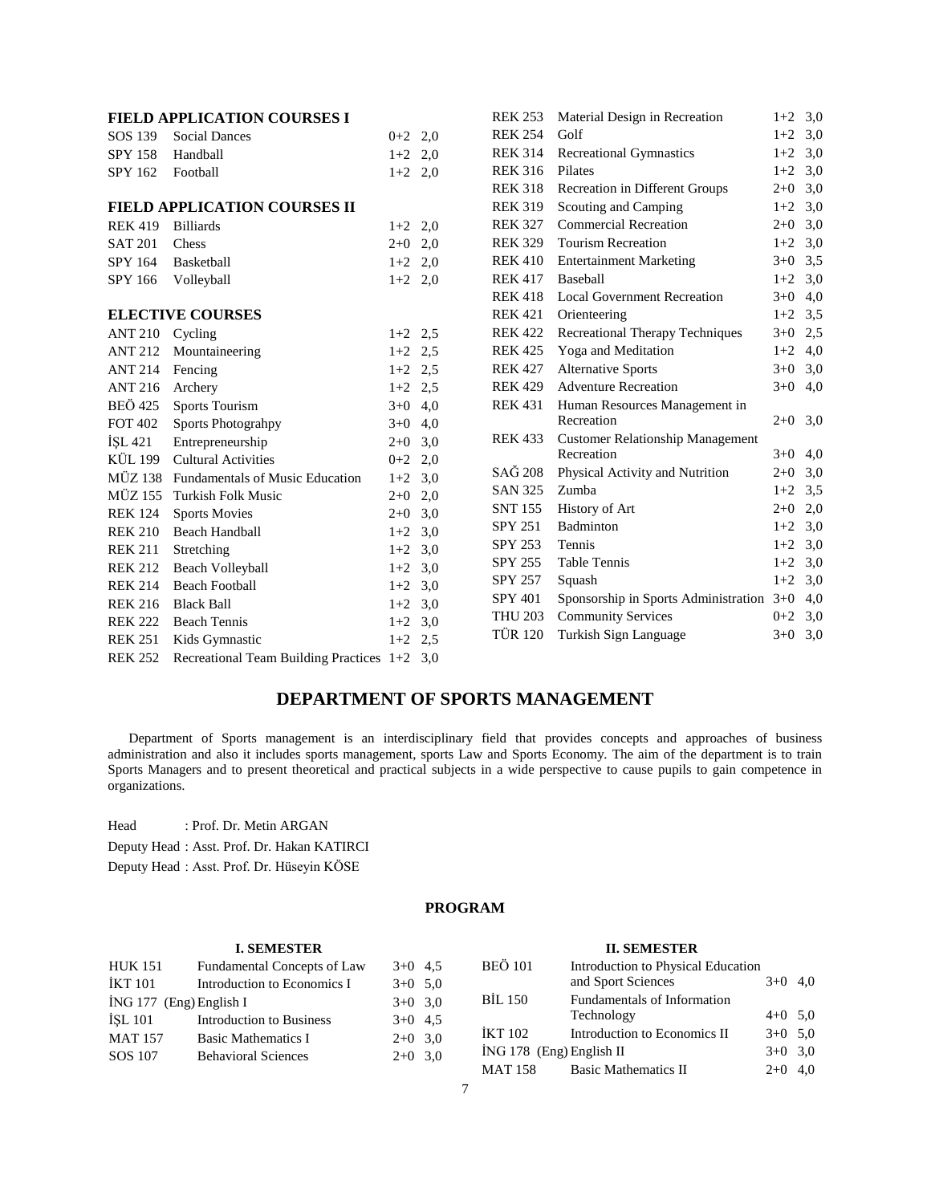### FIELD APPLICATION COURSES I

| | | | |
|---|---|---|---|
| SOS 139 | Social Dances | 0+2 | 2,0 |
| SPY 158 | Handball | 1+2 | 2,0 |
| SPY 162 | Football | 1+2 | 2,0 |

### FIELD APPLICATION COURSES II

| | | | |
|---|---|---|---|
| REK 419 | Billiards | 1+2 | 2,0 |
| SAT 201 | Chess | 2+0 | 2,0 |
| SPY 164 | Basketball | 1+2 | 2,0 |
| SPY 166 | Volleyball | 1+2 | 2,0 |

### ELECTIVE COURSES

| | | | |
|---|---|---|---|
| ANT 210 | Cycling | 1+2 | 2,5 |
| ANT 212 | Mountaineering | 1+2 | 2,5 |
| ANT 214 | Fencing | 1+2 | 2,5 |
| ANT 216 | Archery | 1+2 | 2,5 |
| BEÖ 425 | Sports Tourism | 3+0 | 4,0 |
| FOT 402 | Sports Photograhpy | 3+0 | 4,0 |
| İŞL 421 | Entrepreneurship | 2+0 | 3,0 |
| KÜL 199 | Cultural Activities | 0+2 | 2,0 |
| MÜZ 138 | Fundamentals of Music Education | 1+2 | 3,0 |
| MÜZ 155 | Turkish Folk Music | 2+0 | 2,0 |
| REK 124 | Sports Movies | 2+0 | 3,0 |
| REK 210 | Beach Handball | 1+2 | 3,0 |
| REK 211 | Stretching | 1+2 | 3,0 |
| REK 212 | Beach Volleyball | 1+2 | 3,0 |
| REK 214 | Beach Football | 1+2 | 3,0 |
| REK 216 | Black Ball | 1+2 | 3,0 |
| REK 222 | Beach Tennis | 1+2 | 3,0 |
| REK 251 | Kids Gymnastic | 1+2 | 2,5 |
| REK 252 | Recreational Team Building Practices | 1+2 | 3,0 |
| REK 253 | Material Design in Recreation | 1+2 | 3,0 |
| REK 254 | Golf | 1+2 | 3,0 |
| REK 314 | Recreational Gymnastics | 1+2 | 3,0 |
| REK 316 | Pilates | 1+2 | 3,0 |
| REK 318 | Recreation in Different Groups | 2+0 | 3,0 |
| REK 319 | Scouting and Camping | 1+2 | 3,0 |
| REK 327 | Commercial Recreation | 2+0 | 3,0 |
| REK 329 | Tourism Recreation | 1+2 | 3,0 |
| REK 410 | Entertainment Marketing | 3+0 | 3,5 |
| REK 417 | Baseball | 1+2 | 3,0 |
| REK 418 | Local Government Recreation | 3+0 | 4,0 |
| REK 421 | Orienteering | 1+2 | 3,5 |
| REK 422 | Recreational Therapy Techniques | 3+0 | 2,5 |
| REK 425 | Yoga and Meditation | 1+2 | 4,0 |
| REK 427 | Alternative Sports | 3+0 | 3,0 |
| REK 429 | Adventure Recreation | 3+0 | 4,0 |
| REK 431 | Human Resources Management in Recreation | 2+0 | 3,0 |
| REK 433 | Customer Relationship Management Recreation | 3+0 | 4,0 |
| SAĞ 208 | Physical Activity and Nutrition | 2+0 | 3,0 |
| SAN 325 | Zumba | 1+2 | 3,5 |
| SNT 155 | History of Art | 2+0 | 2,0 |
| SPY 251 | Badminton | 1+2 | 3,0 |
| SPY 253 | Tennis | 1+2 | 3,0 |
| SPY 255 | Table Tennis | 1+2 | 3,0 |
| SPY 257 | Squash | 1+2 | 3,0 |
| SPY 401 | Sponsorship in Sports Administration | 3+0 | 4,0 |
| THU 203 | Community Services | 0+2 | 3,0 |
| TÜR 120 | Turkish Sign Language | 3+0 | 3,0 |

## DEPARTMENT OF SPORTS MANAGEMENT

Department of Sports management is an interdisciplinary field that provides concepts and approaches of business administration and also it includes sports management, sports Law and Sports Economy. The aim of the department is to train Sports Managers and to present theoretical and practical subjects in a wide perspective to cause pupils to gain competence in organizations.

Head : Prof. Dr. Metin ARGAN

Deputy Head : Asst. Prof. Dr. Hakan KATIRCI

Deputy Head : Asst. Prof. Dr. Hüseyin KÖSE

### PROGRAM

#### I. SEMESTER

| | | | |
|---|---|---|---|
| HUK 151 | Fundamental Concepts of Law | 3+0 | 4,5 |
| İKT 101 | Introduction to Economics I | 3+0 | 5,0 |
| İNG 177 (Eng) | English I | 3+0 | 3,0 |
| İŞL 101 | Introduction to Business | 3+0 | 4,5 |
| MAT 157 | Basic Mathematics I | 2+0 | 3,0 |
| SOS 107 | Behavioral Sciences | 2+0 | 3,0 |

#### II. SEMESTER

| | | | |
|---|---|---|---|
| BEÖ 101 | Introduction to Physical Education and Sport Sciences | 3+0 | 4,0 |
| BİL 150 | Fundamentals of Information Technology | 4+0 | 5,0 |
| İKT 102 | Introduction to Economics II | 3+0 | 5,0 |
| İNG 178 (Eng) | English II | 3+0 | 3,0 |
| MAT 158 | Basic Mathematics II | 2+0 | 4,0 |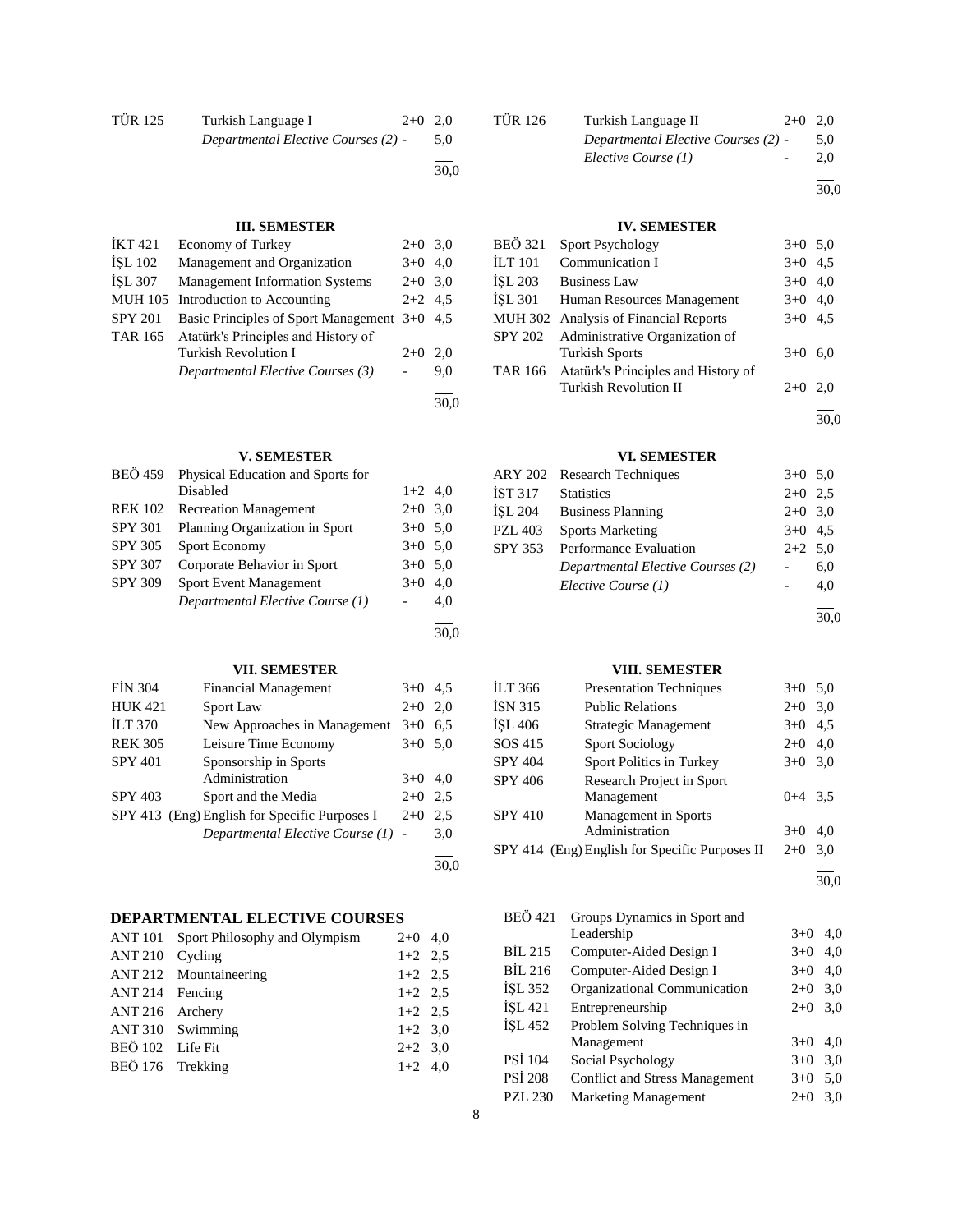| | | | |
|---|---|---|---|
| TÜR 125 | Turkish Language I | 2+0 | 2,0 |
| | *Departmental Elective Courses (2)* | - | 5,0 |
| | | | 30,0 |

| | | | |
|---|---|---|---|
| TÜR 126 | Turkish Language II | 2+0 | 2,0 |
| | *Departmental Elective Courses (2)* | - | 5,0 |
| | *Elective Course (1)* | - | 2,0 |
| | | | 30,0 |

### III. SEMESTER

| | | | |
|---|---|---|---|
| İKT 421 | Economy of Turkey | 2+0 | 3,0 |
| İŞL 102 | Management and Organization | 3+0 | 4,0 |
| İŞL 307 | Management Information Systems | 2+0 | 3,0 |
| MUH 105 | Introduction to Accounting | 2+2 | 4,5 |
| SPY 201 | Basic Principles of Sport Management | 3+0 | 4,5 |
| TAR 165 | Atatürk's Principles and History of Turkish Revolution I | 2+0 | 2,0 |
| | *Departmental Elective Courses (3)* | - | 9,0 |
| | | | 30,0 |

### IV. SEMESTER

| | | | |
|---|---|---|---|
| BEÖ 321 | Sport Psychology | 3+0 | 5,0 |
| İLT 101 | Communication I | 3+0 | 4,5 |
| İŞL 203 | Business Law | 3+0 | 4,0 |
| İŞL 301 | Human Resources Management | 3+0 | 4,0 |
| MUH 302 | Analysis of Financial Reports | 3+0 | 4,5 |
| SPY 202 | Administrative Organization of Turkish Sports | 3+0 | 6,0 |
| TAR 166 | Atatürk's Principles and History of Turkish Revolution II | 2+0 | 2,0 |
| | | | 30,0 |

### V. SEMESTER

| | | | |
|---|---|---|---|
| BEÖ 459 | Physical Education and Sports for Disabled | 1+2 | 4,0 |
| REK 102 | Recreation Management | 2+0 | 3,0 |
| SPY 301 | Planning Organization in Sport | 3+0 | 5,0 |
| SPY 305 | Sport Economy | 3+0 | 5,0 |
| SPY 307 | Corporate Behavior in Sport | 3+0 | 5,0 |
| SPY 309 | Sport Event Management | 3+0 | 4,0 |
| | *Departmental Elective Course (1)* | - | 4,0 |
| | | | 30,0 |

### VI. SEMESTER

| | | | |
|---|---|---|---|
| ARY 202 | Research Techniques | 3+0 | 5,0 |
| İST 317 | Statistics | 2+0 | 2,5 |
| İŞL 204 | Business Planning | 2+0 | 3,0 |
| PZL 403 | Sports Marketing | 3+0 | 4,5 |
| SPY 353 | Performance Evaluation | 2+2 | 5,0 |
| | *Departmental Elective Courses (2)* | - | 6,0 |
| | *Elective Course (1)* | - | 4,0 |
| | | | 30,0 |

### VII. SEMESTER

| | | | |
|---|---|---|---|
| FİN 304 | Financial Management | 3+0 | 4,5 |
| HUK 421 | Sport Law | 2+0 | 2,0 |
| İLT 370 | New Approaches in Management | 3+0 | 6,5 |
| REK 305 | Leisure Time Economy | 3+0 | 5,0 |
| SPY 401 | Sponsorship in Sports Administration | 3+0 | 4,0 |
| SPY 403 | Sport and the Media | 2+0 | 2,5 |
| SPY 413 | (Eng) English for Specific Purposes I | 2+0 | 2,5 |
| | *Departmental Elective Course (1)* | - | 3,0 |
| | | | 30,0 |

### VIII. SEMESTER

| | | | |
|---|---|---|---|
| İLT 366 | Presentation Techniques | 3+0 | 5,0 |
| İSN 315 | Public Relations | 2+0 | 3,0 |
| İŞL 406 | Strategic Management | 3+0 | 4,5 |
| SOS 415 | Sport Sociology | 2+0 | 4,0 |
| SPY 404 | Sport Politics in Turkey | 3+0 | 3,0 |
| SPY 406 | Research Project in Sport Management | 0+4 | 3,5 |
| SPY 410 | Management in Sports Administration | 3+0 | 4,0 |
| SPY 414 | (Eng) English for Specific Purposes II | 2+0 | 3,0 |
| | | | 30,0 |

## DEPARTMENTAL ELECTIVE COURSES

| | | | |
|---|---|---|---|
| ANT 101 | Sport Philosophy and Olympism | 2+0 | 4,0 |
| ANT 210 | Cycling | 1+2 | 2,5 |
| ANT 212 | Mountaineering | 1+2 | 2,5 |
| ANT 214 | Fencing | 1+2 | 2,5 |
| ANT 216 | Archery | 1+2 | 2,5 |
| ANT 310 | Swimming | 1+2 | 3,0 |
| BEÖ 102 | Life Fit | 2+2 | 3,0 |
| BEÖ 176 | Trekking | 1+2 | 4,0 |
| BEÖ 421 | Groups Dynamics in Sport and Leadership | 3+0 | 4,0 |
| BİL 215 | Computer-Aided Design I | 3+0 | 4,0 |
| BİL 216 | Computer-Aided Design I | 3+0 | 4,0 |
| İŞL 352 | Organizational Communication | 2+0 | 3,0 |
| İŞL 421 | Entrepreneurship | 2+0 | 3,0 |
| İŞL 452 | Problem Solving Techniques in Management | 3+0 | 4,0 |
| PSİ 104 | Social Psychology | 3+0 | 3,0 |
| PSİ 208 | Conflict and Stress Management | 3+0 | 5,0 |
| PZL 230 | Marketing Management | 2+0 | 3,0 |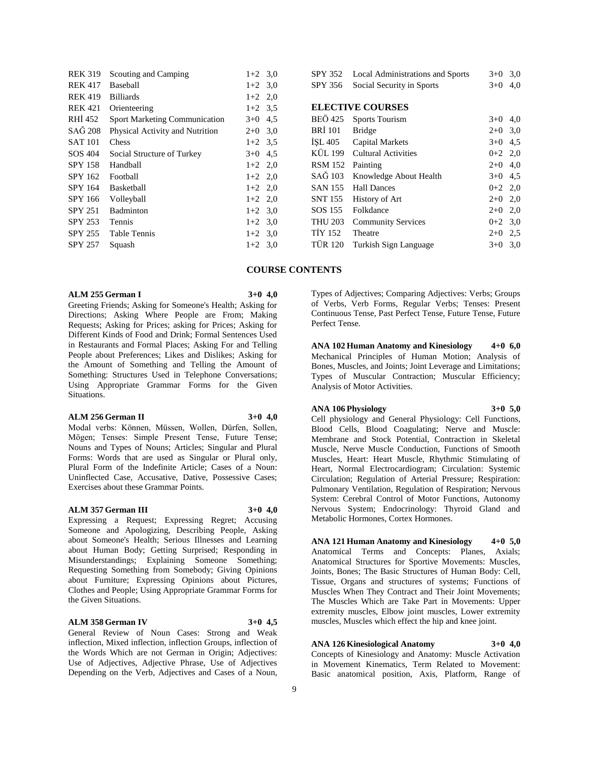| | | | |
|---|---|---|---|
| REK 319 | Scouting and Camping | 1+2 | 3,0 |
| REK 417 | Baseball | 1+2 | 3,0 |
| REK 419 | Billiards | 1+2 | 2,0 |
| REK 421 | Orienteering | 1+2 | 3,5 |
| RHİ 452 | Sport Marketing Communication | 3+0 | 4,5 |
| SAĞ 208 | Physical Activity and Nutrition | 2+0 | 3,0 |
| SAT 101 | Chess | 1+2 | 3,5 |
| SOS 404 | Social Structure of Turkey | 3+0 | 4,5 |
| SPY 158 | Handball | 1+2 | 2,0 |
| SPY 162 | Football | 1+2 | 2,0 |
| SPY 164 | Basketball | 1+2 | 2,0 |
| SPY 166 | Volleyball | 1+2 | 2,0 |
| SPY 251 | Badminton | 1+2 | 3,0 |
| SPY 253 | Tennis | 1+2 | 3,0 |
| SPY 255 | Table Tennis | 1+2 | 3,0 |
| SPY 257 | Squash | 1+2 | 3,0 |
| SPY 352 | Local Administrations and Sports | 3+0 | 3,0 |
| SPY 356 | Social Security in Sports | 3+0 | 4,0 |

**ELECTIVE COURSES**

| | | | |
|---|---|---|---|
| BEÖ 425 | Sports Tourism | 3+0 | 4,0 |
| BRİ 101 | Bridge | 2+0 | 3,0 |
| İŞL 405 | Capital Markets | 3+0 | 4,5 |
| KÜL 199 | Cultural Activities | 0+2 | 2,0 |
| RSM 152 | Painting | 2+0 | 4,0 |
| SAĞ 103 | Knowledge About Health | 3+0 | 4,5 |
| SAN 155 | Hall Dances | 0+2 | 2,0 |
| SNT 155 | History of Art | 2+0 | 2,0 |
| SOS 155 | Folkdance | 2+0 | 2,0 |
| THU 203 | Community Services | 0+2 | 3,0 |
| TİY 152 | Theatre | 2+0 | 2,5 |
| TÜR 120 | Turkish Sign Language | 3+0 | 3,0 |

## COURSE CONTENTS

**ALM 255 German I 3+0 4,0**
Greeting Friends; Asking for Someone's Health; Asking for Directions; Asking Where People are From; Making Requests; Asking for Prices; asking for Prices; Asking for Different Kinds of Food and Drink; Formal Sentences Used in Restaurants and Formal Places; Asking For and Telling People about Preferences; Likes and Dislikes; Asking for the Amount of Something and Telling the Amount of Something: Structures Used in Telephone Conversations; Using Appropriate Grammar Forms for the Given Situations.

**ALM 256 German II 3+0 4,0**
Modal verbs: Können, Müssen, Wollen, Dürfen, Sollen, Mögen; Tenses: Simple Present Tense, Future Tense; Nouns and Types of Nouns; Articles; Singular and Plural Forms: Words that are used as Singular or Plural only, Plural Form of the Indefinite Article; Cases of a Noun: Uninflected Case, Accusative, Dative, Possessive Cases; Exercises about these Grammar Points.

**ALM 357 German III 3+0 4,0**
Expressing a Request; Expressing Regret; Accusing Someone and Apologizing, Describing People, Asking about Someone's Health; Serious Illnesses and Learning about Human Body; Getting Surprised; Responding in Misunderstandings; Explaining Someone Something; Requesting Something from Somebody; Giving Opinions about Furniture; Expressing Opinions about Pictures, Clothes and People; Using Appropriate Grammar Forms for the Given Situations.

**ALM 358 German IV 3+0 4,5**
General Review of Noun Cases: Strong and Weak inflection, Mixed inflection, inflection Groups, inflection of the Words Which are not German in Origin; Adjectives: Use of Adjectives, Adjective Phrase, Use of Adjectives Depending on the Verb, Adjectives and Cases of a Noun, Types of Adjectives; Comparing Adjectives: Verbs; Groups of Verbs, Verb Forms, Regular Verbs; Tenses: Present Continuous Tense, Past Perfect Tense, Future Tense, Future Perfect Tense.

**ANA 102 Human Anatomy and Kinesiology 4+0 6,0**
Mechanical Principles of Human Motion; Analysis of Bones, Muscles, and Joints; Joint Leverage and Limitations; Types of Muscular Contraction; Muscular Efficiency; Analysis of Motor Activities.

**ANA 106 Physiology 3+0 5,0**
Cell physiology and General Physiology: Cell Functions, Blood Cells, Blood Coagulating; Nerve and Muscle: Membrane and Stock Potential, Contraction in Skeletal Muscle, Nerve Muscle Conduction, Functions of Smooth Muscles, Heart: Heart Muscle, Rhythmic Stimulating of Heart, Normal Electrocardiogram; Circulation: Systemic Circulation; Regulation of Arterial Pressure; Respiration: Pulmonary Ventilation, Regulation of Respiration; Nervous System: Cerebral Control of Motor Functions, Autonomy Nervous System; Endocrinology: Thyroid Gland and Metabolic Hormones, Cortex Hormones.

**ANA 121 Human Anatomy and Kinesiology 4+0 5,0**
Anatomical Terms and Concepts: Planes, Axials; Anatomical Structures for Sportive Movements: Muscles, Joints, Bones; The Basic Structures of Human Body: Cell, Tissue, Organs and structures of systems; Functions of Muscles When They Contract and Their Joint Movements; The Muscles Which are Take Part in Movements: Upper extremity muscles, Elbow joint muscles, Lower extremity muscles, Muscles which effect the hip and knee joint.

**ANA 126 Kinesiological Anatomy 3+0 4,0**
Concepts of Kinesiology and Anatomy: Muscle Activation in Movement Kinematics, Term Related to Movement: Basic anatomical position, Axis, Platform, Range of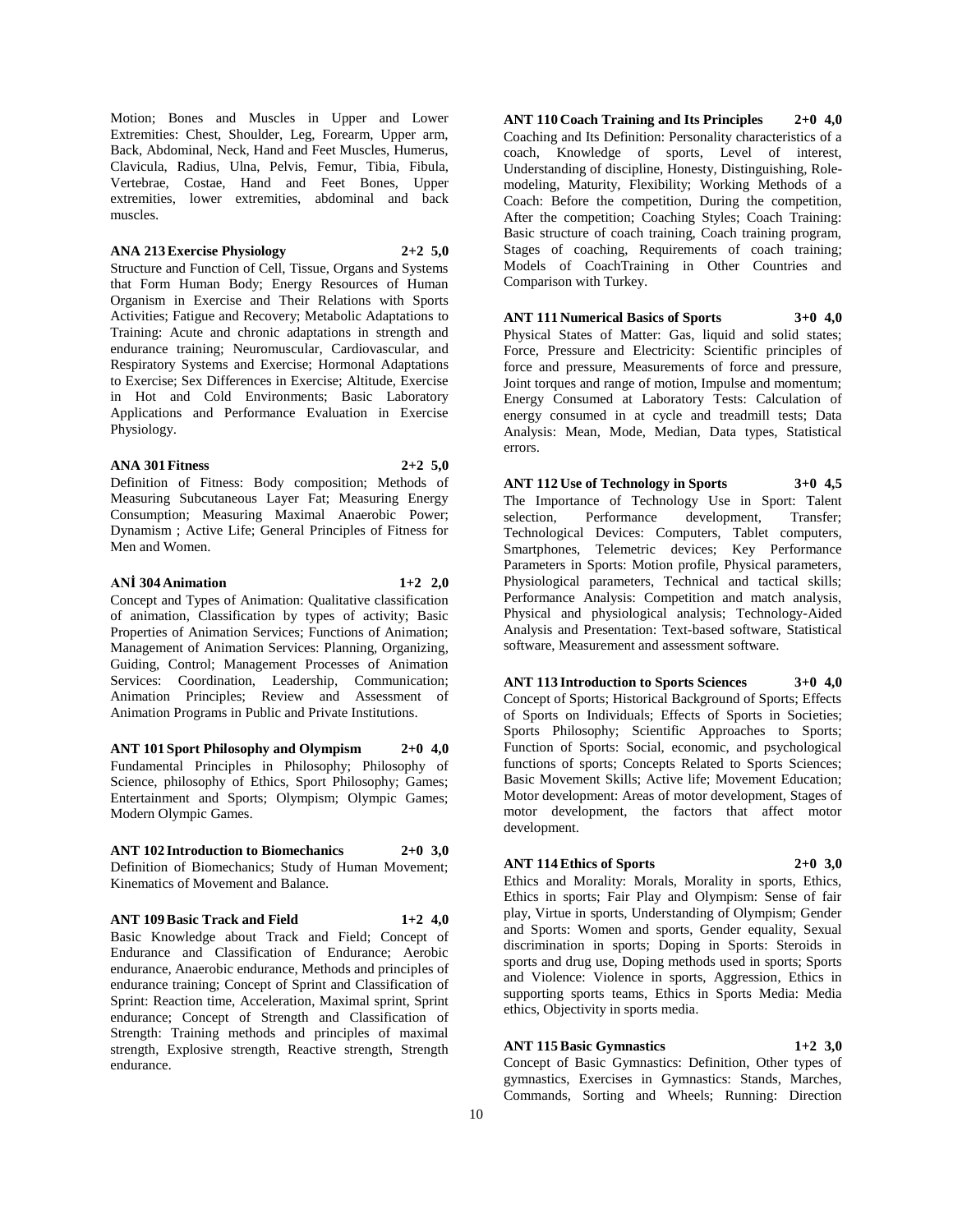Motion; Bones and Muscles in Upper and Lower Extremities: Chest, Shoulder, Leg, Forearm, Upper arm, Back, Abdominal, Neck, Hand and Feet Muscles, Humerus, Clavicula, Radius, Ulna, Pelvis, Femur, Tibia, Fibula, Vertebrae, Costae, Hand and Feet Bones, Upper extremities, lower extremities, abdominal and back muscles.

**ANA 213 Exercise Physiology 2+2 5,0**

Structure and Function of Cell, Tissue, Organs and Systems that Form Human Body; Energy Resources of Human Organism in Exercise and Their Relations with Sports Activities; Fatigue and Recovery; Metabolic Adaptations to Training: Acute and chronic adaptations in strength and endurance training; Neuromuscular, Cardiovascular, and Respiratory Systems and Exercise; Hormonal Adaptations to Exercise; Sex Differences in Exercise; Altitude, Exercise in Hot and Cold Environments; Basic Laboratory Applications and Performance Evaluation in Exercise Physiology.

**ANA 301 Fitness 2+2 5,0**

Definition of Fitness: Body composition; Methods of Measuring Subcutaneous Layer Fat; Measuring Energy Consumption; Measuring Maximal Anaerobic Power; Dynamism ; Active Life; General Principles of Fitness for Men and Women.

**ANİ 304 Animation 1+2 2,0**

Concept and Types of Animation: Qualitative classification of animation, Classification by types of activity; Basic Properties of Animation Services; Functions of Animation; Management of Animation Services: Planning, Organizing, Guiding, Control; Management Processes of Animation Services: Coordination, Leadership, Communication; Animation Principles; Review and Assessment of Animation Programs in Public and Private Institutions.

**ANT 101 Sport Philosophy and Olympism 2+0 4,0**

Fundamental Principles in Philosophy; Philosophy of Science, philosophy of Ethics, Sport Philosophy; Games; Entertainment and Sports; Olympism; Olympic Games; Modern Olympic Games.

**ANT 102 Introduction to Biomechanics 2+0 3,0**

Definition of Biomechanics; Study of Human Movement; Kinematics of Movement and Balance.

**ANT 109 Basic Track and Field 1+2 4,0**

Basic Knowledge about Track and Field; Concept of Endurance and Classification of Endurance; Aerobic endurance, Anaerobic endurance, Methods and principles of endurance training; Concept of Sprint and Classification of Sprint: Reaction time, Acceleration, Maximal sprint, Sprint endurance; Concept of Strength and Classification of Strength: Training methods and principles of maximal strength, Explosive strength, Reactive strength, Strength endurance.

**ANT 110 Coach Training and Its Principles 2+0 4,0**

Coaching and Its Definition: Personality characteristics of a coach, Knowledge of sports, Level of interest, Understanding of discipline, Honesty, Distinguishing, Role-modeling, Maturity, Flexibility; Working Methods of a Coach: Before the competition, During the competition, After the competition; Coaching Styles; Coach Training: Basic structure of coach training, Coach training program, Stages of coaching, Requirements of coach training; Models of CoachTraining in Other Countries and Comparison with Turkey.

**ANT 111 Numerical Basics of Sports 3+0 4,0**

Physical States of Matter: Gas, liquid and solid states; Force, Pressure and Electricity: Scientific principles of force and pressure, Measurements of force and pressure, Joint torques and range of motion, Impulse and momentum; Energy Consumed at Laboratory Tests: Calculation of energy consumed in at cycle and treadmill tests; Data Analysis: Mean, Mode, Median, Data types, Statistical errors.

**ANT 112 Use of Technology in Sports 3+0 4,5**

The Importance of Technology Use in Sport: Talent selection, Performance development, Transfer; Technological Devices: Computers, Tablet computers, Smartphones, Telemetric devices; Key Performance Parameters in Sports: Motion profile, Physical parameters, Physiological parameters, Technical and tactical skills; Performance Analysis: Competition and match analysis, Physical and physiological analysis; Technology-Aided Analysis and Presentation: Text-based software, Statistical software, Measurement and assessment software.

**ANT 113 Introduction to Sports Sciences 3+0 4,0**

Concept of Sports; Historical Background of Sports; Effects of Sports on Individuals; Effects of Sports in Societies; Sports Philosophy; Scientific Approaches to Sports; Function of Sports: Social, economic, and psychological functions of sports; Concepts Related to Sports Sciences; Basic Movement Skills; Active life; Movement Education; Motor development: Areas of motor development, Stages of motor development, the factors that affect motor development.

**ANT 114 Ethics of Sports 2+0 3,0**

Ethics and Morality: Morals, Morality in sports, Ethics, Ethics in sports; Fair Play and Olympism: Sense of fair play, Virtue in sports, Understanding of Olympism; Gender and Sports: Women and sports, Gender equality, Sexual discrimination in sports; Doping in Sports: Steroids in sports and drug use, Doping methods used in sports; Sports and Violence: Violence in sports, Aggression, Ethics in supporting sports teams, Ethics in Sports Media: Media ethics, Objectivity in sports media.

**ANT 115 Basic Gymnastics 1+2 3,0**

Concept of Basic Gymnastics: Definition, Other types of gymnastics, Exercises in Gymnastics: Stands, Marches, Commands, Sorting and Wheels; Running: Direction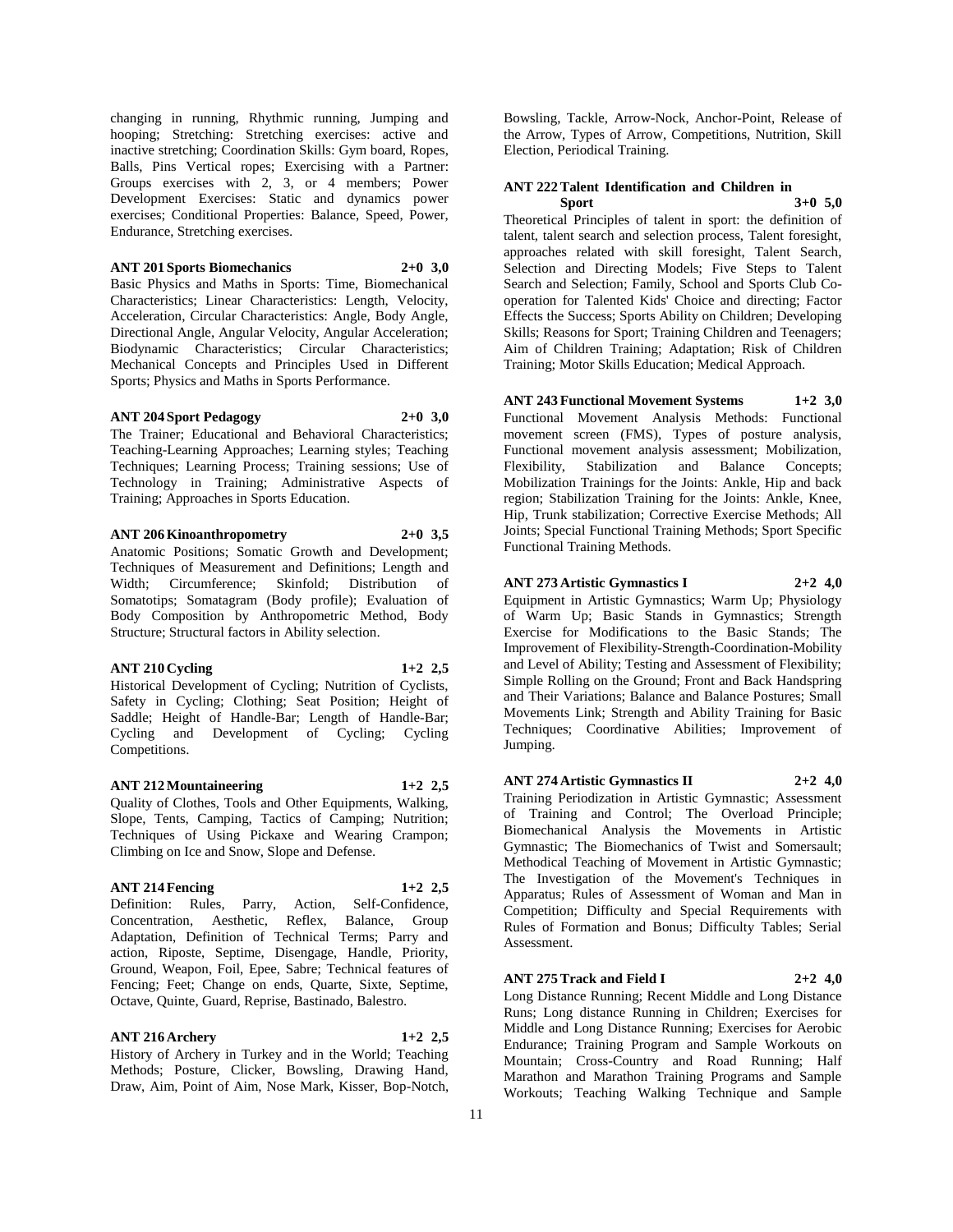changing in running, Rhythmic running, Jumping and hooping; Stretching: Stretching exercises: active and inactive stretching; Coordination Skills: Gym board, Ropes, Balls, Pins Vertical ropes; Exercising with a Partner: Groups exercises with 2, 3, or 4 members; Power Development Exercises: Static and dynamics power exercises; Conditional Properties: Balance, Speed, Power, Endurance, Stretching exercises.

**ANT 201 Sports Biomechanics 2+0 3,0**

Basic Physics and Maths in Sports: Time, Biomechanical Characteristics; Linear Characteristics: Length, Velocity, Acceleration, Circular Characteristics: Angle, Body Angle, Directional Angle, Angular Velocity, Angular Acceleration; Biodynamic Characteristics; Circular Characteristics; Mechanical Concepts and Principles Used in Different Sports; Physics and Maths in Sports Performance.

**ANT 204 Sport Pedagogy 2+0 3,0**

The Trainer; Educational and Behavioral Characteristics; Teaching-Learning Approaches; Learning styles; Teaching Techniques; Learning Process; Training sessions; Use of Technology in Training; Administrative Aspects of Training; Approaches in Sports Education.

**ANT 206 Kinoanthropometry 2+0 3,5**

Anatomic Positions; Somatic Growth and Development; Techniques of Measurement and Definitions; Length and Width; Circumference; Skinfold; Distribution of Somatotips; Somatagram (Body profile); Evaluation of Body Composition by Anthropometric Method, Body Structure; Structural factors in Ability selection.

**ANT 210 Cycling 1+2 2,5**

Historical Development of Cycling; Nutrition of Cyclists, Safety in Cycling; Clothing; Seat Position; Height of Saddle; Height of Handle-Bar; Length of Handle-Bar; Cycling and Development of Cycling; Cycling Competitions.

**ANT 212 Mountaineering 1+2 2,5**

Quality of Clothes, Tools and Other Equipments, Walking, Slope, Tents, Camping, Tactics of Camping; Nutrition; Techniques of Using Pickaxe and Wearing Crampon; Climbing on Ice and Snow, Slope and Defense.

**ANT 214 Fencing 1+2 2,5**

Definition: Rules, Parry, Action, Self-Confidence, Concentration, Aesthetic, Reflex, Balance, Group Adaptation, Definition of Technical Terms; Parry and action, Riposte, Septime, Disengage, Handle, Priority, Ground, Weapon, Foil, Epee, Sabre; Technical features of Fencing; Feet; Change on ends, Quarte, Sixte, Septime, Octave, Quinte, Guard, Reprise, Bastinado, Balestro.

**ANT 216 Archery 1+2 2,5**

History of Archery in Turkey and in the World; Teaching Methods; Posture, Clicker, Bowsling, Drawing Hand, Draw, Aim, Point of Aim, Nose Mark, Kisser, Bop-Notch, Bowsling, Tackle, Arrow-Nock, Anchor-Point, Release of the Arrow, Types of Arrow, Competitions, Nutrition, Skill Election, Periodical Training.

**ANT 222 Talent Identification and Children in Sport 3+0 5,0**

Theoretical Principles of talent in sport: the definition of talent, talent search and selection process, Talent foresight, approaches related with skill foresight, Talent Search, Selection and Directing Models; Five Steps to Talent Search and Selection; Family, School and Sports Club Co-operation for Talented Kids' Choice and directing; Factor Effects the Success; Sports Ability on Children; Developing Skills; Reasons for Sport; Training Children and Teenagers; Aim of Children Training; Adaptation; Risk of Children Training; Motor Skills Education; Medical Approach.

**ANT 243 Functional Movement Systems 1+2 3,0**

Functional Movement Analysis Methods: Functional movement screen (FMS), Types of posture analysis, Functional movement analysis assessment; Mobilization, Flexibility, Stabilization and Balance Concepts; Mobilization Trainings for the Joints: Ankle, Hip and back region; Stabilization Training for the Joints: Ankle, Knee, Hip, Trunk stabilization; Corrective Exercise Methods; All Joints; Special Functional Training Methods; Sport Specific Functional Training Methods.

**ANT 273 Artistic Gymnastics I 2+2 4,0**

Equipment in Artistic Gymnastics; Warm Up; Physiology of Warm Up; Basic Stands in Gymnastics; Strength Exercise for Modifications to the Basic Stands; The Improvement of Flexibility-Strength-Coordination-Mobility and Level of Ability; Testing and Assessment of Flexibility; Simple Rolling on the Ground; Front and Back Handspring and Their Variations; Balance and Balance Postures; Small Movements Link; Strength and Ability Training for Basic Techniques; Coordinative Abilities; Improvement of Jumping.

**ANT 274 Artistic Gymnastics II 2+2 4,0**

Training Periodization in Artistic Gymnastic; Assessment of Training and Control; The Overload Principle; Biomechanical Analysis the Movements in Artistic Gymnastic; The Biomechanics of Twist and Somersault; Methodical Teaching of Movement in Artistic Gymnastic; The Investigation of the Movement's Techniques in Apparatus; Rules of Assessment of Woman and Man in Competition; Difficulty and Special Requirements with Rules of Formation and Bonus; Difficulty Tables; Serial Assessment.

**ANT 275 Track and Field I 2+2 4,0**

Long Distance Running; Recent Middle and Long Distance Runs; Long distance Running in Children; Exercises for Middle and Long Distance Running; Exercises for Aerobic Endurance; Training Program and Sample Workouts on Mountain; Cross-Country and Road Running; Half Marathon and Marathon Training Programs and Sample Workouts; Teaching Walking Technique and Sample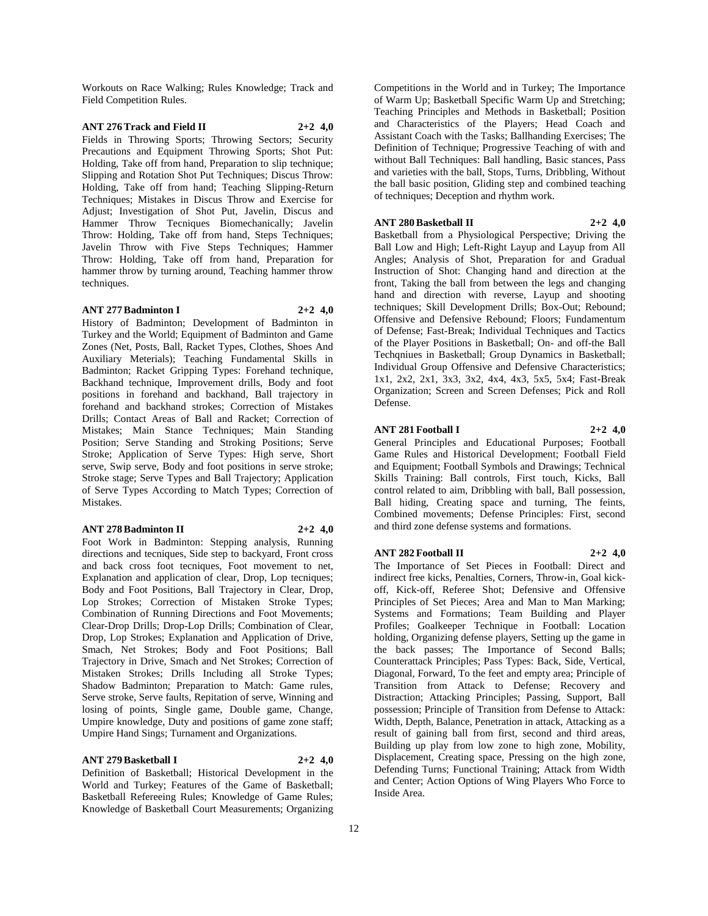Workouts on Race Walking; Rules Knowledge; Track and Field Competition Rules.

**ANT 276 Track and Field II 2+2 4,0**

Fields in Throwing Sports; Throwing Sectors; Security Precautions and Equipment Throwing Sports; Shot Put: Holding, Take off from hand, Preparation to slip technique; Slipping and Rotation Shot Put Techniques; Discus Throw: Holding, Take off from hand; Teaching Slipping-Return Techniques; Mistakes in Discus Throw and Exercise for Adjust; Investigation of Shot Put, Javelin, Discus and Hammer Throw Tecniques Biomechanically; Javelin Throw: Holding, Take off from hand, Steps Techniques; Javelin Throw with Five Steps Techniques; Hammer Throw: Holding, Take off from hand, Preparation for hammer throw by turning around, Teaching hammer throw techniques.

**ANT 277 Badminton I 2+2 4,0**

History of Badminton; Development of Badminton in Turkey and the World; Equipment of Badminton and Game Zones (Net, Posts, Ball, Racket Types, Clothes, Shoes And Auxiliary Meterials); Teaching Fundamental Skills in Badminton; Racket Gripping Types: Forehand technique, Backhand technique, Improvement drills, Body and foot positions in forehand and backhand, Ball trajectory in forehand and backhand strokes; Correction of Mistakes Drills; Contact Areas of Ball and Racket; Correction of Mistakes; Main Stance Techniques; Main Standing Position; Serve Standing and Stroking Positions; Serve Stroke; Application of Serve Types: High serve, Short serve, Swip serve, Body and foot positions in serve stroke; Stroke stage; Serve Types and Ball Trajectory; Application of Serve Types According to Match Types; Correction of Mistakes.

**ANT 278 Badminton II 2+2 4,0**

Foot Work in Badminton: Stepping analysis, Running directions and tecniques, Side step to backyard, Front cross and back cross foot tecniques, Foot movement to net, Explanation and application of clear, Drop, Lop tecniques; Body and Foot Positions, Ball Trajectory in Clear, Drop, Lop Strokes; Correction of Mistaken Stroke Types; Combination of Running Directions and Foot Movements; Clear-Drop Drills; Drop-Lop Drills; Combination of Clear, Drop, Lop Strokes; Explanation and Application of Drive, Smach, Net Strokes; Body and Foot Positions; Ball Trajectory in Drive, Smach and Net Strokes; Correction of Mistaken Strokes; Drills Including all Stroke Types; Shadow Badminton; Preparation to Match: Game rules, Serve stroke, Serve faults, Repitation of serve, Winning and losing of points, Single game, Double game, Change, Umpire knowledge, Duty and positions of game zone staff; Umpire Hand Sings; Turnament and Organizations.

**ANT 279 Basketball I 2+2 4,0**

Definition of Basketball; Historical Development in the World and Turkey; Features of the Game of Basketball; Basketball Refereeing Rules; Knowledge of Game Rules; Knowledge of Basketball Court Measurements; Organizing Competitions in the World and in Turkey; The Importance of Warm Up; Basketball Specific Warm Up and Stretching; Teaching Principles and Methods in Basketball; Position and Characteristics of the Players; Head Coach and Assistant Coach with the Tasks; Ballhanding Exercises; The Definition of Technique; Progressive Teaching of with and without Ball Techniques: Ball handling, Basic stances, Pass and varieties with the ball, Stops, Turns, Dribbling, Without the ball basic position, Gliding step and combined teaching of techniques; Deception and rhythm work.

**ANT 280 Basketball II 2+2 4,0**

Basketball from a Physiological Perspective; Driving the Ball Low and High; Left-Right Layup and Layup from All Angles; Analysis of Shot, Preparation for and Gradual Instruction of Shot: Changing hand and direction at the front, Taking the ball from between the legs and changing hand and direction with reverse, Layup and shooting techniques; Skill Development Drills; Box-Out; Rebound; Offensive and Defensive Rebound; Floors; Fundamentum of Defense; Fast-Break; Individual Techniques and Tactics of the Player Positions in Basketball; On- and off-the Ball Techqniues in Basketball; Group Dynamics in Basketball; Individual Group Offensive and Defensive Characteristics; 1x1, 2x2, 2x1, 3x3, 3x2, 4x4, 4x3, 5x5, 5x4; Fast-Break Organization; Screen and Screen Defenses; Pick and Roll Defense.

**ANT 281 Football I 2+2 4,0**

General Principles and Educational Purposes; Football Game Rules and Historical Development; Football Field and Equipment; Football Symbols and Drawings; Technical Skills Training: Ball controls, First touch, Kicks, Ball control related to aim, Dribbling with ball, Ball possession, Ball hiding, Creating space and turning, The feints, Combined movements; Defense Principles: First, second and third zone defense systems and formations.

**ANT 282 Football II 2+2 4,0**

The Importance of Set Pieces in Football: Direct and indirect free kicks, Penalties, Corners, Throw-in, Goal kick-off, Kick-off, Referee Shot; Defensive and Offensive Principles of Set Pieces; Area and Man to Man Marking; Systems and Formations; Team Building and Player Profiles; Goalkeeper Technique in Football: Location holding, Organizing defense players, Setting up the game in the back passes; The Importance of Second Balls; Counterattack Principles; Pass Types: Back, Side, Vertical, Diagonal, Forward, To the feet and empty area; Principle of Transition from Attack to Defense; Recovery and Distraction; Attacking Principles; Passing, Support, Ball possession; Principle of Transition from Defense to Attack: Width, Depth, Balance, Penetration in attack, Attacking as a result of gaining ball from first, second and third areas, Building up play from low zone to high zone, Mobility, Displacement, Creating space, Pressing on the high zone, Defending Turns; Functional Training; Attack from Width and Center; Action Options of Wing Players Who Force to Inside Area.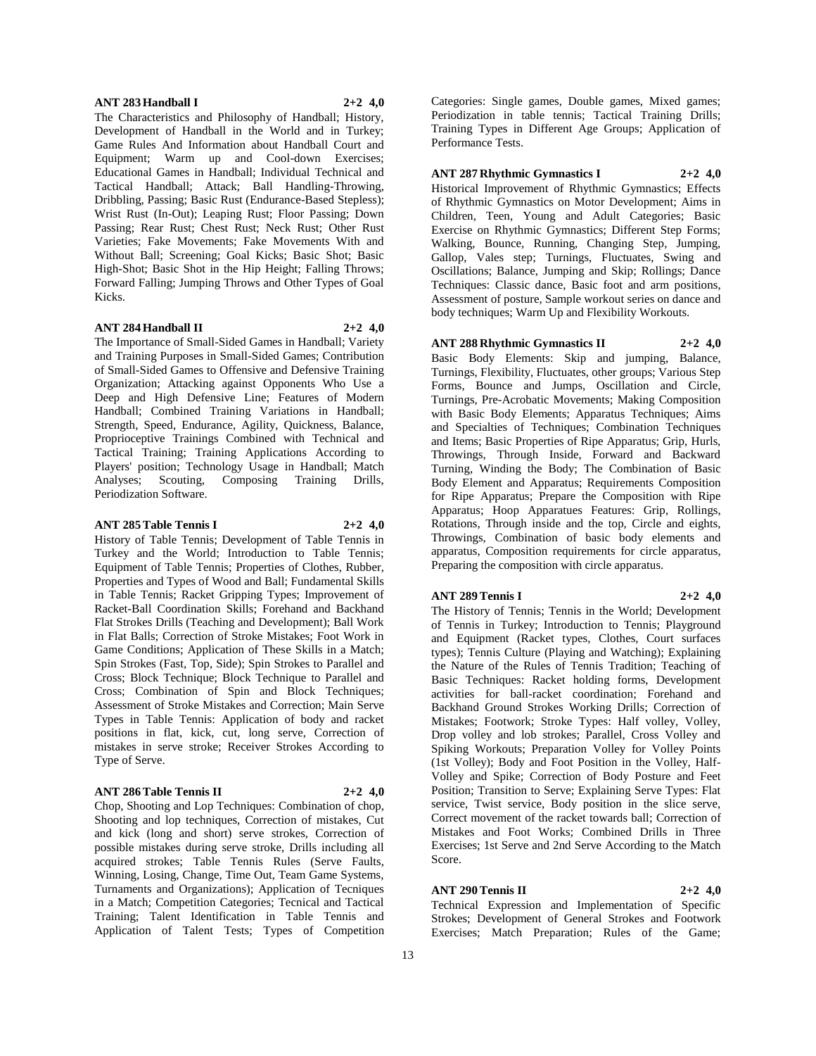**ANT 283 Handball I 2+2 4,0**

The Characteristics and Philosophy of Handball; History, Development of Handball in the World and in Turkey; Game Rules And Information about Handball Court and Equipment; Warm up and Cool-down Exercises; Educational Games in Handball; Individual Technical and Tactical Handball; Attack; Ball Handling-Throwing, Dribbling, Passing; Basic Rust (Endurance-Based Stepless); Wrist Rust (In-Out); Leaping Rust; Floor Passing; Down Passing; Rear Rust; Chest Rust; Neck Rust; Other Rust Varieties; Fake Movements; Fake Movements With and Without Ball; Screening; Goal Kicks; Basic Shot; Basic High-Shot; Basic Shot in the Hip Height; Falling Throws; Forward Falling; Jumping Throws and Other Types of Goal Kicks.

**ANT 284 Handball II 2+2 4,0**

The Importance of Small-Sided Games in Handball; Variety and Training Purposes in Small-Sided Games; Contribution of Small-Sided Games to Offensive and Defensive Training Organization; Attacking against Opponents Who Use a Deep and High Defensive Line; Features of Modern Handball; Combined Training Variations in Handball; Strength, Speed, Endurance, Agility, Quickness, Balance, Proprioceptive Trainings Combined with Technical and Tactical Training; Training Applications According to Players' position; Technology Usage in Handball; Match Analyses; Scouting, Composing Training Drills, Periodization Software.

**ANT 285 Table Tennis I 2+2 4,0**

History of Table Tennis; Development of Table Tennis in Turkey and the World; Introduction to Table Tennis; Equipment of Table Tennis; Properties of Clothes, Rubber, Properties and Types of Wood and Ball; Fundamental Skills in Table Tennis; Racket Gripping Types; Improvement of Racket-Ball Coordination Skills; Forehand and Backhand Flat Strokes Drills (Teaching and Development); Ball Work in Flat Balls; Correction of Stroke Mistakes; Foot Work in Game Conditions; Application of These Skills in a Match; Spin Strokes (Fast, Top, Side); Spin Strokes to Parallel and Cross; Block Technique; Block Technique to Parallel and Cross; Combination of Spin and Block Techniques; Assessment of Stroke Mistakes and Correction; Main Serve Types in Table Tennis: Application of body and racket positions in flat, kick, cut, long serve, Correction of mistakes in serve stroke; Receiver Strokes According to Type of Serve.

**ANT 286 Table Tennis II 2+2 4,0**

Chop, Shooting and Lop Techniques: Combination of chop, Shooting and lop techniques, Correction of mistakes, Cut and kick (long and short) serve strokes, Correction of possible mistakes during serve stroke, Drills including all acquired strokes; Table Tennis Rules (Serve Faults, Winning, Losing, Change, Time Out, Team Game Systems, Turnaments and Organizations); Application of Tecniques in a Match; Competition Categories; Tecnical and Tactical Training; Talent Identification in Table Tennis and Application of Talent Tests; Types of Competition Categories: Single games, Double games, Mixed games; Periodization in table tennis; Tactical Training Drills; Training Types in Different Age Groups; Application of Performance Tests.

**ANT 287 Rhythmic Gymnastics I 2+2 4,0**

Historical Improvement of Rhythmic Gymnastics; Effects of Rhythmic Gymnastics on Motor Development; Aims in Children, Teen, Young and Adult Categories; Basic Exercise on Rhythmic Gymnastics; Different Step Forms; Walking, Bounce, Running, Changing Step, Jumping, Gallop, Vales step; Turnings, Fluctuates, Swing and Oscillations; Balance, Jumping and Skip; Rollings; Dance Techniques: Classic dance, Basic foot and arm positions, Assessment of posture, Sample workout series on dance and body techniques; Warm Up and Flexibility Workouts.

**ANT 288 Rhythmic Gymnastics II 2+2 4,0**

Basic Body Elements: Skip and jumping, Balance, Turnings, Flexibility, Fluctuates, other groups; Various Step Forms, Bounce and Jumps, Oscillation and Circle, Turnings, Pre-Acrobatic Movements; Making Composition with Basic Body Elements; Apparatus Techniques; Aims and Specialties of Techniques; Combination Techniques and Items; Basic Properties of Ripe Apparatus; Grip, Hurls, Throwings, Through Inside, Forward and Backward Turning, Winding the Body; The Combination of Basic Body Element and Apparatus; Requirements Composition for Ripe Apparatus; Prepare the Composition with Ripe Apparatus; Hoop Apparatues Features: Grip, Rollings, Rotations, Through inside and the top, Circle and eights, Throwings, Combination of basic body elements and apparatus, Composition requirements for circle apparatus, Preparing the composition with circle apparatus.

**ANT 289 Tennis I 2+2 4,0**

The History of Tennis; Tennis in the World; Development of Tennis in Turkey; Introduction to Tennis; Playground and Equipment (Racket types, Clothes, Court surfaces types); Tennis Culture (Playing and Watching); Explaining the Nature of the Rules of Tennis Tradition; Teaching of Basic Techniques: Racket holding forms, Development activities for ball-racket coordination; Forehand and Backhand Ground Strokes Working Drills; Correction of Mistakes; Footwork; Stroke Types: Half volley, Volley, Drop volley and lob strokes; Parallel, Cross Volley and Spiking Workouts; Preparation Volley for Volley Points (1st Volley); Body and Foot Position in the Volley, Half-Volley and Spike; Correction of Body Posture and Feet Position; Transition to Serve; Explaining Serve Types: Flat service, Twist service, Body position in the slice serve, Correct movement of the racket towards ball; Correction of Mistakes and Foot Works; Combined Drills in Three Exercises; 1st Serve and 2nd Serve According to the Match Score.

**ANT 290 Tennis II 2+2 4,0**

Technical Expression and Implementation of Specific Strokes; Development of General Strokes and Footwork Exercises; Match Preparation; Rules of the Game;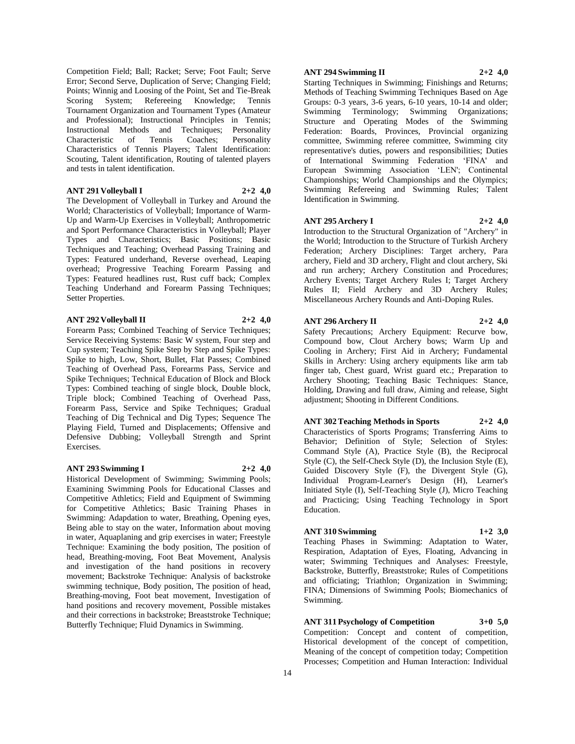Competition Field; Ball; Racket; Serve; Foot Fault; Serve Error; Second Serve, Duplication of Serve; Changing Field; Points; Winnig and Loosing of the Point, Set and Tie-Break Scoring System; Refereeing Knowledge; Tennis Tournament Organization and Tournament Types (Amateur and Professional); Instructional Principles in Tennis; Instructional Methods and Techniques; Personality Characteristic of Tennis Coaches; Personality Characteristics of Tennis Players; Talent Identification: Scouting, Talent identification, Routing of talented players and tests in talent identification.

**ANT 291 Volleyball I 2+2 4,0**

The Development of Volleyball in Turkey and Around the World; Characteristics of Volleyball; Importance of Warm-Up and Warm-Up Exercises in Volleyball; Anthropometric and Sport Performance Characteristics in Volleyball; Player Types and Characteristics; Basic Positions; Basic Techniques and Teaching; Overhead Passing Training and Types: Featured underhand, Reverse overhead, Leaping overhead; Progressive Teaching Forearm Passing and Types: Featured headlines rust, Rust cuff back; Complex Teaching Underhand and Forearm Passing Techniques; Setter Properties.

**ANT 292 Volleyball II 2+2 4,0**

Forearm Pass; Combined Teaching of Service Techniques; Service Receiving Systems: Basic W system, Four step and Cup system; Teaching Spike Step by Step and Spike Types: Spike to high, Low, Short, Bullet, Flat Passes; Combined Teaching of Overhead Pass, Forearms Pass, Service and Spike Techniques; Technical Education of Block and Block Types: Combined teaching of single block, Double block, Triple block; Combined Teaching of Overhead Pass, Forearm Pass, Service and Spike Techniques; Gradual Teaching of Dig Technical and Dig Types; Sequence The Playing Field, Turned and Displacements; Offensive and Defensive Dubbing; Volleyball Strength and Sprint Exercises.

**ANT 293 Swimming I 2+2 4,0**

Historical Development of Swimming; Swimming Pools; Examining Swimming Pools for Educational Classes and Competitive Athletics; Field and Equipment of Swimming for Competitive Athletics; Basic Training Phases in Swimming: Adapdation to water, Breathing, Opening eyes, Being able to stay on the water, Information about moving in water, Aquaplaning and grip exercises in water; Freestyle Technique: Examining the body position, The position of head, Breathing-moving, Foot Beat Movement, Analysis and investigation of the hand positions in recovery movement; Backstroke Technique: Analysis of backstroke swimming technique, Body position, The position of head, Breathing-moving, Foot beat movement, Investigation of hand positions and recovery movement, Possible mistakes and their corrections in backstroke; Breaststroke Technique; Butterfly Technique; Fluid Dynamics in Swimming.

**ANT 294 Swimming II 2+2 4,0**

Starting Techniques in Swimming; Finishings and Returns; Methods of Teaching Swimming Techniques Based on Age Groups: 0-3 years, 3-6 years, 6-10 years, 10-14 and older; Swimming Terminology; Swimming Organizations; Structure and Operating Modes of the Swimming Federation: Boards, Provinces, Provincial organizing committee, Swimming referee committee, Swimming city representative's duties, powers and responsibilities; Duties of International Swimming Federation 'FINA' and European Swimming Association 'LEN'; Continental Championships; World Championships and the Olympics; Swimming Refereeing and Swimming Rules; Talent Identification in Swimming.

**ANT 295 Archery I 2+2 4,0**

Introduction to the Structural Organization of "Archery" in the World; Introduction to the Structure of Turkish Archery Federation; Archery Disciplines: Target archery, Para archery, Field and 3D archery, Flight and clout archery, Ski and run archery; Archery Constitution and Procedures; Archery Events; Target Archery Rules I; Target Archery Rules II; Field Archery and 3D Archery Rules; Miscellaneous Archery Rounds and Anti-Doping Rules.

**ANT 296 Archery II 2+2 4,0**

Safety Precautions; Archery Equipment: Recurve bow, Compound bow, Clout Archery bows; Warm Up and Cooling in Archery; First Aid in Archery; Fundamental Skills in Archery: Using archery equipments like arm tab finger tab, Chest guard, Wrist guard etc.; Preparation to Archery Shooting; Teaching Basic Techniques: Stance, Holding, Drawing and full draw, Aiming and release, Sight adjustment; Shooting in Different Conditions.

**ANT 302 Teaching Methods in Sports 2+2 4,0**

Characteristics of Sports Programs; Transferring Aims to Behavior; Definition of Style; Selection of Styles: Command Style (A), Practice Style (B), the Reciprocal Style (C), the Self-Check Style (D), the Inclusion Style (E), Guided Discovery Style (F), the Divergent Style (G), Individual Program-Learner's Design (H), Learner's Initiated Style (I), Self-Teaching Style (J), Micro Teaching and Practicing; Using Teaching Technology in Sport Education.

**ANT 310 Swimming 1+2 3,0**

Teaching Phases in Swimming: Adaptation to Water, Respiration, Adaptation of Eyes, Floating, Advancing in water; Swimming Techniques and Analyses: Freestyle, Backstroke, Butterfly, Breaststroke; Rules of Competitions and officiating; Triathlon; Organization in Swimming; FINA; Dimensions of Swimming Pools; Biomechanics of Swimming.

**ANT 311 Psychology of Competition 3+0 5,0**

Competition: Concept and content of competition, Historical development of the concept of competition, Meaning of the concept of competition today; Competition Processes; Competition and Human Interaction: Individual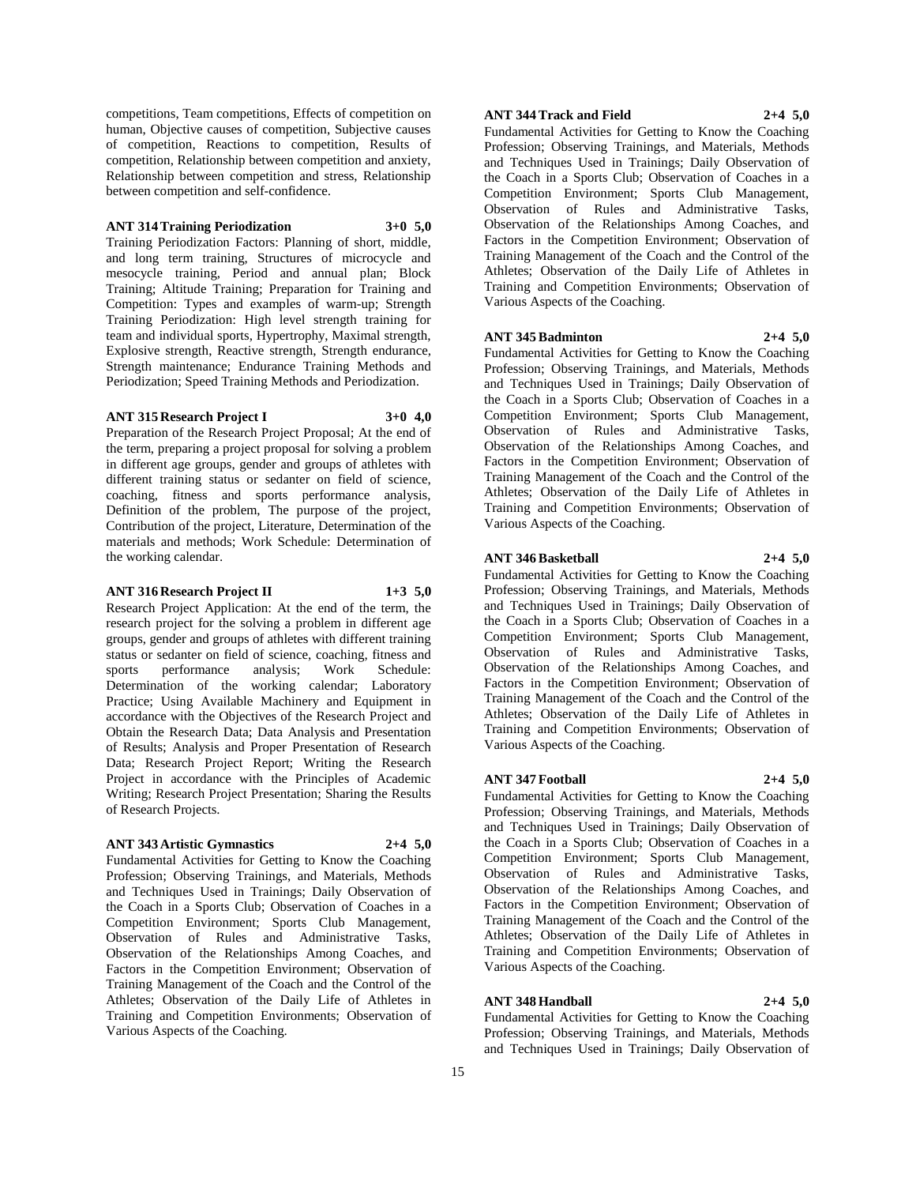competitions, Team competitions, Effects of competition on human, Objective causes of competition, Subjective causes of competition, Reactions to competition, Results of competition, Relationship between competition and anxiety, Relationship between competition and stress, Relationship between competition and self-confidence.

**ANT 314 Training Periodization 3+0 5,0**

Training Periodization Factors: Planning of short, middle, and long term training, Structures of microcycle and mesocycle training, Period and annual plan; Block Training; Altitude Training; Preparation for Training and Competition: Types and examples of warm-up; Strength Training Periodization: High level strength training for team and individual sports, Hypertrophy, Maximal strength, Explosive strength, Reactive strength, Strength endurance, Strength maintenance; Endurance Training Methods and Periodization; Speed Training Methods and Periodization.

**ANT 315 Research Project I 3+0 4,0**

Preparation of the Research Project Proposal; At the end of the term, preparing a project proposal for solving a problem in different age groups, gender and groups of athletes with different training status or sedanter on field of science, coaching, fitness and sports performance analysis, Definition of the problem, The purpose of the project, Contribution of the project, Literature, Determination of the materials and methods; Work Schedule: Determination of the working calendar.

**ANT 316 Research Project II 1+3 5,0**

Research Project Application: At the end of the term, the research project for the solving a problem in different age groups, gender and groups of athletes with different training status or sedanter on field of science, coaching, fitness and sports performance analysis; Work Schedule: Determination of the working calendar; Laboratory Practice; Using Available Machinery and Equipment in accordance with the Objectives of the Research Project and Obtain the Research Data; Data Analysis and Presentation of Results; Analysis and Proper Presentation of Research Data; Research Project Report; Writing the Research Project in accordance with the Principles of Academic Writing; Research Project Presentation; Sharing the Results of Research Projects.

**ANT 343 Artistic Gymnastics 2+4 5,0**

Fundamental Activities for Getting to Know the Coaching Profession; Observing Trainings, and Materials, Methods and Techniques Used in Trainings; Daily Observation of the Coach in a Sports Club; Observation of Coaches in a Competition Environment; Sports Club Management, Observation of Rules and Administrative Tasks, Observation of the Relationships Among Coaches, and Factors in the Competition Environment; Observation of Training Management of the Coach and the Control of the Athletes; Observation of the Daily Life of Athletes in Training and Competition Environments; Observation of Various Aspects of the Coaching.

**ANT 344 Track and Field 2+4 5,0**

Fundamental Activities for Getting to Know the Coaching Profession; Observing Trainings, and Materials, Methods and Techniques Used in Trainings; Daily Observation of the Coach in a Sports Club; Observation of Coaches in a Competition Environment; Sports Club Management, Observation of Rules and Administrative Tasks, Observation of the Relationships Among Coaches, and Factors in the Competition Environment; Observation of Training Management of the Coach and the Control of the Athletes; Observation of the Daily Life of Athletes in Training and Competition Environments; Observation of Various Aspects of the Coaching.

**ANT 345 Badminton 2+4 5,0**

Fundamental Activities for Getting to Know the Coaching Profession; Observing Trainings, and Materials, Methods and Techniques Used in Trainings; Daily Observation of the Coach in a Sports Club; Observation of Coaches in a Competition Environment; Sports Club Management, Observation of Rules and Administrative Tasks, Observation of the Relationships Among Coaches, and Factors in the Competition Environment; Observation of Training Management of the Coach and the Control of the Athletes; Observation of the Daily Life of Athletes in Training and Competition Environments; Observation of Various Aspects of the Coaching.

**ANT 346 Basketball 2+4 5,0**

Fundamental Activities for Getting to Know the Coaching Profession; Observing Trainings, and Materials, Methods and Techniques Used in Trainings; Daily Observation of the Coach in a Sports Club; Observation of Coaches in a Competition Environment; Sports Club Management, Observation of Rules and Administrative Tasks, Observation of the Relationships Among Coaches, and Factors in the Competition Environment; Observation of Training Management of the Coach and the Control of the Athletes; Observation of the Daily Life of Athletes in Training and Competition Environments; Observation of Various Aspects of the Coaching.

**ANT 347 Football 2+4 5,0**

Fundamental Activities for Getting to Know the Coaching Profession; Observing Trainings, and Materials, Methods and Techniques Used in Trainings; Daily Observation of the Coach in a Sports Club; Observation of Coaches in a Competition Environment; Sports Club Management, Observation of Rules and Administrative Tasks, Observation of the Relationships Among Coaches, and Factors in the Competition Environment; Observation of Training Management of the Coach and the Control of the Athletes; Observation of the Daily Life of Athletes in Training and Competition Environments; Observation of Various Aspects of the Coaching.

**ANT 348 Handball 2+4 5,0**

Fundamental Activities for Getting to Know the Coaching Profession; Observing Trainings, and Materials, Methods and Techniques Used in Trainings; Daily Observation of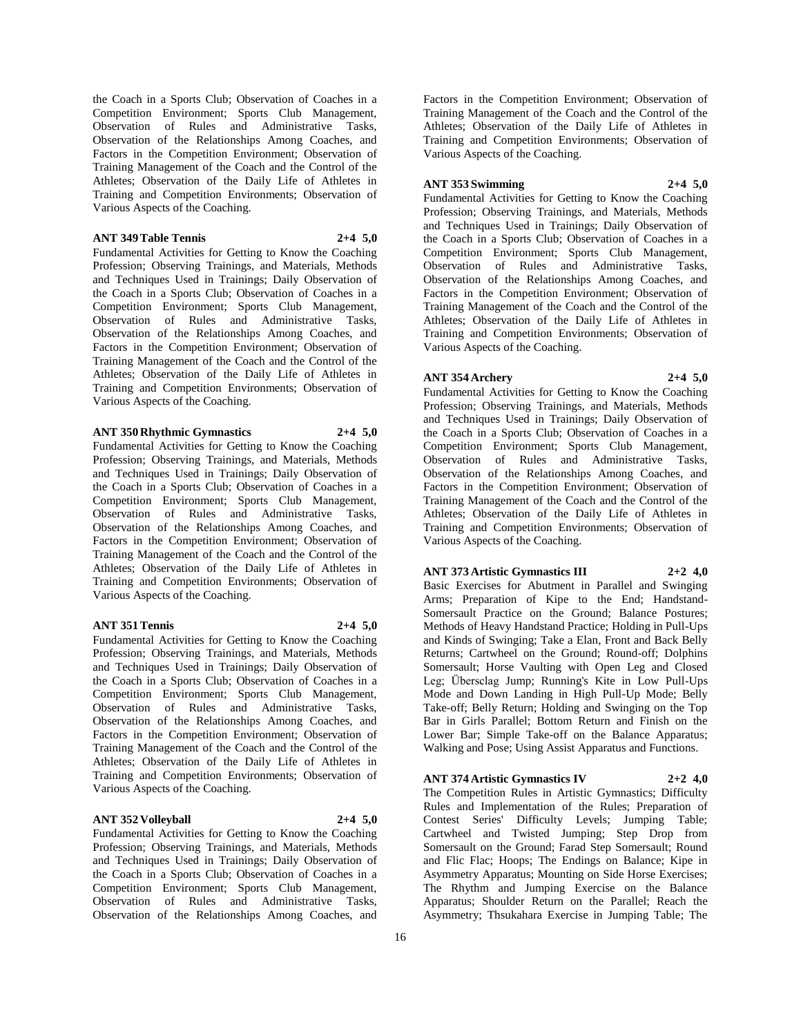the Coach in a Sports Club; Observation of Coaches in a Competition Environment; Sports Club Management, Observation of Rules and Administrative Tasks, Observation of the Relationships Among Coaches, and Factors in the Competition Environment; Observation of Training Management of the Coach and the Control of the Athletes; Observation of the Daily Life of Athletes in Training and Competition Environments; Observation of Various Aspects of the Coaching.

**ANT 349 Table Tennis 2+4 5,0**

Fundamental Activities for Getting to Know the Coaching Profession; Observing Trainings, and Materials, Methods and Techniques Used in Trainings; Daily Observation of the Coach in a Sports Club; Observation of Coaches in a Competition Environment; Sports Club Management, Observation of Rules and Administrative Tasks, Observation of the Relationships Among Coaches, and Factors in the Competition Environment; Observation of Training Management of the Coach and the Control of the Athletes; Observation of the Daily Life of Athletes in Training and Competition Environments; Observation of Various Aspects of the Coaching.

**ANT 350 Rhythmic Gymnastics 2+4 5,0**

Fundamental Activities for Getting to Know the Coaching Profession; Observing Trainings, and Materials, Methods and Techniques Used in Trainings; Daily Observation of the Coach in a Sports Club; Observation of Coaches in a Competition Environment; Sports Club Management, Observation of Rules and Administrative Tasks, Observation of the Relationships Among Coaches, and Factors in the Competition Environment; Observation of Training Management of the Coach and the Control of the Athletes; Observation of the Daily Life of Athletes in Training and Competition Environments; Observation of Various Aspects of the Coaching.

**ANT 351 Tennis 2+4 5,0**

Fundamental Activities for Getting to Know the Coaching Profession; Observing Trainings, and Materials, Methods and Techniques Used in Trainings; Daily Observation of the Coach in a Sports Club; Observation of Coaches in a Competition Environment; Sports Club Management, Observation of Rules and Administrative Tasks, Observation of the Relationships Among Coaches, and Factors in the Competition Environment; Observation of Training Management of the Coach and the Control of the Athletes; Observation of the Daily Life of Athletes in Training and Competition Environments; Observation of Various Aspects of the Coaching.

**ANT 352 Volleyball 2+4 5,0**

Fundamental Activities for Getting to Know the Coaching Profession; Observing Trainings, and Materials, Methods and Techniques Used in Trainings; Daily Observation of the Coach in a Sports Club; Observation of Coaches in a Competition Environment; Sports Club Management, Observation of Rules and Administrative Tasks, Observation of the Relationships Among Coaches, and Factors in the Competition Environment; Observation of Training Management of the Coach and the Control of the Athletes; Observation of the Daily Life of Athletes in Training and Competition Environments; Observation of Various Aspects of the Coaching.

**ANT 353 Swimming 2+4 5,0**

Fundamental Activities for Getting to Know the Coaching Profession; Observing Trainings, and Materials, Methods and Techniques Used in Trainings; Daily Observation of the Coach in a Sports Club; Observation of Coaches in a Competition Environment; Sports Club Management, Observation of Rules and Administrative Tasks, Observation of the Relationships Among Coaches, and Factors in the Competition Environment; Observation of Training Management of the Coach and the Control of the Athletes; Observation of the Daily Life of Athletes in Training and Competition Environments; Observation of Various Aspects of the Coaching.

**ANT 354 Archery 2+4 5,0**

Fundamental Activities for Getting to Know the Coaching Profession; Observing Trainings, and Materials, Methods and Techniques Used in Trainings; Daily Observation of the Coach in a Sports Club; Observation of Coaches in a Competition Environment; Sports Club Management, Observation of Rules and Administrative Tasks, Observation of the Relationships Among Coaches, and Factors in the Competition Environment; Observation of Training Management of the Coach and the Control of the Athletes; Observation of the Daily Life of Athletes in Training and Competition Environments; Observation of Various Aspects of the Coaching.

**ANT 373 Artistic Gymnastics III 2+2 4,0**

Basic Exercises for Abutment in Parallel and Swinging Arms; Preparation of Kipe to the End; Handstand-Somersault Practice on the Ground; Balance Postures; Methods of Heavy Handstand Practice; Holding in Pull-Ups and Kinds of Swinging; Take a Elan, Front and Back Belly Returns; Cartwheel on the Ground; Round-off; Dolphins Somersault; Horse Vaulting with Open Leg and Closed Leg; Übersclag Jump; Running's Kite in Low Pull-Ups Mode and Down Landing in High Pull-Up Mode; Belly Take-off; Belly Return; Holding and Swinging on the Top Bar in Girls Parallel; Bottom Return and Finish on the Lower Bar; Simple Take-off on the Balance Apparatus; Walking and Pose; Using Assist Apparatus and Functions.

**ANT 374 Artistic Gymnastics IV 2+2 4,0**

The Competition Rules in Artistic Gymnastics; Difficulty Rules and Implementation of the Rules; Preparation of Contest Series' Difficulty Levels; Jumping Table; Cartwheel and Twisted Jumping; Step Drop from Somersault on the Ground; Farad Step Somersault; Round and Flic Flac; Hoops; The Endings on Balance; Kipe in Asymmetry Apparatus; Mounting on Side Horse Exercises; The Rhythm and Jumping Exercise on the Balance Apparatus; Shoulder Return on the Parallel; Reach the Asymmetry; Thsukahara Exercise in Jumping Table; The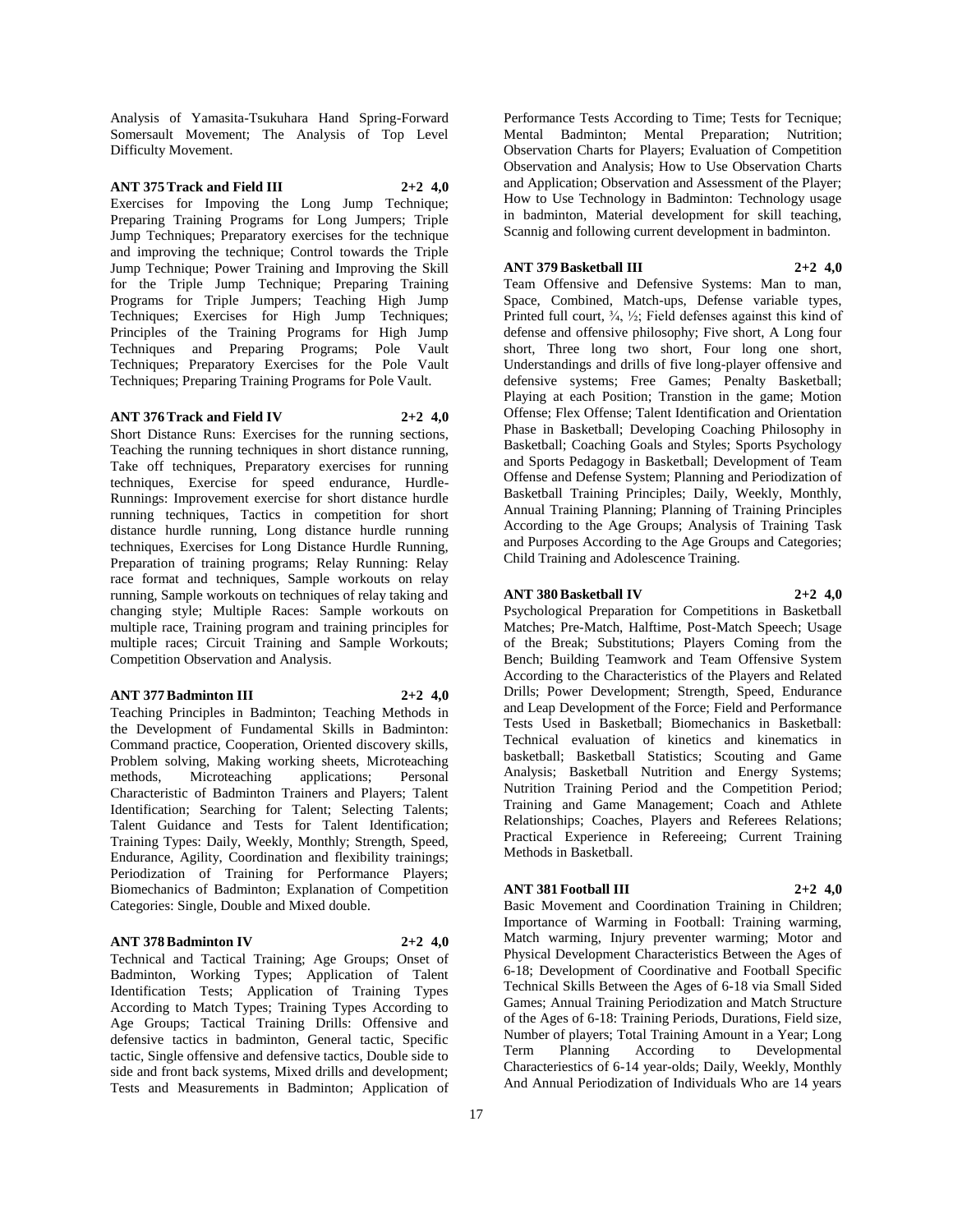Analysis of Yamasita-Tsukuhara Hand Spring-Forward Somersault Movement; The Analysis of Top Level Difficulty Movement.

**ANT 375 Track and Field III 2+2 4,0**

Exercises for Impoving the Long Jump Technique; Preparing Training Programs for Long Jumpers; Triple Jump Techniques; Preparatory exercises for the technique and improving the technique; Control towards the Triple Jump Technique; Power Training and Improving the Skill for the Triple Jump Technique; Preparing Training Programs for Triple Jumpers; Teaching High Jump Techniques; Exercises for High Jump Techniques; Principles of the Training Programs for High Jump Techniques and Preparing Programs; Pole Vault Techniques; Preparatory Exercises for the Pole Vault Techniques; Preparing Training Programs for Pole Vault.

**ANT 376 Track and Field IV 2+2 4,0**

Short Distance Runs: Exercises for the running sections, Teaching the running techniques in short distance running, Take off techniques, Preparatory exercises for running techniques, Exercise for speed endurance, Hurdle-Runnings: Improvement exercise for short distance hurdle running techniques, Tactics in competition for short distance hurdle running, Long distance hurdle running techniques, Exercises for Long Distance Hurdle Running, Preparation of training programs; Relay Running: Relay race format and techniques, Sample workouts on relay running, Sample workouts on techniques of relay taking and changing style; Multiple Races: Sample workouts on multiple race, Training program and training principles for multiple races; Circuit Training and Sample Workouts; Competition Observation and Analysis.

**ANT 377 Badminton III 2+2 4,0**

Teaching Principles in Badminton; Teaching Methods in the Development of Fundamental Skills in Badminton: Command practice, Cooperation, Oriented discovery skills, Problem solving, Making working sheets, Microteaching methods, Microteaching applications; Personal Characteristic of Badminton Trainers and Players; Talent Identification; Searching for Talent; Selecting Talents; Talent Guidance and Tests for Talent Identification; Training Types: Daily, Weekly, Monthly; Strength, Speed, Endurance, Agility, Coordination and flexibility trainings; Periodization of Training for Performance Players; Biomechanics of Badminton; Explanation of Competition Categories: Single, Double and Mixed double.

**ANT 378 Badminton IV 2+2 4,0**

Technical and Tactical Training; Age Groups; Onset of Badminton, Working Types; Application of Talent Identification Tests; Application of Training Types According to Match Types; Training Types According to Age Groups; Tactical Training Drills: Offensive and defensive tactics in badminton, General tactic, Specific tactic, Single offensive and defensive tactics, Double side to side and front back systems, Mixed drills and development; Tests and Measurements in Badminton; Application of Performance Tests According to Time; Tests for Tecnique; Mental Badminton; Mental Preparation; Nutrition; Observation Charts for Players; Evaluation of Competition Observation and Analysis; How to Use Observation Charts and Application; Observation and Assessment of the Player; How to Use Technology in Badminton: Technology usage in badminton, Material development for skill teaching, Scannig and following current development in badminton.

**ANT 379 Basketball III 2+2 4,0**

Team Offensive and Defensive Systems: Man to man, Space, Combined, Match-ups, Defense variable types, Printed full court, ¾, ½; Field defenses against this kind of defense and offensive philosophy; Five short, A Long four short, Three long two short, Four long one short, Understandings and drills of five long-player offensive and defensive systems; Free Games; Penalty Basketball; Playing at each Position; Transtion in the game; Motion Offense; Flex Offense; Talent Identification and Orientation Phase in Basketball; Developing Coaching Philosophy in Basketball; Coaching Goals and Styles; Sports Psychology and Sports Pedagogy in Basketball; Development of Team Offense and Defense System; Planning and Periodization of Basketball Training Principles; Daily, Weekly, Monthly, Annual Training Planning; Planning of Training Principles According to the Age Groups; Analysis of Training Task and Purposes According to the Age Groups and Categories; Child Training and Adolescence Training.

**ANT 380 Basketball IV 2+2 4,0**

Psychological Preparation for Competitions in Basketball Matches; Pre-Match, Halftime, Post-Match Speech; Usage of the Break; Substitutions; Players Coming from the Bench; Building Teamwork and Team Offensive System According to the Characteristics of the Players and Related Drills; Power Development; Strength, Speed, Endurance and Leap Development of the Force; Field and Performance Tests Used in Basketball; Biomechanics in Basketball: Technical evaluation of kinetics and kinematics in basketball; Basketball Statistics; Scouting and Game Analysis; Basketball Nutrition and Energy Systems; Nutrition Training Period and the Competition Period; Training and Game Management; Coach and Athlete Relationships; Coaches, Players and Referees Relations; Practical Experience in Refereeing; Current Training Methods in Basketball.

**ANT 381 Football III 2+2 4,0**

Basic Movement and Coordination Training in Children; Importance of Warming in Football: Training warming, Match warming, Injury preventer warming; Motor and Physical Development Characteristics Between the Ages of 6-18; Development of Coordinative and Football Specific Technical Skills Between the Ages of 6-18 via Small Sided Games; Annual Training Periodization and Match Structure of the Ages of 6-18: Training Periods, Durations, Field size, Number of players; Total Training Amount in a Year; Long Term Planning According to Developmental Characteriestics of 6-14 year-olds; Daily, Weekly, Monthly And Annual Periodization of Individuals Who are 14 years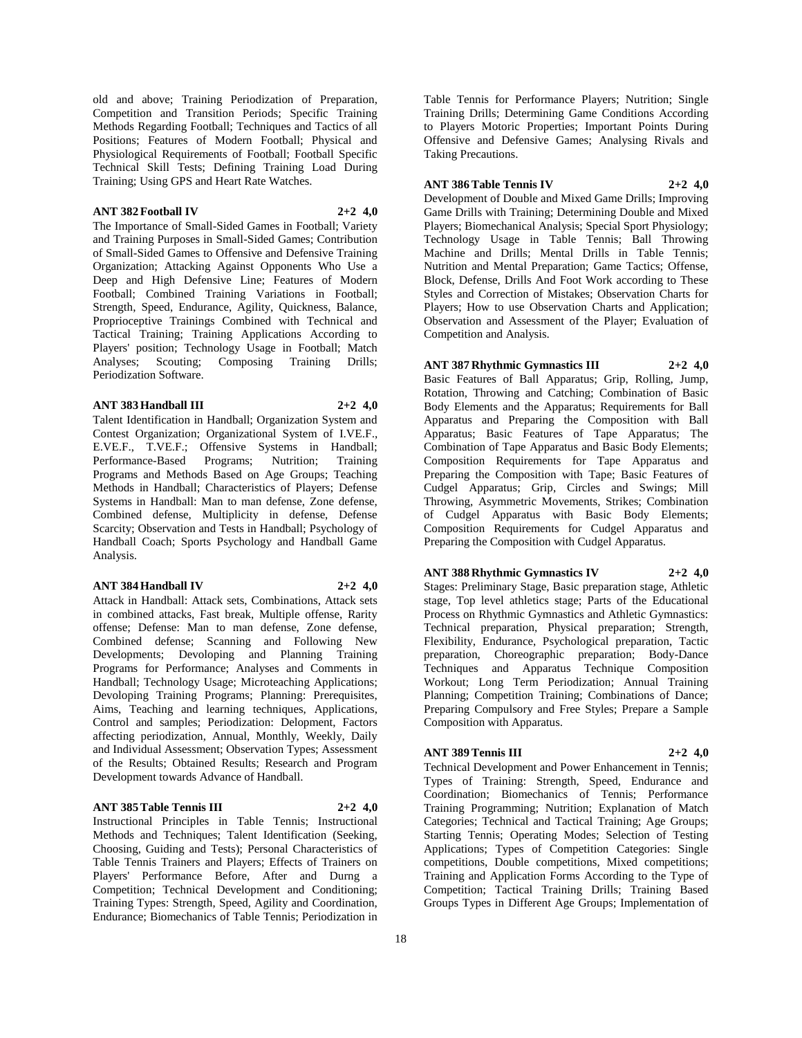old and above; Training Periodization of Preparation, Competition and Transition Periods; Specific Training Methods Regarding Football; Techniques and Tactics of all Positions; Features of Modern Football; Physical and Physiological Requirements of Football; Football Specific Technical Skill Tests; Defining Training Load During Training; Using GPS and Heart Rate Watches.

**ANT 382 Football IV 2+2 4,0**

The Importance of Small-Sided Games in Football; Variety and Training Purposes in Small-Sided Games; Contribution of Small-Sided Games to Offensive and Defensive Training Organization; Attacking Against Opponents Who Use a Deep and High Defensive Line; Features of Modern Football; Combined Training Variations in Football; Strength, Speed, Endurance, Agility, Quickness, Balance, Proprioceptive Trainings Combined with Technical and Tactical Training; Training Applications According to Players' position; Technology Usage in Football; Match Analyses; Scouting; Composing Training Drills; Periodization Software.

**ANT 383 Handball III 2+2 4,0**

Talent Identification in Handball; Organization System and Contest Organization; Organizational System of I.VE.F., E.VE.F., T.VE.F.; Offensive Systems in Handball; Performance-Based Programs; Nutrition; Training Programs and Methods Based on Age Groups; Teaching Methods in Handball; Characteristics of Players; Defense Systems in Handball: Man to man defense, Zone defense, Combined defense, Multiplicity in defense, Defense Scarcity; Observation and Tests in Handball; Psychology of Handball Coach; Sports Psychology and Handball Game Analysis.

**ANT 384 Handball IV 2+2 4,0**

Attack in Handball: Attack sets, Combinations, Attack sets in combined attacks, Fast break, Multiple offense, Rarity offense; Defense: Man to man defense, Zone defense, Combined defense; Scanning and Following New Developments; Devoloping and Planning Training Programs for Performance; Analyses and Comments in Handball; Technology Usage; Microteaching Applications; Devoloping Training Programs; Planning: Prerequisites, Aims, Teaching and learning techniques, Applications, Control and samples; Periodization: Delopment, Factors affecting periodization, Annual, Monthly, Weekly, Daily and Individual Assessment; Observation Types; Assessment of the Results; Obtained Results; Research and Program Development towards Advance of Handball.

**ANT 385 Table Tennis III 2+2 4,0**

Instructional Principles in Table Tennis; Instructional Methods and Techniques; Talent Identification (Seeking, Choosing, Guiding and Tests); Personal Characteristics of Table Tennis Trainers and Players; Effects of Trainers on Players' Performance Before, After and Durng a Competition; Technical Development and Conditioning; Training Types: Strength, Speed, Agility and Coordination, Endurance; Biomechanics of Table Tennis; Periodization in Table Tennis for Performance Players; Nutrition; Single Training Drills; Determining Game Conditions According to Players Motoric Properties; Important Points During Offensive and Defensive Games; Analysing Rivals and Taking Precautions.

**ANT 386 Table Tennis IV 2+2 4,0**

Development of Double and Mixed Game Drills; Improving Game Drills with Training; Determining Double and Mixed Players; Biomechanical Analysis; Special Sport Physiology; Technology Usage in Table Tennis; Ball Throwing Machine and Drills; Mental Drills in Table Tennis; Nutrition and Mental Preparation; Game Tactics; Offense, Block, Defense, Drills And Foot Work according to These Styles and Correction of Mistakes; Observation Charts for Players; How to use Observation Charts and Application; Observation and Assessment of the Player; Evaluation of Competition and Analysis.

**ANT 387 Rhythmic Gymnastics III 2+2 4,0**

Basic Features of Ball Apparatus; Grip, Rolling, Jump, Rotation, Throwing and Catching; Combination of Basic Body Elements and the Apparatus; Requirements for Ball Apparatus and Preparing the Composition with Ball Apparatus; Basic Features of Tape Apparatus; The Combination of Tape Apparatus and Basic Body Elements; Composition Requirements for Tape Apparatus and Preparing the Composition with Tape; Basic Features of Cudgel Apparatus; Grip, Circles and Swings; Mill Throwing, Asymmetric Movements, Strikes; Combination of Cudgel Apparatus with Basic Body Elements; Composition Requirements for Cudgel Apparatus and Preparing the Composition with Cudgel Apparatus.

**ANT 388 Rhythmic Gymnastics IV 2+2 4,0**

Stages: Preliminary Stage, Basic preparation stage, Athletic stage, Top level athletics stage; Parts of the Educational Process on Rhythmic Gymnastics and Athletic Gymnastics: Technical preparation, Physical preparation; Strength, Flexibility, Endurance, Psychological preparation, Tactic preparation, Choreographic preparation; Body-Dance Techniques and Apparatus Technique Composition Workout; Long Term Periodization; Annual Training Planning; Competition Training; Combinations of Dance; Preparing Compulsory and Free Styles; Prepare a Sample Composition with Apparatus.

**ANT 389 Tennis III 2+2 4,0**

Technical Development and Power Enhancement in Tennis; Types of Training: Strength, Speed, Endurance and Coordination; Biomechanics of Tennis; Performance Training Programming; Nutrition; Explanation of Match Categories; Technical and Tactical Training; Age Groups; Starting Tennis; Operating Modes; Selection of Testing Applications; Types of Competition Categories: Single competitions, Double competitions, Mixed competitions; Training and Application Forms According to the Type of Competition; Tactical Training Drills; Training Based Groups Types in Different Age Groups; Implementation of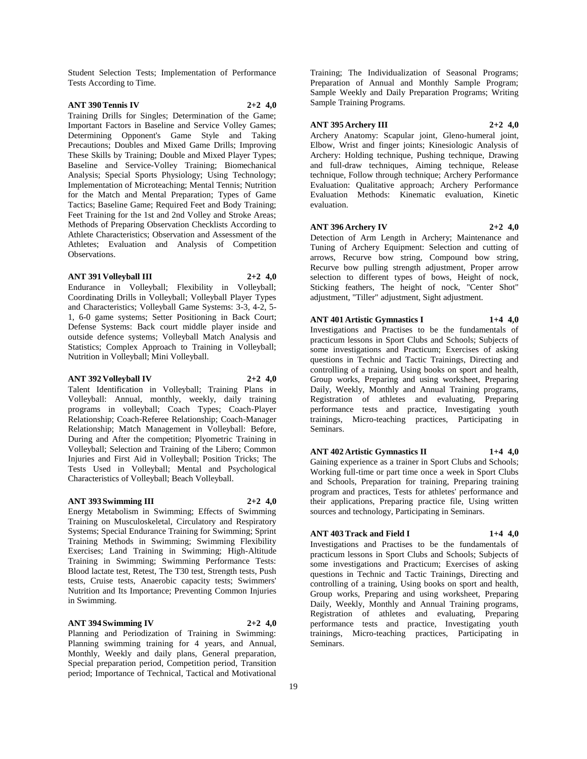Student Selection Tests; Implementation of Performance Tests According to Time.

**ANT 390 Tennis IV 2+2 4,0**

Training Drills for Singles; Determination of the Game; Important Factors in Baseline and Service Volley Games; Determining Opponent's Game Style and Taking Precautions; Doubles and Mixed Game Drills; Improving These Skills by Training; Double and Mixed Player Types; Baseline and Service-Volley Training; Biomechanical Analysis; Special Sports Physiology; Using Technology; Implementation of Microteaching; Mental Tennis; Nutrition for the Match and Mental Preparation; Types of Game Tactics; Baseline Game; Required Feet and Body Training; Feet Training for the 1st and 2nd Volley and Stroke Areas; Methods of Preparing Observation Checklists According to Athlete Characteristics; Observation and Assessment of the Athletes; Evaluation and Analysis of Competition Observations.

**ANT 391 Volleyball III 2+2 4,0**

Endurance in Volleyball; Flexibility in Volleyball; Coordinating Drills in Volleyball; Volleyball Player Types and Characteristics; Volleyball Game Systems: 3-3, 4-2, 5-1, 6-0 game systems; Setter Positioning in Back Court; Defense Systems: Back court middle player inside and outside defence systems; Volleyball Match Analysis and Statistics; Complex Approach to Training in Volleyball; Nutrition in Volleyball; Mini Volleyball.

**ANT 392 Volleyball IV 2+2 4,0**

Talent Identification in Volleyball; Training Plans in Volleyball: Annual, monthly, weekly, daily training programs in volleyball; Coach Types; Coach-Player Relationship; Coach-Referee Relationship; Coach-Manager Relationship; Match Management in Volleyball: Before, During and After the competition; Plyometric Training in Volleyball; Selection and Training of the Libero; Common Injuries and First Aid in Volleyball; Position Tricks; The Tests Used in Volleyball; Mental and Psychological Characteristics of Volleyball; Beach Volleyball.

**ANT 393 Swimming III 2+2 4,0**

Energy Metabolism in Swimming; Effects of Swimming Training on Musculoskeletal, Circulatory and Respiratory Systems; Special Endurance Training for Swimming; Sprint Training Methods in Swimming; Swimming Flexibility Exercises; Land Training in Swimming; High-Altitude Training in Swimming; Swimming Performance Tests: Blood lactate test, Retest, The T30 test, Strength tests, Push tests, Cruise tests, Anaerobic capacity tests; Swimmers' Nutrition and Its Importance; Preventing Common Injuries in Swimming.

**ANT 394 Swimming IV 2+2 4,0**

Planning and Periodization of Training in Swimming: Planning swimming training for 4 years, and Annual, Monthly, Weekly and daily plans, General preparation, Special preparation period, Competition period, Transition period; Importance of Technical, Tactical and Motivational Training; The Individualization of Seasonal Programs; Preparation of Annual and Monthly Sample Program; Sample Weekly and Daily Preparation Programs; Writing Sample Training Programs.

**ANT 395 Archery III 2+2 4,0**

Archery Anatomy: Scapular joint, Gleno-humeral joint, Elbow, Wrist and finger joints; Kinesiologic Analysis of Archery: Holding technique, Pushing technique, Drawing and full-draw techniques, Aiming technique, Release technique, Follow through technique; Archery Performance Evaluation: Qualitative approach; Archery Performance Evaluation Methods: Kinematic evaluation, Kinetic evaluation.

**ANT 396 Archery IV 2+2 4,0**

Detection of Arm Length in Archery; Maintenance and Tuning of Archery Equipment: Selection and cutting of arrows, Recurve bow string, Compound bow string, Recurve bow pulling strength adjustment, Proper arrow selection to different types of bows, Height of nock, Sticking feathers, The height of nock, "Center Shot" adjustment, "Tiller" adjustment, Sight adjustment.

**ANT 401 Artistic Gymnastics I 1+4 4,0**

Investigations and Practises to be the fundamentals of practicum lessons in Sport Clubs and Schools; Subjects of some investigations and Practicum; Exercises of asking questions in Technic and Tactic Trainings, Directing and controlling of a training, Using books on sport and health, Group works, Preparing and using worksheet, Preparing Daily, Weekly, Monthly and Annual Training programs, Registration of athletes and evaluating, Preparing performance tests and practice, Investigating youth trainings, Micro-teaching practices, Participating in Seminars.

**ANT 402 Artistic Gymnastics II 1+4 4,0**

Gaining experience as a trainer in Sport Clubs and Schools; Working full-time or part time once a week in Sport Clubs and Schools, Preparation for training, Preparing training program and practices, Tests for athletes' performance and their applications, Preparing practice file, Using written sources and technology, Participating in Seminars.

**ANT 403 Track and Field I 1+4 4,0**

Investigations and Practises to be the fundamentals of practicum lessons in Sport Clubs and Schools; Subjects of some investigations and Practicum; Exercises of asking questions in Technic and Tactic Trainings, Directing and controlling of a training, Using books on sport and health, Group works, Preparing and using worksheet, Preparing Daily, Weekly, Monthly and Annual Training programs, Registration of athletes and evaluating, Preparing performance tests and practice, Investigating youth trainings, Micro-teaching practices, Participating in Seminars.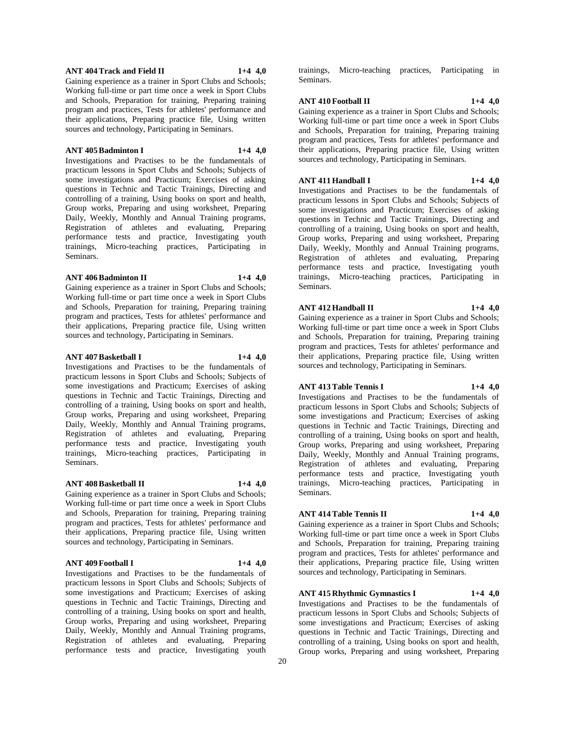**ANT 404 Track and Field II 1+4 4,0**
Gaining experience as a trainer in Sport Clubs and Schools; Working full-time or part time once a week in Sport Clubs and Schools, Preparation for training, Preparing training program and practices, Tests for athletes' performance and their applications, Preparing practice file, Using written sources and technology, Participating in Seminars.

**ANT 405 Badminton I 1+4 4,0**
Investigations and Practises to be the fundamentals of practicum lessons in Sport Clubs and Schools; Subjects of some investigations and Practicum; Exercises of asking questions in Technic and Tactic Trainings, Directing and controlling of a training, Using books on sport and health, Group works, Preparing and using worksheet, Preparing Daily, Weekly, Monthly and Annual Training programs, Registration of athletes and evaluating, Preparing performance tests and practice, Investigating youth trainings, Micro-teaching practices, Participating in Seminars.

**ANT 406 Badminton II 1+4 4,0**
Gaining experience as a trainer in Sport Clubs and Schools; Working full-time or part time once a week in Sport Clubs and Schools, Preparation for training, Preparing training program and practices, Tests for athletes' performance and their applications, Preparing practice file, Using written sources and technology, Participating in Seminars.

**ANT 407 Basketball I 1+4 4,0**
Investigations and Practises to be the fundamentals of practicum lessons in Sport Clubs and Schools; Subjects of some investigations and Practicum; Exercises of asking questions in Technic and Tactic Trainings, Directing and controlling of a training, Using books on sport and health, Group works, Preparing and using worksheet, Preparing Daily, Weekly, Monthly and Annual Training programs, Registration of athletes and evaluating, Preparing performance tests and practice, Investigating youth trainings, Micro-teaching practices, Participating in Seminars.

**ANT 408 Basketball II 1+4 4,0**
Gaining experience as a trainer in Sport Clubs and Schools; Working full-time or part time once a week in Sport Clubs and Schools, Preparation for training, Preparing training program and practices, Tests for athletes' performance and their applications, Preparing practice file, Using written sources and technology, Participating in Seminars.

**ANT 409 Football I 1+4 4,0**
Investigations and Practises to be the fundamentals of practicum lessons in Sport Clubs and Schools; Subjects of some investigations and Practicum; Exercises of asking questions in Technic and Tactic Trainings, Directing and controlling of a training, Using books on sport and health, Group works, Preparing and using worksheet, Preparing Daily, Weekly, Monthly and Annual Training programs, Registration of athletes and evaluating, Preparing performance tests and practice, Investigating youth trainings, Micro-teaching practices, Participating in Seminars.

**ANT 410 Football II 1+4 4,0**
Gaining experience as a trainer in Sport Clubs and Schools; Working full-time or part time once a week in Sport Clubs and Schools, Preparation for training, Preparing training program and practices, Tests for athletes' performance and their applications, Preparing practice file, Using written sources and technology, Participating in Seminars.

**ANT 411 Handball I 1+4 4,0**
Investigations and Practises to be the fundamentals of practicum lessons in Sport Clubs and Schools; Subjects of some investigations and Practicum; Exercises of asking questions in Technic and Tactic Trainings, Directing and controlling of a training, Using books on sport and health, Group works, Preparing and using worksheet, Preparing Daily, Weekly, Monthly and Annual Training programs, Registration of athletes and evaluating, Preparing performance tests and practice, Investigating youth trainings, Micro-teaching practices, Participating in Seminars.

**ANT 412 Handball II 1+4 4,0**
Gaining experience as a trainer in Sport Clubs and Schools; Working full-time or part time once a week in Sport Clubs and Schools, Preparation for training, Preparing training program and practices, Tests for athletes' performance and their applications, Preparing practice file, Using written sources and technology, Participating in Seminars.

**ANT 413 Table Tennis I 1+4 4,0**
Investigations and Practises to be the fundamentals of practicum lessons in Sport Clubs and Schools; Subjects of some investigations and Practicum; Exercises of asking questions in Technic and Tactic Trainings, Directing and controlling of a training, Using books on sport and health, Group works, Preparing and using worksheet, Preparing Daily, Weekly, Monthly and Annual Training programs, Registration of athletes and evaluating, Preparing performance tests and practice, Investigating youth trainings, Micro-teaching practices, Participating in Seminars.

**ANT 414 Table Tennis II 1+4 4,0**
Gaining experience as a trainer in Sport Clubs and Schools; Working full-time or part time once a week in Sport Clubs and Schools, Preparation for training, Preparing training program and practices, Tests for athletes' performance and their applications, Preparing practice file, Using written sources and technology, Participating in Seminars.

**ANT 415 Rhythmic Gymnastics I 1+4 4,0**
Investigations and Practises to be the fundamentals of practicum lessons in Sport Clubs and Schools; Subjects of some investigations and Practicum; Exercises of asking questions in Technic and Tactic Trainings, Directing and controlling of a training, Using books on sport and health, Group works, Preparing and using worksheet, Preparing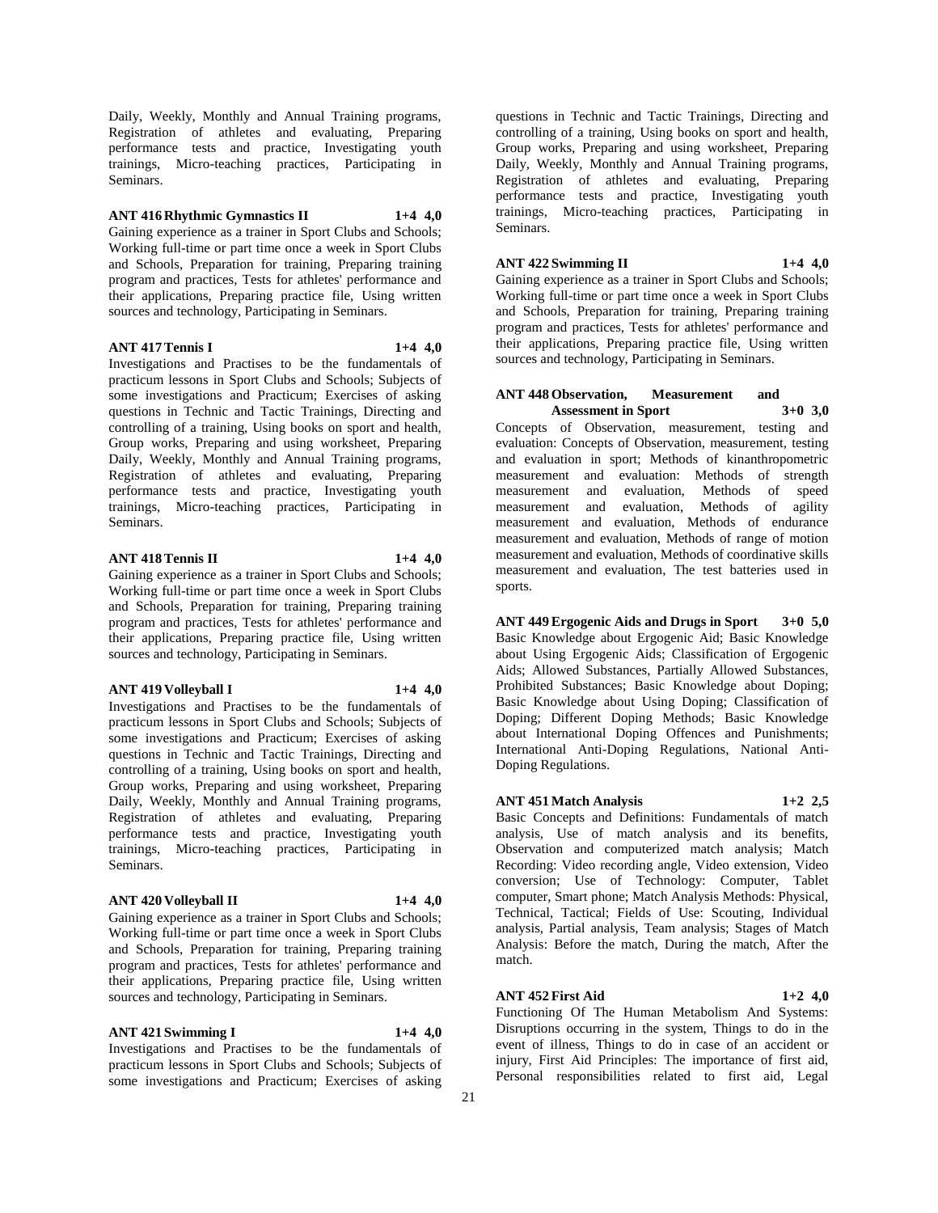Daily, Weekly, Monthly and Annual Training programs, Registration of athletes and evaluating, Preparing performance tests and practice, Investigating youth trainings, Micro-teaching practices, Participating in Seminars.

**ANT 416 Rhythmic Gymnastics II 1+4 4,0**

Gaining experience as a trainer in Sport Clubs and Schools; Working full-time or part time once a week in Sport Clubs and Schools, Preparation for training, Preparing training program and practices, Tests for athletes' performance and their applications, Preparing practice file, Using written sources and technology, Participating in Seminars.

**ANT 417 Tennis I 1+4 4,0**

Investigations and Practises to be the fundamentals of practicum lessons in Sport Clubs and Schools; Subjects of some investigations and Practicum; Exercises of asking questions in Technic and Tactic Trainings, Directing and controlling of a training, Using books on sport and health, Group works, Preparing and using worksheet, Preparing Daily, Weekly, Monthly and Annual Training programs, Registration of athletes and evaluating, Preparing performance tests and practice, Investigating youth trainings, Micro-teaching practices, Participating in Seminars.

**ANT 418 Tennis II 1+4 4,0**

Gaining experience as a trainer in Sport Clubs and Schools; Working full-time or part time once a week in Sport Clubs and Schools, Preparation for training, Preparing training program and practices, Tests for athletes' performance and their applications, Preparing practice file, Using written sources and technology, Participating in Seminars.

**ANT 419 Volleyball I 1+4 4,0**

Investigations and Practises to be the fundamentals of practicum lessons in Sport Clubs and Schools; Subjects of some investigations and Practicum; Exercises of asking questions in Technic and Tactic Trainings, Directing and controlling of a training, Using books on sport and health, Group works, Preparing and using worksheet, Preparing Daily, Weekly, Monthly and Annual Training programs, Registration of athletes and evaluating, Preparing performance tests and practice, Investigating youth trainings, Micro-teaching practices, Participating in Seminars.

**ANT 420 Volleyball II 1+4 4,0**

Gaining experience as a trainer in Sport Clubs and Schools; Working full-time or part time once a week in Sport Clubs and Schools, Preparation for training, Preparing training program and practices, Tests for athletes' performance and their applications, Preparing practice file, Using written sources and technology, Participating in Seminars.

**ANT 421 Swimming I 1+4 4,0**

Investigations and Practises to be the fundamentals of practicum lessons in Sport Clubs and Schools; Subjects of some investigations and Practicum; Exercises of asking questions in Technic and Tactic Trainings, Directing and controlling of a training, Using books on sport and health, Group works, Preparing and using worksheet, Preparing Daily, Weekly, Monthly and Annual Training programs, Registration of athletes and evaluating, Preparing performance tests and practice, Investigating youth trainings, Micro-teaching practices, Participating in Seminars.

**ANT 422 Swimming II 1+4 4,0**

Gaining experience as a trainer in Sport Clubs and Schools; Working full-time or part time once a week in Sport Clubs and Schools, Preparation for training, Preparing training program and practices, Tests for athletes' performance and their applications, Preparing practice file, Using written sources and technology, Participating in Seminars.

**ANT 448 Observation, Measurement and Assessment in Sport 3+0 3,0**

Concepts of Observation, measurement, testing and evaluation: Concepts of Observation, measurement, testing and evaluation in sport; Methods of kinanthropometric measurement and evaluation: Methods of strength measurement and evaluation, Methods of speed measurement and evaluation, Methods of agility measurement and evaluation, Methods of endurance measurement and evaluation, Methods of range of motion measurement and evaluation, Methods of coordinative skills measurement and evaluation, The test batteries used in sports.

**ANT 449 Ergogenic Aids and Drugs in Sport 3+0 5,0**

Basic Knowledge about Ergogenic Aid; Basic Knowledge about Using Ergogenic Aids; Classification of Ergogenic Aids; Allowed Substances, Partially Allowed Substances, Prohibited Substances; Basic Knowledge about Doping; Basic Knowledge about Using Doping; Classification of Doping; Different Doping Methods; Basic Knowledge about International Doping Offences and Punishments; International Anti-Doping Regulations, National Anti-Doping Regulations.

**ANT 451 Match Analysis 1+2 2,5**

Basic Concepts and Definitions: Fundamentals of match analysis, Use of match analysis and its benefits, Observation and computerized match analysis; Match Recording: Video recording angle, Video extension, Video conversion; Use of Technology: Computer, Tablet computer, Smart phone; Match Analysis Methods: Physical, Technical, Tactical; Fields of Use: Scouting, Individual analysis, Partial analysis, Team analysis; Stages of Match Analysis: Before the match, During the match, After the match.

**ANT 452 First Aid 1+2 4,0**

Functioning Of The Human Metabolism And Systems: Disruptions occurring in the system, Things to do in the event of illness, Things to do in case of an accident or injury, First Aid Principles: The importance of first aid, Personal responsibilities related to first aid, Legal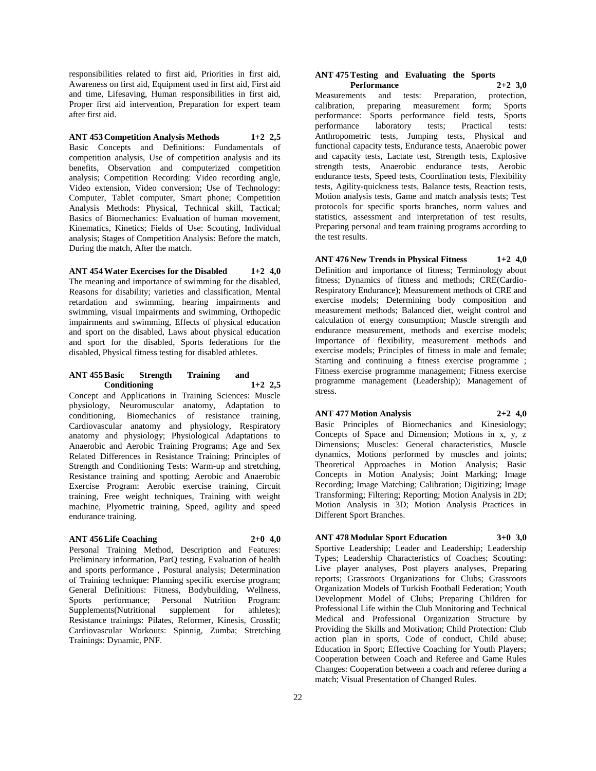responsibilities related to first aid, Priorities in first aid, Awareness on first aid, Equipment used in first aid, First aid and time, Lifesaving, Human responsibilities in first aid, Proper first aid intervention, Preparation for expert team after first aid.

**ANT 453 Competition Analysis Methods 1+2 2,5**
Basic Concepts and Definitions: Fundamentals of competition analysis, Use of competition analysis and its benefits, Observation and computerized competition analysis; Competition Recording: Video recording angle, Video extension, Video conversion; Use of Technology: Computer, Tablet computer, Smart phone; Competition Analysis Methods: Physical, Technical skill, Tactical; Basics of Biomechanics: Evaluation of human movement, Kinematics, Kinetics; Fields of Use: Scouting, Individual analysis; Stages of Competition Analysis: Before the match, During the match, After the match.

**ANT 454 Water Exercises for the Disabled 1+2 4,0**
The meaning and importance of swimming for the disabled, Reasons for disability; varieties and classification, Mental retardation and swimming, hearing impairments and swimming, visual impairments and swimming, Orthopedic impairments and swimming, Effects of physical education and sport on the disabled, Laws about physical education and sport for the disabled, Sports federations for the disabled, Physical fitness testing for disabled athletes.

**ANT 455 Basic Strength Training and Conditioning 1+2 2,5**
Concept and Applications in Training Sciences: Muscle physiology, Neuromuscular anatomy, Adaptation to conditioning, Biomechanics of resistance training, Cardiovascular anatomy and physiology, Respiratory anatomy and physiology; Physiological Adaptations to Anaerobic and Aerobic Training Programs; Age and Sex Related Differences in Resistance Training; Principles of Strength and Conditioning Tests: Warm-up and stretching, Resistance training and spotting; Aerobic and Anaerobic Exercise Program: Aerobic exercise training, Circuit training, Free weight techniques, Training with weight machine, Plyometric training, Speed, agility and speed endurance training.

**ANT 456 Life Coaching 2+0 4,0**
Personal Training Method, Description and Features: Preliminary information, ParQ testing, Evaluation of health and sports performance , Postural analysis; Determination of Training technique: Planning specific exercise program; General Definitions: Fitness, Bodybuilding, Wellness, Sports performance; Personal Nutrition Program: Supplements(Nutritional supplement for athletes); Resistance trainings: Pilates, Reformer, Kinesis, Crossfit; Cardiovascular Workouts: Spinnig, Zumba; Stretching Trainings: Dynamic, PNF.

**ANT 475 Testing and Evaluating the Sports Performance 2+2 3,0**
Measurements and tests: Preparation, protection, calibration, preparing measurement form; Sports performance: Sports performance field tests, Sports performance laboratory tests; Practical tests: Anthropometric tests, Jumping tests, Physical and functional capacity tests, Endurance tests, Anaerobic power and capacity tests, Lactate test, Strength tests, Explosive strength tests, Anaerobic endurance tests, Aerobic endurance tests, Speed tests, Coordination tests, Flexibility tests, Agility-quickness tests, Balance tests, Reaction tests, Motion analysis tests, Game and match analysis tests; Test protocols for specific sports branches, norm values and statistics, assessment and interpretation of test results, Preparing personal and team training programs according to the test results.

**ANT 476 New Trends in Physical Fitness 1+2 4,0**
Definition and importance of fitness; Terminology about fitness; Dynamics of fitness and methods; CRE(Cardio-Respiratory Endurance); Measurement methods of CRE and exercise models; Determining body composition and measurement methods; Balanced diet, weight control and calculation of energy consumption; Muscle strength and endurance measurement, methods and exercise models; Importance of flexibility, measurement methods and exercise models; Principles of fitness in male and female; Starting and continuing a fitness exercise programme ; Fitness exercise programme management; Fitness exercise programme management (Leadership); Management of stress.

**ANT 477 Motion Analysis 2+2 4,0**
Basic Principles of Biomechanics and Kinesiology; Concepts of Space and Dimension; Motions in x, y, z Dimensions; Muscles: General characteristics, Muscle dynamics, Motions performed by muscles and joints; Theoretical Approaches in Motion Analysis; Basic Concepts in Motion Analysis; Joint Marking; Image Recording; Image Matching; Calibration; Digitizing; Image Transforming; Filtering; Reporting; Motion Analysis in 2D; Motion Analysis in 3D; Motion Analysis Practices in Different Sport Branches.

**ANT 478 Modular Sport Education 3+0 3,0**
Sportive Leadership; Leader and Leadership; Leadership Types; Leadership Characteristics of Coaches; Scouting: Live player analyses, Post players analyses, Preparing reports; Grassroots Organizations for Clubs; Grassroots Organization Models of Turkish Football Federation; Youth Development Model of Clubs; Preparing Children for Professional Life within the Club Monitoring and Technical Medical and Professional Organization Structure by Providing the Skills and Motivation; Child Protection: Club action plan in sports, Code of conduct, Child abuse; Education in Sport; Effective Coaching for Youth Players; Cooperation between Coach and Referee and Game Rules Changes: Cooperation between a coach and referee during a match; Visual Presentation of Changed Rules.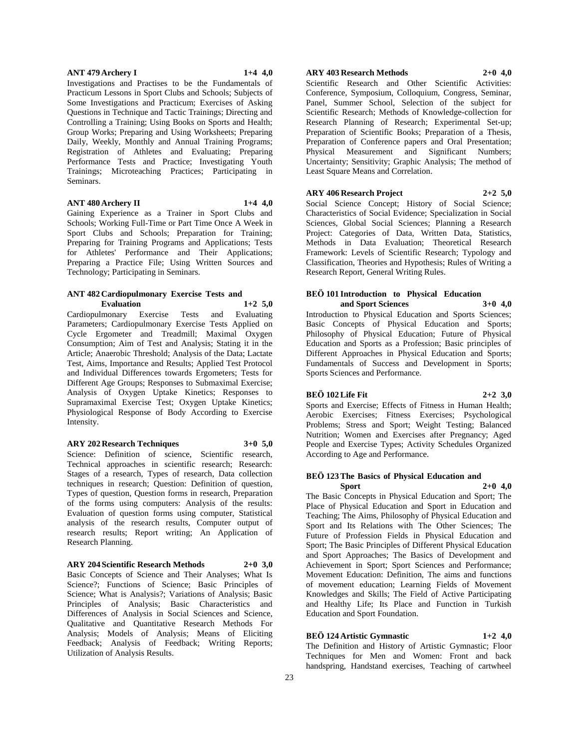**ANT 479 Archery I** **1+4 4,0**

Investigations and Practises to be the Fundamentals of Practicum Lessons in Sport Clubs and Schools; Subjects of Some Investigations and Practicum; Exercises of Asking Questions in Technique and Tactic Trainings; Directing and Controlling a Training; Using Books on Sports and Health; Group Works; Preparing and Using Worksheets; Preparing Daily, Weekly, Monthly and Annual Training Programs; Registration of Athletes and Evaluating; Preparing Performance Tests and Practice; Investigating Youth Trainings; Microteaching Practices; Participating in Seminars.

**ANT 480 Archery II** **1+4 4,0**

Gaining Experience as a Trainer in Sport Clubs and Schools; Working Full-Time or Part Time Once A Week in Sport Clubs and Schools; Preparation for Training; Preparing for Training Programs and Applications; Tests for Athletes' Performance and Their Applications; Preparing a Practice File; Using Written Sources and Technology; Participating in Seminars.

**ANT 482 Cardiopulmonary Exercise Tests and Evaluation** **1+2 5,0**

Cardiopulmonary Exercise Tests and Evaluating Parameters; Cardiopulmonary Exercise Tests Applied on Cycle Ergometer and Treadmill; Maximal Oxygen Consumption; Aim of Test and Analysis; Stating it in the Article; Anaerobic Threshold; Analysis of the Data; Lactate Test, Aims, Importance and Results; Applied Test Protocol and Individual Differences towards Ergometers; Tests for Different Age Groups; Responses to Submaximal Exercise; Analysis of Oxygen Uptake Kinetics; Responses to Supramaximal Exercise Test; Oxygen Uptake Kinetics; Physiological Response of Body According to Exercise Intensity.

**ARY 202 Research Techniques** **3+0 5,0**

Science: Definition of science, Scientific research, Technical approaches in scientific research; Research: Stages of a research, Types of research, Data collection techniques in research; Question: Definition of question, Types of question, Question forms in research, Preparation of the forms using computers: Analysis of the results: Evaluation of question forms using computer, Statistical analysis of the research results, Computer output of research results; Report writing; An Application of Research Planning.

**ARY 204 Scientific Research Methods** **2+0 3,0**

Basic Concepts of Science and Their Analyses; What Is Science?; Functions of Science; Basic Principles of Science; What is Analysis?; Variations of Analysis; Basic Principles of Analysis; Basic Characteristics and Differences of Analysis in Social Sciences and Science, Qualitative and Quantitative Research Methods For Analysis; Models of Analysis; Means of Eliciting Feedback; Analysis of Feedback; Writing Reports; Utilization of Analysis Results.

**ARY 403 Research Methods** **2+0 4,0**

Scientific Research and Other Scientific Activities: Conference, Symposium, Colloquium, Congress, Seminar, Panel, Summer School, Selection of the subject for Scientific Research; Methods of Knowledge-collection for Research Planning of Research; Experimental Set-up; Preparation of Scientific Books; Preparation of a Thesis, Preparation of Conference papers and Oral Presentation; Physical Measurement and Significant Numbers; Uncertainty; Sensitivity; Graphic Analysis; The method of Least Square Means and Correlation.

**ARY 406 Research Project** **2+2 5,0**

Social Science Concept; History of Social Science; Characteristics of Social Evidence; Specialization in Social Sciences, Global Social Sciences; Planning a Research Project: Categories of Data, Written Data, Statistics, Methods in Data Evaluation; Theoretical Research Framework: Levels of Scientific Research; Typology and Classification, Theories and Hypothesis; Rules of Writing a Research Report, General Writing Rules.

**BEÖ 101 Introduction to Physical Education and Sport Sciences** **3+0 4,0**

Introduction to Physical Education and Sports Sciences; Basic Concepts of Physical Education and Sports; Philosophy of Physical Education; Future of Physical Education and Sports as a Profession; Basic principles of Different Approaches in Physical Education and Sports; Fundamentals of Success and Development in Sports; Sports Sciences and Performance.

**BEÖ 102 Life Fit** **2+2 3,0**

Sports and Exercise; Effects of Fitness in Human Health; Aerobic Exercises; Fitness Exercises; Psychological Problems; Stress and Sport; Weight Testing; Balanced Nutrition; Women and Exercises after Pregnancy; Aged People and Exercise Types; Activity Schedules Organized According to Age and Performance.

**BEÖ 123 The Basics of Physical Education and Sport** **2+0 4,0**

The Basic Concepts in Physical Education and Sport; The Place of Physical Education and Sport in Education and Teaching; The Aims, Philosophy of Physical Education and Sport and Its Relations with The Other Sciences; The Future of Profession Fields in Physical Education and Sport; The Basic Principles of Different Physical Education and Sport Approaches; The Basics of Development and Achievement in Sport; Sport Sciences and Performance; Movement Education: Definition, The aims and functions of movement education; Learning Fields of Movement Knowledges and Skills; The Field of Active Participating and Healthy Life; Its Place and Function in Turkish Education and Sport Foundation.

**BEÖ 124 Artistic Gymnastic** **1+2 4,0**

The Definition and History of Artistic Gymnastic; Floor Techniques for Men and Women: Front and back handspring, Handstand exercises, Teaching of cartwheel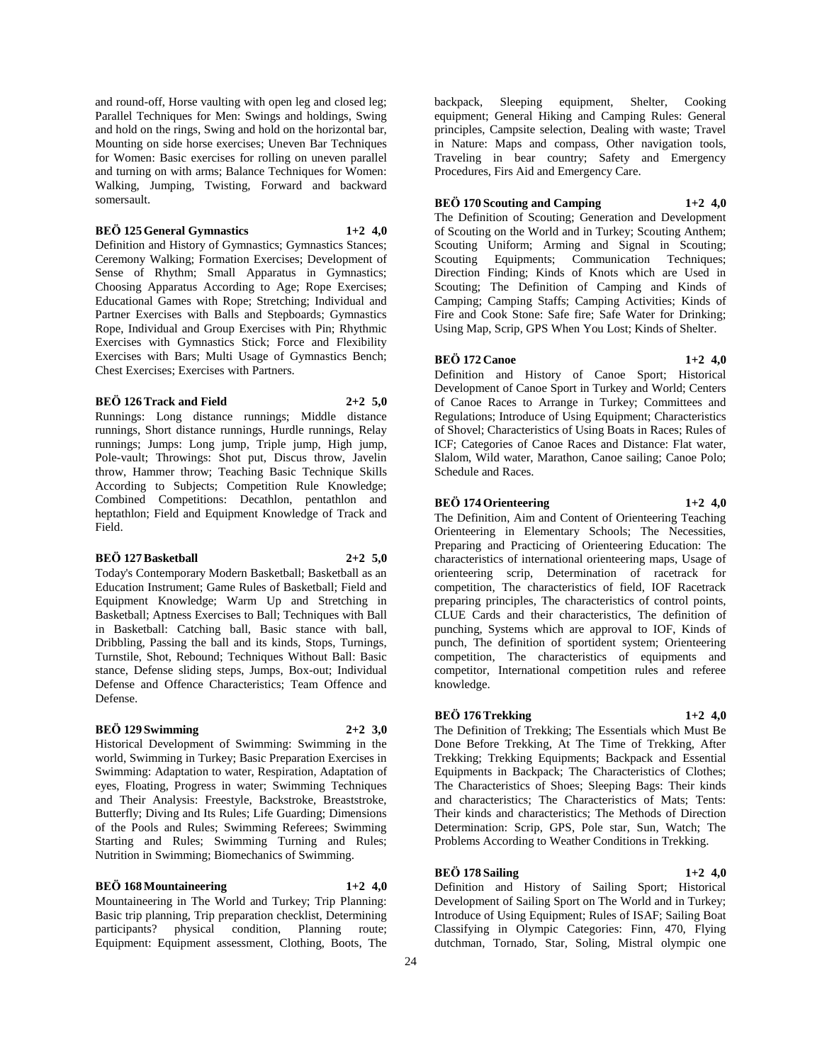and round-off, Horse vaulting with open leg and closed leg; Parallel Techniques for Men: Swings and holdings, Swing and hold on the rings, Swing and hold on the horizontal bar, Mounting on side horse exercises; Uneven Bar Techniques for Women: Basic exercises for rolling on uneven parallel and turning on with arms; Balance Techniques for Women: Walking, Jumping, Twisting, Forward and backward somersault.

**BEÖ 125 General Gymnastics 1+2 4,0**

Definition and History of Gymnastics; Gymnastics Stances; Ceremony Walking; Formation Exercises; Development of Sense of Rhythm; Small Apparatus in Gymnastics; Choosing Apparatus According to Age; Rope Exercises; Educational Games with Rope; Stretching; Individual and Partner Exercises with Balls and Stepboards; Gymnastics Rope, Individual and Group Exercises with Pin; Rhythmic Exercises with Gymnastics Stick; Force and Flexibility Exercises with Bars; Multi Usage of Gymnastics Bench; Chest Exercises; Exercises with Partners.

**BEÖ 126 Track and Field 2+2 5,0**

Runnings: Long distance runnings; Middle distance runnings, Short distance runnings, Hurdle runnings, Relay runnings; Jumps: Long jump, Triple jump, High jump, Pole-vault; Throwings: Shot put, Discus throw, Javelin throw, Hammer throw; Teaching Basic Technique Skills According to Subjects; Competition Rule Knowledge; Combined Competitions: Decathlon, pentathlon and heptathlon; Field and Equipment Knowledge of Track and Field.

**BEÖ 127 Basketball 2+2 5,0**

Today's Contemporary Modern Basketball; Basketball as an Education Instrument; Game Rules of Basketball; Field and Equipment Knowledge; Warm Up and Stretching in Basketball; Aptness Exercises to Ball; Techniques with Ball in Basketball: Catching ball, Basic stance with ball, Dribbling, Passing the ball and its kinds, Stops, Turnings, Turnstile, Shot, Rebound; Techniques Without Ball: Basic stance, Defense sliding steps, Jumps, Box-out; Individual Defense and Offence Characteristics; Team Offence and Defense.

**BEÖ 129 Swimming 2+2 3,0**

Historical Development of Swimming: Swimming in the world, Swimming in Turkey; Basic Preparation Exercises in Swimming: Adaptation to water, Respiration, Adaptation of eyes, Floating, Progress in water; Swimming Techniques and Their Analysis: Freestyle, Backstroke, Breaststroke, Butterfly; Diving and Its Rules; Life Guarding; Dimensions of the Pools and Rules; Swimming Referees; Swimming Starting and Rules; Swimming Turning and Rules; Nutrition in Swimming; Biomechanics of Swimming.

**BEÖ 168 Mountaineering 1+2 4,0**

Mountaineering in The World and Turkey; Trip Planning: Basic trip planning, Trip preparation checklist, Determining participants? physical condition, Planning route; Equipment: Equipment assessment, Clothing, Boots, The backpack, Sleeping equipment, Shelter, Cooking equipment; General Hiking and Camping Rules: General principles, Campsite selection, Dealing with waste; Travel in Nature: Maps and compass, Other navigation tools, Traveling in bear country; Safety and Emergency Procedures, Firs Aid and Emergency Care.

**BEÖ 170 Scouting and Camping 1+2 4,0**

The Definition of Scouting; Generation and Development of Scouting on the World and in Turkey; Scouting Anthem; Scouting Uniform; Arming and Signal in Scouting; Scouting Equipments; Communication Techniques; Direction Finding; Kinds of Knots which are Used in Scouting; The Definition of Camping and Kinds of Camping; Camping Staffs; Camping Activities; Kinds of Fire and Cook Stone: Safe fire; Safe Water for Drinking; Using Map, Scrip, GPS When You Lost; Kinds of Shelter.

**BEÖ 172 Canoe 1+2 4,0**

Definition and History of Canoe Sport; Historical Development of Canoe Sport in Turkey and World; Centers of Canoe Races to Arrange in Turkey; Committees and Regulations; Introduce of Using Equipment; Characteristics of Shovel; Characteristics of Using Boats in Races; Rules of ICF; Categories of Canoe Races and Distance: Flat water, Slalom, Wild water, Marathon, Canoe sailing; Canoe Polo; Schedule and Races.

**BEÖ 174 Orienteering 1+2 4,0**

The Definition, Aim and Content of Orienteering Teaching Orienteering in Elementary Schools; The Necessities, Preparing and Practicing of Orienteering Education: The characteristics of international orienteering maps, Usage of orienteering scrip, Determination of racetrack for competition, The characteristics of field, IOF Racetrack preparing principles, The characteristics of control points, CLUE Cards and their characteristics, The definition of punching, Systems which are approval to IOF, Kinds of punch, The definition of sportident system; Orienteering competition, The characteristics of equipments and competitor, International competition rules and referee knowledge.

**BEÖ 176 Trekking 1+2 4,0**

The Definition of Trekking; The Essentials which Must Be Done Before Trekking, At The Time of Trekking, After Trekking; Trekking Equipments; Backpack and Essential Equipments in Backpack; The Characteristics of Clothes; The Characteristics of Shoes; Sleeping Bags: Their kinds and characteristics; The Characteristics of Mats; Tents: Their kinds and characteristics; The Methods of Direction Determination: Scrip, GPS, Pole star, Sun, Watch; The Problems According to Weather Conditions in Trekking.

**BEÖ 178 Sailing 1+2 4,0**

Definition and History of Sailing Sport; Historical Development of Sailing Sport on The World and in Turkey; Introduce of Using Equipment; Rules of ISAF; Sailing Boat Classifying in Olympic Categories: Finn, 470, Flying dutchman, Tornado, Star, Soling, Mistral olympic one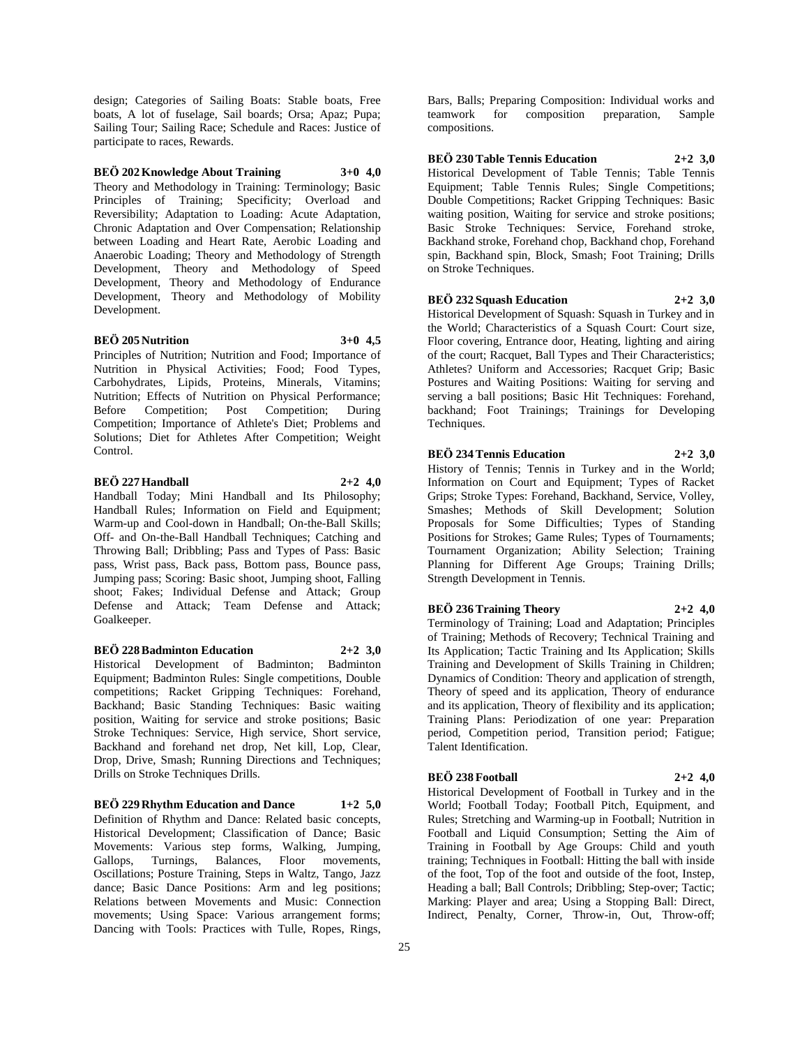design; Categories of Sailing Boats: Stable boats, Free boats, A lot of fuselage, Sail boards; Orsa; Apaz; Pupa; Sailing Tour; Sailing Race; Schedule and Races: Justice of participate to races, Rewards.

**BEÖ 202 Knowledge About Training 3+0 4,0**

Theory and Methodology in Training: Terminology; Basic Principles of Training; Specificity; Overload and Reversibility; Adaptation to Loading: Acute Adaptation, Chronic Adaptation and Over Compensation; Relationship between Loading and Heart Rate, Aerobic Loading and Anaerobic Loading; Theory and Methodology of Strength Development, Theory and Methodology of Speed Development, Theory and Methodology of Endurance Development, Theory and Methodology of Mobility Development.

**BEÖ 205 Nutrition 3+0 4,5**

Principles of Nutrition; Nutrition and Food; Importance of Nutrition in Physical Activities; Food; Food Types, Carbohydrates, Lipids, Proteins, Minerals, Vitamins; Nutrition; Effects of Nutrition on Physical Performance; Before Competition; Post Competition; During Competition; Importance of Athlete's Diet; Problems and Solutions; Diet for Athletes After Competition; Weight Control.

**BEÖ 227 Handball 2+2 4,0**

Handball Today; Mini Handball and Its Philosophy; Handball Rules; Information on Field and Equipment; Warm-up and Cool-down in Handball; On-the-Ball Skills; Off- and On-the-Ball Handball Techniques; Catching and Throwing Ball; Dribbling; Pass and Types of Pass: Basic pass, Wrist pass, Back pass, Bottom pass, Bounce pass, Jumping pass; Scoring: Basic shoot, Jumping shoot, Falling shoot; Fakes; Individual Defense and Attack; Group Defense and Attack; Team Defense and Attack; Goalkeeper.

**BEÖ 228 Badminton Education 2+2 3,0**

Historical Development of Badminton; Badminton Equipment; Badminton Rules: Single competitions, Double competitions; Racket Gripping Techniques: Forehand, Backhand; Basic Standing Techniques: Basic waiting position, Waiting for service and stroke positions; Basic Stroke Techniques: Service, High service, Short service, Backhand and forehand net drop, Net kill, Lop, Clear, Drop, Drive, Smash; Running Directions and Techniques; Drills on Stroke Techniques Drills.

**BEÖ 229 Rhythm Education and Dance 1+2 5,0**

Definition of Rhythm and Dance: Related basic concepts, Historical Development; Classification of Dance; Basic Movements: Various step forms, Walking, Jumping, Gallops, Turnings, Balances, Floor movements, Oscillations; Posture Training, Steps in Waltz, Tango, Jazz dance; Basic Dance Positions: Arm and leg positions; Relations between Movements and Music: Connection movements; Using Space: Various arrangement forms; Dancing with Tools: Practices with Tulle, Ropes, Rings, Bars, Balls; Preparing Composition: Individual works and teamwork for composition preparation, Sample compositions.

**BEÖ 230 Table Tennis Education 2+2 3,0**

Historical Development of Table Tennis; Table Tennis Equipment; Table Tennis Rules; Single Competitions; Double Competitions; Racket Gripping Techniques: Basic waiting position, Waiting for service and stroke positions; Basic Stroke Techniques: Service, Forehand stroke, Backhand stroke, Forehand chop, Backhand chop, Forehand spin, Backhand spin, Block, Smash; Foot Training; Drills on Stroke Techniques.

**BEÖ 232 Squash Education 2+2 3,0**

Historical Development of Squash: Squash in Turkey and in the World; Characteristics of a Squash Court: Court size, Floor covering, Entrance door, Heating, lighting and airing of the court; Racquet, Ball Types and Their Characteristics; Athletes? Uniform and Accessories; Racquet Grip; Basic Postures and Waiting Positions: Waiting for serving and serving a ball positions; Basic Hit Techniques: Forehand, backhand; Foot Trainings; Trainings for Developing Techniques.

**BEÖ 234 Tennis Education 2+2 3,0**

History of Tennis; Tennis in Turkey and in the World; Information on Court and Equipment; Types of Racket Grips; Stroke Types: Forehand, Backhand, Service, Volley, Smashes; Methods of Skill Development; Solution Proposals for Some Difficulties; Types of Standing Positions for Strokes; Game Rules; Types of Tournaments; Tournament Organization; Ability Selection; Training Planning for Different Age Groups; Training Drills; Strength Development in Tennis.

**BEÖ 236 Training Theory 2+2 4,0**

Terminology of Training; Load and Adaptation; Principles of Training; Methods of Recovery; Technical Training and Its Application; Tactic Training and Its Application; Skills Training and Development of Skills Training in Children; Dynamics of Condition: Theory and application of strength, Theory of speed and its application, Theory of endurance and its application, Theory of flexibility and its application; Training Plans: Periodization of one year: Preparation period, Competition period, Transition period; Fatigue; Talent Identification.

**BEÖ 238 Football 2+2 4,0**

Historical Development of Football in Turkey and in the World; Football Today; Football Pitch, Equipment, and Rules; Stretching and Warming-up in Football; Nutrition in Football and Liquid Consumption; Setting the Aim of Training in Football by Age Groups: Child and youth training; Techniques in Football: Hitting the ball with inside of the foot, Top of the foot and outside of the foot, Instep, Heading a ball; Ball Controls; Dribbling; Step-over; Tactic; Marking: Player and area; Using a Stopping Ball: Direct, Indirect, Penalty, Corner, Throw-in, Out, Throw-off;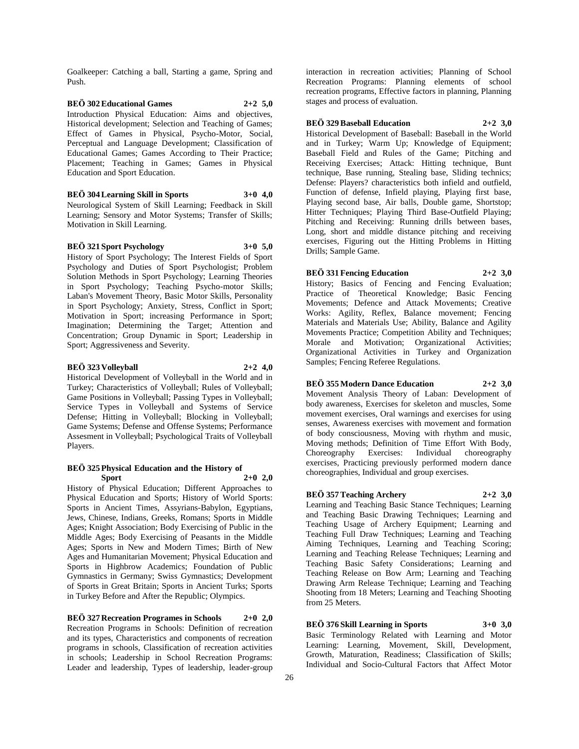Goalkeeper: Catching a ball, Starting a game, Spring and Push.

**BEÖ 302 Educational Games 2+2 5,0**

Introduction Physical Education: Aims and objectives, Historical development; Selection and Teaching of Games; Effect of Games in Physical, Psycho-Motor, Social, Perceptual and Language Development; Classification of Educational Games; Games According to Their Practice; Placement; Teaching in Games; Games in Physical Education and Sport Education.

**BEÖ 304 Learning Skill in Sports 3+0 4,0**

Neurological System of Skill Learning; Feedback in Skill Learning; Sensory and Motor Systems; Transfer of Skills; Motivation in Skill Learning.

**BEÖ 321 Sport Psychology 3+0 5,0**

History of Sport Psychology; The Interest Fields of Sport Psychology and Duties of Sport Psychologist; Problem Solution Methods in Sport Psychology; Learning Theories in Sport Psychology; Teaching Psycho-motor Skills; Laban's Movement Theory, Basic Motor Skills, Personality in Sport Psychology; Anxiety, Stress, Conflict in Sport; Motivation in Sport; increasing Performance in Sport; Imagination; Determining the Target; Attention and Concentration; Group Dynamic in Sport; Leadership in Sport; Aggressiveness and Severity.

**BEÖ 323 Volleyball 2+2 4,0**

Historical Development of Volleyball in the World and in Turkey; Characteristics of Volleyball; Rules of Volleyball; Game Positions in Volleyball; Passing Types in Volleyball; Service Types in Volleyball and Systems of Service Defense; Hitting in Volleyball; Blocking in Volleyball; Game Systems; Defense and Offense Systems; Performance Assesment in Volleyball; Psychological Traits of Volleyball Players.

**BEÖ 325 Physical Education and the History of Sport 2+0 2,0**

History of Physical Education; Different Approaches to Physical Education and Sports; History of World Sports: Sports in Ancient Times, Assyrians-Babylon, Egyptians, Jews, Chinese, Indians, Greeks, Romans; Sports in Middle Ages; Knight Association; Body Exercising of Public in the Middle Ages; Body Exercising of Peasants in the Middle Ages; Sports in New and Modern Times; Birth of New Ages and Humanitarian Movement; Physical Education and Sports in Highbrow Academics; Foundation of Public Gymnastics in Germany; Swiss Gymnastics; Development of Sports in Great Britain; Sports in Ancient Turks; Sports in Turkey Before and After the Republic; Olympics.

**BEÖ 327 Recreation Programes in Schools 2+0 2,0**

Recreation Programs in Schools: Definition of recreation and its types, Characteristics and components of recreation programs in schools, Classification of recreation activities in schools; Leadership in School Recreation Programs: Leader and leadership, Types of leadership, leader-group interaction in recreation activities; Planning of School Recreation Programs: Planning elements of school recreation programs, Effective factors in planning, Planning stages and process of evaluation.

**BEÖ 329 Baseball Education 2+2 3,0**

Historical Development of Baseball: Baseball in the World and in Turkey; Warm Up; Knowledge of Equipment; Baseball Field and Rules of the Game; Pitching and Receiving Exercises; Attack: Hitting technique, Bunt technique, Base running, Stealing base, Sliding technics; Defense: Players? characteristics both infield and outfield, Function of defense, Infield playing, Playing first base, Playing second base, Air balls, Double game, Shortstop; Hitter Techniques; Playing Third Base-Outfield Playing; Pitching and Receiving: Running drills between bases, Long, short and middle distance pitching and receiving exercises, Figuring out the Hitting Problems in Hitting Drills; Sample Game.

**BEÖ 331 Fencing Education 2+2 3,0**

History; Basics of Fencing and Fencing Evaluation; Practice of Theoretical Knowledge; Basic Fencing Movements; Defence and Attack Movements; Creative Works: Agility, Reflex, Balance movement; Fencing Materials and Materials Use; Ability, Balance and Agility Movements Practice; Competition Ability and Techniques; Morale and Motivation; Organizational Activities; Organizational Activities in Turkey and Organization Samples; Fencing Referee Regulations.

**BEÖ 355 Modern Dance Education 2+2 3,0**

Movement Analysis Theory of Laban: Development of body awareness, Exercises for skeleton and muscles, Some movement exercises, Oral warnings and exercises for using senses, Awareness exercises with movement and formation of body consciousness, Moving with rhythm and music, Moving methods; Definition of Time Effort With Body, Choreography Exercises: Individual choreography exercises, Practicing previously performed modern dance choreographies, Individual and group exercises.

**BEÖ 357 Teaching Archery 2+2 3,0**

Learning and Teaching Basic Stance Techniques; Learning and Teaching Basic Drawing Techniques; Learning and Teaching Usage of Archery Equipment; Learning and Teaching Full Draw Techniques; Learning and Teaching Aiming Techniques, Learning and Teaching Scoring; Learning and Teaching Release Techniques; Learning and Teaching Basic Safety Considerations; Learning and Teaching Release on Bow Arm; Learning and Teaching Drawing Arm Release Technique; Learning and Teaching Shooting from 18 Meters; Learning and Teaching Shooting from 25 Meters.

**BEÖ 376 Skill Learning in Sports 3+0 3,0**

Basic Terminology Related with Learning and Motor Learning: Learning, Movement, Skill, Development, Growth, Maturation, Readiness; Classification of Skills; Individual and Socio-Cultural Factors that Affect Motor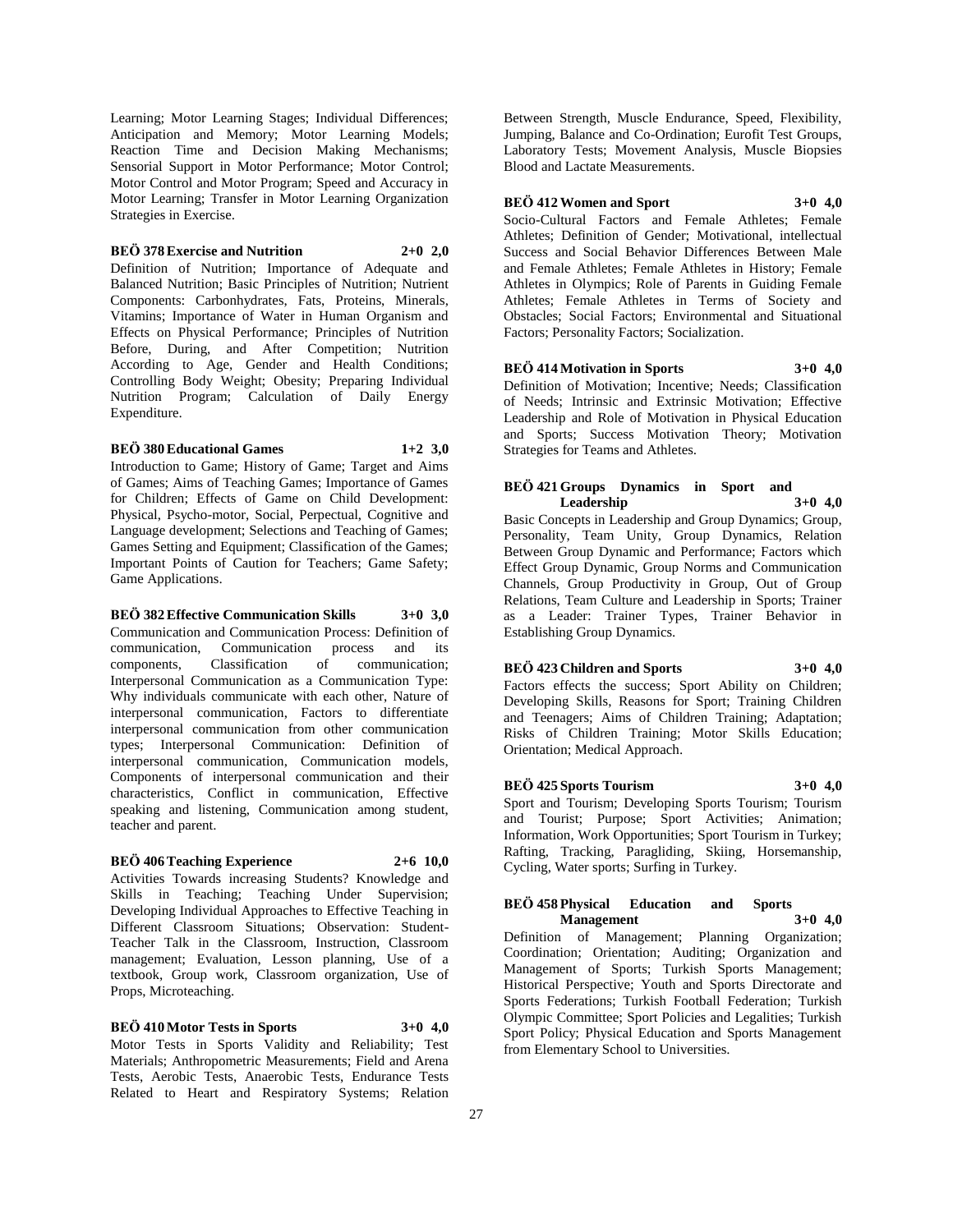Learning; Motor Learning Stages; Individual Differences; Anticipation and Memory; Motor Learning Models; Reaction Time and Decision Making Mechanisms; Sensorial Support in Motor Performance; Motor Control; Motor Control and Motor Program; Speed and Accuracy in Motor Learning; Transfer in Motor Learning Organization Strategies in Exercise.

**BEÖ 378 Exercise and Nutrition 2+0 2,0**

Definition of Nutrition; Importance of Adequate and Balanced Nutrition; Basic Principles of Nutrition; Nutrient Components: Carbonhydrates, Fats, Proteins, Minerals, Vitamins; Importance of Water in Human Organism and Effects on Physical Performance; Principles of Nutrition Before, During, and After Competition; Nutrition According to Age, Gender and Health Conditions; Controlling Body Weight; Obesity; Preparing Individual Nutrition Program; Calculation of Daily Energy Expenditure.

**BEÖ 380 Educational Games 1+2 3,0**

Introduction to Game; History of Game; Target and Aims of Games; Aims of Teaching Games; Importance of Games for Children; Effects of Game on Child Development: Physical, Psycho-motor, Social, Perpectual, Cognitive and Language development; Selections and Teaching of Games; Games Setting and Equipment; Classification of the Games; Important Points of Caution for Teachers; Game Safety; Game Applications.

**BEÖ 382 Effective Communication Skills 3+0 3,0**

Communication and Communication Process: Definition of communication, Communication process and its components, Classification of communication; Interpersonal Communication as a Communication Type: Why individuals communicate with each other, Nature of interpersonal communication, Factors to differentiate interpersonal communication from other communication types; Interpersonal Communication: Definition of interpersonal communication, Communication models, Components of interpersonal communication and their characteristics, Conflict in communication, Effective speaking and listening, Communication among student, teacher and parent.

**BEÖ 406 Teaching Experience 2+6 10,0**

Activities Towards increasing Students? Knowledge and Skills in Teaching; Teaching Under Supervision; Developing Individual Approaches to Effective Teaching in Different Classroom Situations; Observation: Student-Teacher Talk in the Classroom, Instruction, Classroom management; Evaluation, Lesson planning, Use of a textbook, Group work, Classroom organization, Use of Props, Microteaching.

**BEÖ 410 Motor Tests in Sports 3+0 4,0**

Motor Tests in Sports Validity and Reliability; Test Materials; Anthropometric Measurements; Field and Arena Tests, Aerobic Tests, Anaerobic Tests, Endurance Tests Related to Heart and Respiratory Systems; Relation Between Strength, Muscle Endurance, Speed, Flexibility, Jumping, Balance and Co-Ordination; Eurofit Test Groups, Laboratory Tests; Movement Analysis, Muscle Biopsies Blood and Lactate Measurements.

**BEÖ 412 Women and Sport 3+0 4,0**

Socio-Cultural Factors and Female Athletes; Female Athletes; Definition of Gender; Motivational, intellectual Success and Social Behavior Differences Between Male and Female Athletes; Female Athletes in History; Female Athletes in Olympics; Role of Parents in Guiding Female Athletes; Female Athletes in Terms of Society and Obstacles; Social Factors; Environmental and Situational Factors; Personality Factors; Socialization.

**BEÖ 414 Motivation in Sports 3+0 4,0**

Definition of Motivation; Incentive; Needs; Classification of Needs; Intrinsic and Extrinsic Motivation; Effective Leadership and Role of Motivation in Physical Education and Sports; Success Motivation Theory; Motivation Strategies for Teams and Athletes.

**BEÖ 421 Groups Dynamics in Sport and Leadership 3+0 4,0**

Basic Concepts in Leadership and Group Dynamics; Group, Personality, Team Unity, Group Dynamics, Relation Between Group Dynamic and Performance; Factors which Effect Group Dynamic, Group Norms and Communication Channels, Group Productivity in Group, Out of Group Relations, Team Culture and Leadership in Sports; Trainer as a Leader: Trainer Types, Trainer Behavior in Establishing Group Dynamics.

**BEÖ 423 Children and Sports 3+0 4,0**

Factors effects the success; Sport Ability on Children; Developing Skills, Reasons for Sport; Training Children and Teenagers; Aims of Children Training; Adaptation; Risks of Children Training; Motor Skills Education; Orientation; Medical Approach.

**BEÖ 425 Sports Tourism 3+0 4,0**

Sport and Tourism; Developing Sports Tourism; Tourism and Tourist; Purpose; Sport Activities; Animation; Information, Work Opportunities; Sport Tourism in Turkey; Rafting, Tracking, Paragliding, Skiing, Horsemanship, Cycling, Water sports; Surfing in Turkey.

**BEÖ 458 Physical Education and Sports Management 3+0 4,0**

Definition of Management; Planning Organization; Coordination; Orientation; Auditing; Organization and Management of Sports; Turkish Sports Management; Historical Perspective; Youth and Sports Directorate and Sports Federations; Turkish Football Federation; Turkish Olympic Committee; Sport Policies and Legalities; Turkish Sport Policy; Physical Education and Sports Management from Elementary School to Universities.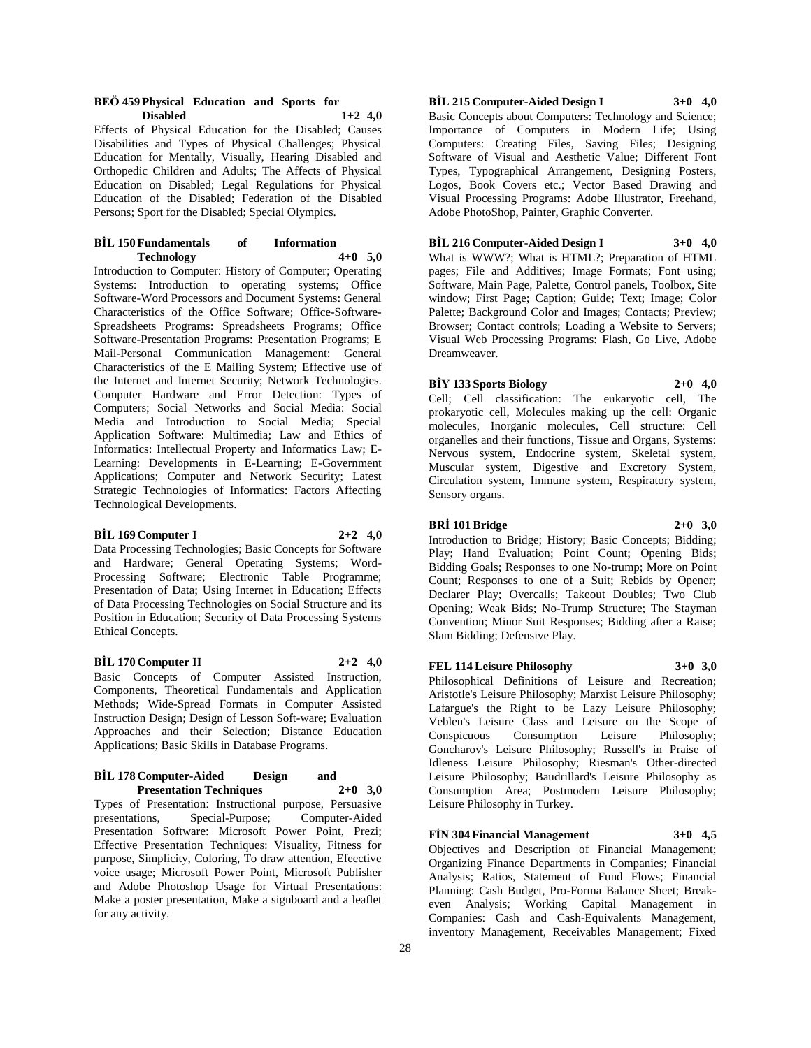**BEÖ 459 Physical Education and Sports for Disabled 1+2 4,0**

Effects of Physical Education for the Disabled; Causes Disabilities and Types of Physical Challenges; Physical Education for Mentally, Visually, Hearing Disabled and Orthopedic Children and Adults; The Affects of Physical Education on Disabled; Legal Regulations for Physical Education of the Disabled; Federation of the Disabled Persons; Sport for the Disabled; Special Olympics.

**BİL 150 Fundamentals of Information Technology 4+0 5,0**

Introduction to Computer: History of Computer; Operating Systems: Introduction to operating systems; Office Software-Word Processors and Document Systems: General Characteristics of the Office Software; Office-Software-Spreadsheets Programs: Spreadsheets Programs; Office Software-Presentation Programs: Presentation Programs; E Mail-Personal Communication Management: General Characteristics of the E Mailing System; Effective use of the Internet and Internet Security; Network Technologies. Computer Hardware and Error Detection: Types of Computers; Social Networks and Social Media: Social Media and Introduction to Social Media; Special Application Software: Multimedia; Law and Ethics of Informatics: Intellectual Property and Informatics Law; E-Learning: Developments in E-Learning; E-Government Applications; Computer and Network Security; Latest Strategic Technologies of Informatics: Factors Affecting Technological Developments.

**BİL 169 Computer I 2+2 4,0**

Data Processing Technologies; Basic Concepts for Software and Hardware; General Operating Systems; Word-Processing Software; Electronic Table Programme; Presentation of Data; Using Internet in Education; Effects of Data Processing Technologies on Social Structure and its Position in Education; Security of Data Processing Systems Ethical Concepts.

**BİL 170 Computer II 2+2 4,0**

Basic Concepts of Computer Assisted Instruction, Components, Theoretical Fundamentals and Application Methods; Wide-Spread Formats in Computer Assisted Instruction Design; Design of Lesson Soft-ware; Evaluation Approaches and their Selection; Distance Education Applications; Basic Skills in Database Programs.

**BİL 178 Computer-Aided Design and Presentation Techniques 2+0 3,0**

Types of Presentation: Instructional purpose, Persuasive presentations, Special-Purpose; Computer-Aided Presentation Software: Microsoft Power Point, Prezi; Effective Presentation Techniques: Visuality, Fitness for purpose, Simplicity, Coloring, To draw attention, Efeective voice usage; Microsoft Power Point, Microsoft Publisher and Adobe Photoshop Usage for Virtual Presentations: Make a poster presentation, Make a signboard and a leaflet for any activity.

**BİL 215 Computer-Aided Design I 3+0 4,0**

Basic Concepts about Computers: Technology and Science; Importance of Computers in Modern Life; Using Computers: Creating Files, Saving Files; Designing Software of Visual and Aesthetic Value; Different Font Types, Typographical Arrangement, Designing Posters, Logos, Book Covers etc.; Vector Based Drawing and Visual Processing Programs: Adobe Illustrator, Freehand, Adobe PhotoShop, Painter, Graphic Converter.

**BİL 216 Computer-Aided Design I 3+0 4,0**

What is WWW?; What is HTML?; Preparation of HTML pages; File and Additives; Image Formats; Font using; Software, Main Page, Palette, Control panels, Toolbox, Site window; First Page; Caption; Guide; Text; Image; Color Palette; Background Color and Images; Contacts; Preview; Browser; Contact controls; Loading a Website to Servers; Visual Web Processing Programs: Flash, Go Live, Adobe Dreamweaver.

**BİY 133 Sports Biology 2+0 4,0**

Cell; Cell classification: The eukaryotic cell, The prokaryotic cell, Molecules making up the cell: Organic molecules, Inorganic molecules, Cell structure: Cell organelles and their functions, Tissue and Organs, Systems: Nervous system, Endocrine system, Skeletal system, Muscular system, Digestive and Excretory System, Circulation system, Immune system, Respiratory system, Sensory organs.

**BRİ 101 Bridge 2+0 3,0**

Introduction to Bridge; History; Basic Concepts; Bidding; Play; Hand Evaluation; Point Count; Opening Bids; Bidding Goals; Responses to one No-trump; More on Point Count; Responses to one of a Suit; Rebids by Opener; Declarer Play; Overcalls; Takeout Doubles; Two Club Opening; Weak Bids; No-Trump Structure; The Stayman Convention; Minor Suit Responses; Bidding after a Raise; Slam Bidding; Defensive Play.

**FEL 114 Leisure Philosophy 3+0 3,0**

Philosophical Definitions of Leisure and Recreation; Aristotle's Leisure Philosophy; Marxist Leisure Philosophy; Lafargue's the Right to be Lazy Leisure Philosophy; Veblen's Leisure Class and Leisure on the Scope of Conspicuous Consumption Leisure Philosophy; Goncharov's Leisure Philosophy; Russell's in Praise of Idleness Leisure Philosophy; Riesman's Other-directed Leisure Philosophy; Baudrillard's Leisure Philosophy as Consumption Area; Postmodern Leisure Philosophy; Leisure Philosophy in Turkey.

**FİN 304 Financial Management 3+0 4,5**

Objectives and Description of Financial Management; Organizing Finance Departments in Companies; Financial Analysis; Ratios, Statement of Fund Flows; Financial Planning: Cash Budget, Pro-Forma Balance Sheet; Break-even Analysis; Working Capital Management in Companies: Cash and Cash-Equivalents Management, inventory Management, Receivables Management; Fixed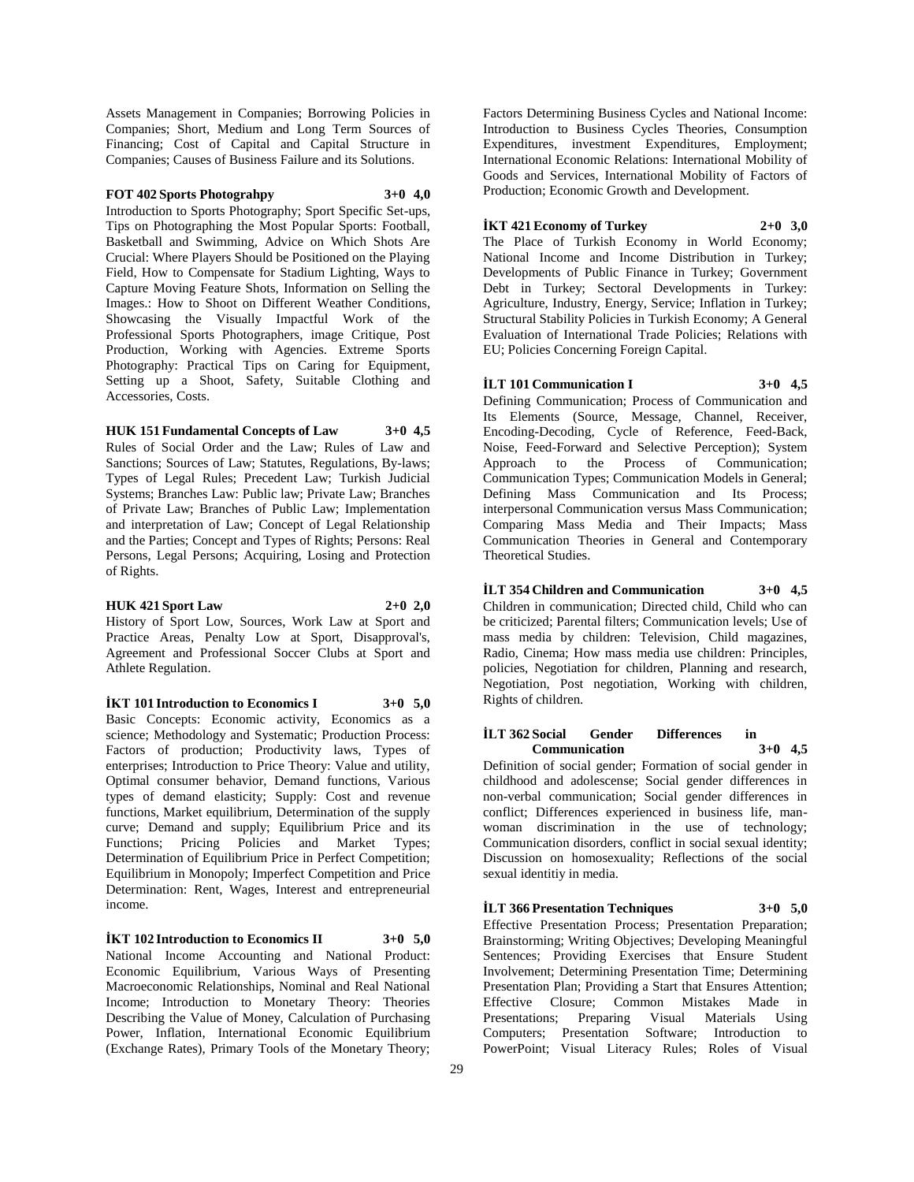Assets Management in Companies; Borrowing Policies in Companies; Short, Medium and Long Term Sources of Financing; Cost of Capital and Capital Structure in Companies; Causes of Business Failure and its Solutions.

**FOT 402 Sports Photograhpy 3+0 4,0**

Introduction to Sports Photography; Sport Specific Set-ups, Tips on Photographing the Most Popular Sports: Football, Basketball and Swimming, Advice on Which Shots Are Crucial: Where Players Should be Positioned on the Playing Field, How to Compensate for Stadium Lighting, Ways to Capture Moving Feature Shots, Information on Selling the Images.: How to Shoot on Different Weather Conditions, Showcasing the Visually Impactful Work of the Professional Sports Photographers, image Critique, Post Production, Working with Agencies. Extreme Sports Photography: Practical Tips on Caring for Equipment, Setting up a Shoot, Safety, Suitable Clothing and Accessories, Costs.

**HUK 151 Fundamental Concepts of Law 3+0 4,5**

Rules of Social Order and the Law; Rules of Law and Sanctions; Sources of Law; Statutes, Regulations, By-laws; Types of Legal Rules; Precedent Law; Turkish Judicial Systems; Branches Law: Public law; Private Law; Branches of Private Law; Branches of Public Law; Implementation and interpretation of Law; Concept of Legal Relationship and the Parties; Concept and Types of Rights; Persons: Real Persons, Legal Persons; Acquiring, Losing and Protection of Rights.

**HUK 421 Sport Law 2+0 2,0**

History of Sport Low, Sources, Work Law at Sport and Practice Areas, Penalty Low at Sport, Disapproval's, Agreement and Professional Soccer Clubs at Sport and Athlete Regulation.

**İKT 101 Introduction to Economics I 3+0 5,0**

Basic Concepts: Economic activity, Economics as a science; Methodology and Systematic; Production Process: Factors of production; Productivity laws, Types of enterprises; Introduction to Price Theory: Value and utility, Optimal consumer behavior, Demand functions, Various types of demand elasticity; Supply: Cost and revenue functions, Market equilibrium, Determination of the supply curve; Demand and supply; Equilibrium Price and its Functions; Pricing Policies and Market Types; Determination of Equilibrium Price in Perfect Competition; Equilibrium in Monopoly; Imperfect Competition and Price Determination: Rent, Wages, Interest and entrepreneurial income.

**İKT 102 Introduction to Economics II 3+0 5,0**

National Income Accounting and National Product: Economic Equilibrium, Various Ways of Presenting Macroeconomic Relationships, Nominal and Real National Income; Introduction to Monetary Theory: Theories Describing the Value of Money, Calculation of Purchasing Power, Inflation, International Economic Equilibrium (Exchange Rates), Primary Tools of the Monetary Theory; Factors Determining Business Cycles and National Income: Introduction to Business Cycles Theories, Consumption Expenditures, investment Expenditures, Employment; International Economic Relations: International Mobility of Goods and Services, International Mobility of Factors of Production; Economic Growth and Development.

**İKT 421 Economy of Turkey 2+0 3,0**

The Place of Turkish Economy in World Economy; National Income and Income Distribution in Turkey; Developments of Public Finance in Turkey; Government Debt in Turkey; Sectoral Developments in Turkey: Agriculture, Industry, Energy, Service; Inflation in Turkey; Structural Stability Policies in Turkish Economy; A General Evaluation of International Trade Policies; Relations with EU; Policies Concerning Foreign Capital.

**İLT 101 Communication I 3+0 4,5**

Defining Communication; Process of Communication and Its Elements (Source, Message, Channel, Receiver, Encoding-Decoding, Cycle of Reference, Feed-Back, Noise, Feed-Forward and Selective Perception); System Approach to the Process of Communication; Communication Types; Communication Models in General; Defining Mass Communication and Its Process; interpersonal Communication versus Mass Communication; Comparing Mass Media and Their Impacts; Mass Communication Theories in General and Contemporary Theoretical Studies.

**İLT 354 Children and Communication 3+0 4,5**

Children in communication; Directed child, Child who can be criticized; Parental filters; Communication levels; Use of mass media by children: Television, Child magazines, Radio, Cinema; How mass media use children: Principles, policies, Negotiation for children, Planning and research, Negotiation, Post negotiation, Working with children, Rights of children.

**İLT 362 Social Gender Differences in Communication 3+0 4,5**

Definition of social gender; Formation of social gender in childhood and adolescense; Social gender differences in non-verbal communication; Social gender differences in conflict; Differences experienced in business life, man-woman discrimination in the use of technology; Communication disorders, conflict in social sexual identity; Discussion on homosexuality; Reflections of the social sexual identitiy in media.

**İLT 366 Presentation Techniques 3+0 5,0**

Effective Presentation Process; Presentation Preparation; Brainstorming; Writing Objectives; Developing Meaningful Sentences; Providing Exercises that Ensure Student Involvement; Determining Presentation Time; Determining Presentation Plan; Providing a Start that Ensures Attention; Effective Closure; Common Mistakes Made in Presentations; Preparing Visual Materials Using Computers; Presentation Software; Introduction to PowerPoint; Visual Literacy Rules; Roles of Visual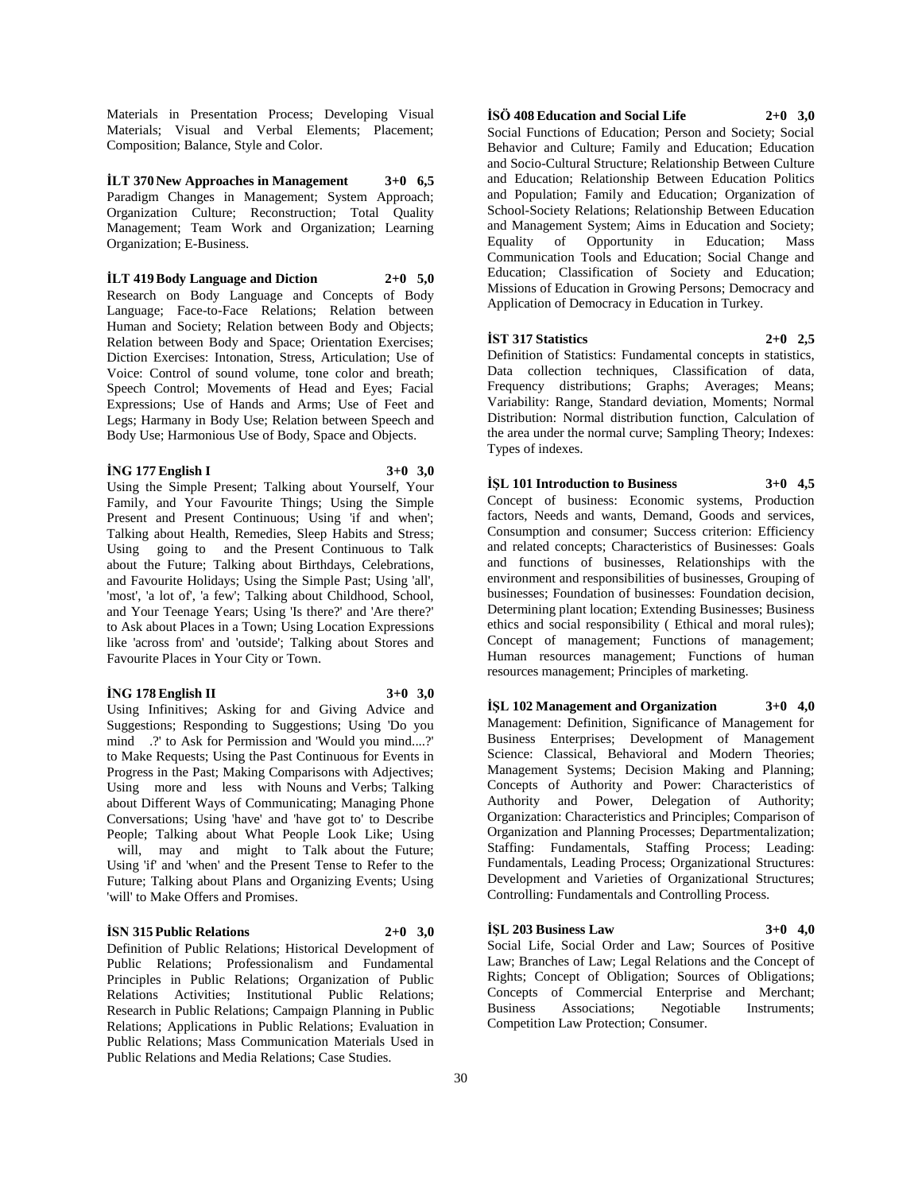Materials in Presentation Process; Developing Visual Materials; Visual and Verbal Elements; Placement; Composition; Balance, Style and Color.

**İLT 370 New Approaches in Management 3+0 6,5**

Paradigm Changes in Management; System Approach; Organization Culture; Reconstruction; Total Quality Management; Team Work and Organization; Learning Organization; E-Business.

**İLT 419 Body Language and Diction 2+0 5,0**

Research on Body Language and Concepts of Body Language; Face-to-Face Relations; Relation between Human and Society; Relation between Body and Objects; Relation between Body and Space; Orientation Exercises; Diction Exercises: Intonation, Stress, Articulation; Use of Voice: Control of sound volume, tone color and breath; Speech Control; Movements of Head and Eyes; Facial Expressions; Use of Hands and Arms; Use of Feet and Legs; Harmany in Body Use; Relation between Speech and Body Use; Harmonious Use of Body, Space and Objects.

**İNG 177 English I 3+0 3,0**

Using the Simple Present; Talking about Yourself, Your Family, and Your Favourite Things; Using the Simple Present and Present Continuous; Using 'if and when'; Talking about Health, Remedies, Sleep Habits and Stress; Using going to and the Present Continuous to Talk about the Future; Talking about Birthdays, Celebrations, and Favourite Holidays; Using the Simple Past; Using 'all', 'most', 'a lot of', 'a few'; Talking about Childhood, School, and Your Teenage Years; Using 'Is there?' and 'Are there?' to Ask about Places in a Town; Using Location Expressions like 'across from' and 'outside'; Talking about Stores and Favourite Places in Your City or Town.

**İNG 178 English II 3+0 3,0**

Using Infinitives; Asking for and Giving Advice and Suggestions; Responding to Suggestions; Using 'Do you mind .?' to Ask for Permission and 'Would you mind....?' to Make Requests; Using the Past Continuous for Events in Progress in the Past; Making Comparisons with Adjectives; Using more and less with Nouns and Verbs; Talking about Different Ways of Communicating; Managing Phone Conversations; Using 'have' and 'have got to' to Describe People; Talking about What People Look Like; Using will, may and might to Talk about the Future; Using 'if' and 'when' and the Present Tense to Refer to the Future; Talking about Plans and Organizing Events; Using 'will' to Make Offers and Promises.

**İSN 315 Public Relations 2+0 3,0**

Definition of Public Relations; Historical Development of Public Relations; Professionalism and Fundamental Principles in Public Relations; Organization of Public Relations Activities; Institutional Public Relations; Research in Public Relations; Campaign Planning in Public Relations; Applications in Public Relations; Evaluation in Public Relations; Mass Communication Materials Used in Public Relations and Media Relations; Case Studies.

**İSÖ 408 Education and Social Life 2+0 3,0**

Social Functions of Education; Person and Society; Social Behavior and Culture; Family and Education; Education and Socio-Cultural Structure; Relationship Between Culture and Education; Relationship Between Education Politics and Population; Family and Education; Organization of School-Society Relations; Relationship Between Education and Management System; Aims in Education and Society; Equality of Opportunity in Education; Mass Communication Tools and Education; Social Change and Education; Classification of Society and Education; Missions of Education in Growing Persons; Democracy and Application of Democracy in Education in Turkey.

**İST 317 Statistics 2+0 2,5**

Definition of Statistics: Fundamental concepts in statistics, Data collection techniques, Classification of data, Frequency distributions; Graphs; Averages; Means; Variability: Range, Standard deviation, Moments; Normal Distribution: Normal distribution function, Calculation of the area under the normal curve; Sampling Theory; Indexes: Types of indexes.

**İŞL 101 Introduction to Business 3+0 4,5**

Concept of business: Economic systems, Production factors, Needs and wants, Demand, Goods and services, Consumption and consumer; Success criterion: Efficiency and related concepts; Characteristics of Businesses: Goals and functions of businesses, Relationships with the environment and responsibilities of businesses, Grouping of businesses; Foundation of businesses: Foundation decision, Determining plant location; Extending Businesses; Business ethics and social responsibility ( Ethical and moral rules); Concept of management; Functions of management; Human resources management; Functions of human resources management; Principles of marketing.

**İŞL 102 Management and Organization 3+0 4,0**

Management: Definition, Significance of Management for Business Enterprises; Development of Management Science: Classical, Behavioral and Modern Theories; Management Systems; Decision Making and Planning; Concepts of Authority and Power: Characteristics of Authority and Power, Delegation of Authority; Organization: Characteristics and Principles; Comparison of Organization and Planning Processes; Departmentalization; Staffing: Fundamentals, Staffing Process; Leading: Fundamentals, Leading Process; Organizational Structures: Development and Varieties of Organizational Structures; Controlling: Fundamentals and Controlling Process.

**İŞL 203 Business Law 3+0 4,0**

Social Life, Social Order and Law; Sources of Positive Law; Branches of Law; Legal Relations and the Concept of Rights; Concept of Obligation; Sources of Obligations; Concepts of Commercial Enterprise and Merchant; Business Associations; Negotiable Instruments; Competition Law Protection; Consumer.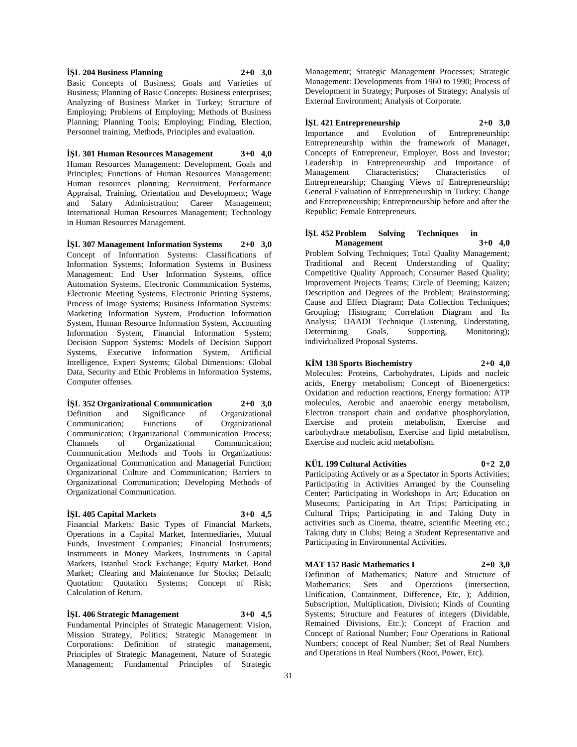**İŞL 204 Business Planning 2+0 3,0**

Basic Concepts of Business; Goals and Varieties of Business; Planning of Basic Concepts: Business enterprises; Analyzing of Business Market in Turkey; Structure of Employing; Problems of Employing; Methods of Business Planning; Planning Tools; Employing; Finding, Election, Personnel training, Methods, Principles and evaluation.

**İŞL 301 Human Resources Management 3+0 4,0**

Human Resources Management: Development, Goals and Principles; Functions of Human Resources Management: Human resources planning; Recruitment, Performance Appraisal, Training, Orientation and Development; Wage and Salary Administration; Career Management; International Human Resources Management; Technology in Human Resources Management.

**İŞL 307 Management Information Systems 2+0 3,0**

Concept of Information Systems: Classifications of Information Systems; Information Systems in Business Management: End User Information Systems, office Automation Systems, Electronic Communication Systems, Electronic Meeting Systems, Electronic Printing Systems, Process of Image Systems; Business Information Systems: Marketing Information System, Production Information System, Human Resource Information System, Accounting Information System, Financial Information System; Decision Support Systems: Models of Decision Support Systems, Executive Information System, Artificial Intelligence, Expert Systems; Global Dimensions: Global Data, Security and Ethic Problems in Information Systems, Computer offenses.

**İŞL 352 Organizational Communication 2+0 3,0**

Definition and Significance of Organizational Communication; Functions of Organizational Communication; Organizational Communication Process; Channels of Organizational Communication; Communication Methods and Tools in Organizations: Organizational Communication and Managerial Function; Organizational Culture and Communication; Barriers to Organizational Communication; Developing Methods of Organizational Communication.

**İŞL 405 Capital Markets 3+0 4,5**

Financial Markets: Basic Types of Financial Markets, Operations in a Capital Market, Intermediaries, Mutual Funds, Investment Companies; Financial Instruments; Instruments in Money Markets, Instruments in Capital Markets, Istanbul Stock Exchange; Equity Market, Bond Market; Clearing and Maintenance for Stocks; Default; Quotation: Quotation Systems; Concept of Risk; Calculation of Return.

**İŞL 406 Strategic Management 3+0 4,5**

Fundamental Principles of Strategic Management: Vision, Mission Strategy, Politics; Strategic Management in Corporations: Definition of strategic management, Principles of Strategic Management, Nature of Strategic Management; Fundamental Principles of Strategic Management; Strategic Management Processes; Strategic Management: Developments from 1960 to 1990; Process of Development in Strategy; Purposes of Strategy; Analysis of External Environment; Analysis of Corporate.

**İŞL 421 Entrepreneurship 2+0 3,0**

Importance and Evolution of Entrepreneurship: Entrepreneurship within the framework of Manager, Concepts of Entrepreneur, Employer, Boss and Investor; Leadership in Entrepreneurship and Importance of Management Characteristics; Characteristics of Entrepreneurship; Changing Views of Entrepreneurship; General Evaluation of Entrepreneurship in Turkey: Change and Entrepreneurship; Entrepreneurship before and after the Republic; Female Entrepreneurs.

**İŞL 452 Problem Solving Techniques in Management 3+0 4,0**

Problem Solving Techniques; Total Quality Management; Traditional and Recent Understanding of Quality; Competitive Quality Approach; Consumer Based Quality; Improvement Projects Teams; Circle of Deeming; Kaizen; Description and Degrees of the Problem; Brainstorming; Cause and Effect Diagram; Data Collection Techniques; Grouping; Histogram; Correlation Diagram and Its Analysis; DAADI Technique (Listening, Understating, Determining Goals, Supporting, Monitoring); individualized Proposal Systems.

**KİM 138 Sports Biochemistry 2+0 4,0**

Molecules: Proteins, Carbohydrates, Lipids and nucleic acids, Energy metabolism; Concept of Bioenergetics: Oxidation and reduction reactions, Energy formation: ATP molecules, Aerobic and anaerobic energy metabolism, Electron transport chain and oxidative phosphorylation, Exercise and protein metabolism, Exercise and carbohydrate metabolism, Exercise and lipid metabolism, Exercise and nucleic acid metabolism.

**KÜL 199 Cultural Activities 0+2 2,0**

Participating Actively or as a Spectator in Sports Activities; Participating in Activities Arranged by the Counseling Center; Participating in Workshops in Art; Education on Museums; Participating in Art Trips; Participating in Cultural Trips; Participating in and Taking Duty in activities such as Cinema, theatre, scientific Meeting etc.; Taking duty in Clubs; Being a Student Representative and Participating in Environmental Activities.

**MAT 157 Basic Mathematics I 2+0 3,0**

Definition of Mathematics; Nature and Structure of Mathematics; Sets and Operations (intersection, Unification, Containment, Difference, Etc, ); Addition, Subscription, Multiplication, Division; Kinds of Counting Systems; Structure and Features of integers (Dividable, Remained Divisions, Etc.); Concept of Fraction and Concept of Rational Number; Four Operations in Rational Numbers; concept of Real Number; Set of Real Numbers and Operations in Real Numbers (Root, Power, Etc).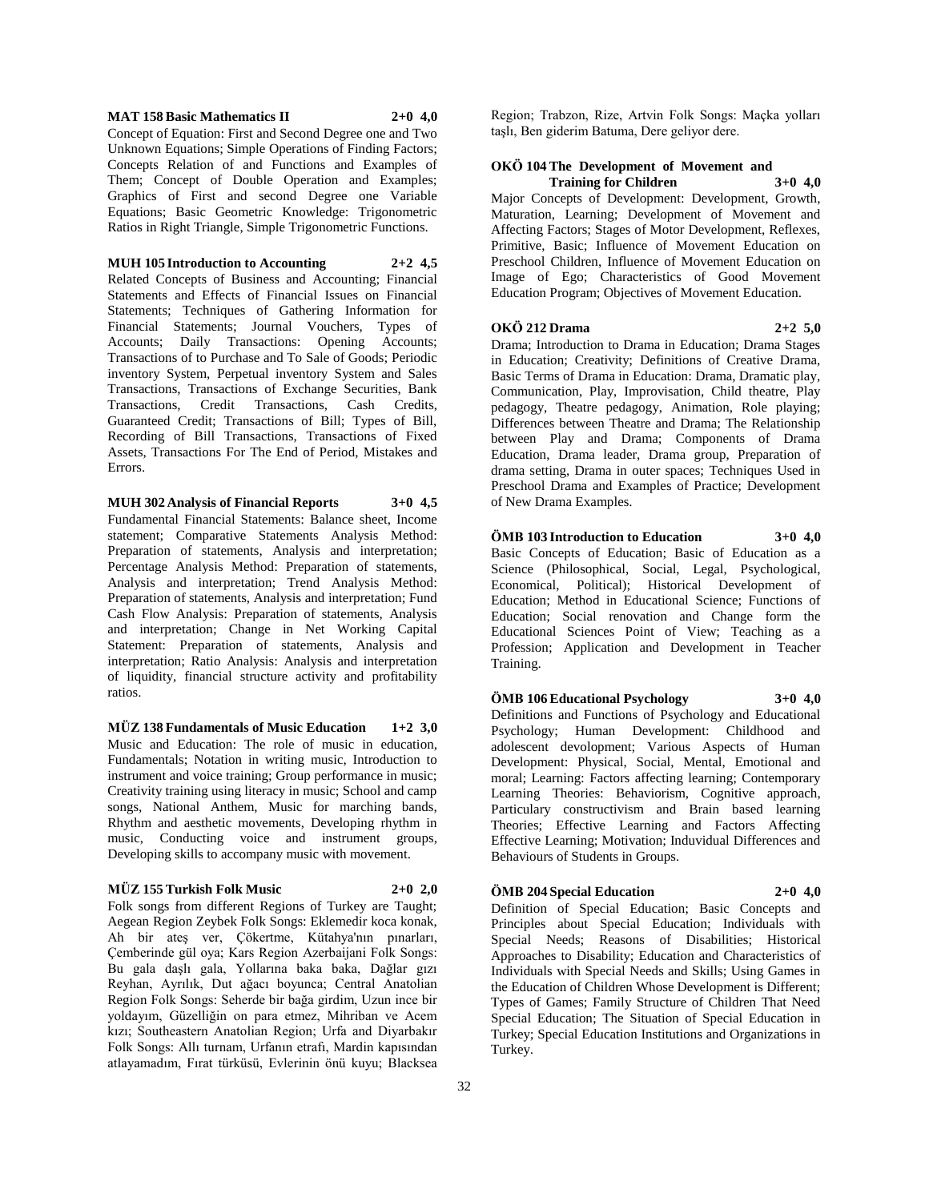**MAT 158 Basic Mathematics II 2+0 4,0**

Concept of Equation: First and Second Degree one and Two Unknown Equations; Simple Operations of Finding Factors; Concepts Relation of and Functions and Examples of Them; Concept of Double Operation and Examples; Graphics of First and second Degree one Variable Equations; Basic Geometric Knowledge: Trigonometric Ratios in Right Triangle, Simple Trigonometric Functions.

**MUH 105 Introduction to Accounting 2+2 4,5**

Related Concepts of Business and Accounting; Financial Statements and Effects of Financial Issues on Financial Statements; Techniques of Gathering Information for Financial Statements; Journal Vouchers, Types of Accounts; Daily Transactions: Opening Accounts; Transactions of to Purchase and To Sale of Goods; Periodic inventory System, Perpetual inventory System and Sales Transactions, Transactions of Exchange Securities, Bank Transactions, Credit Transactions, Cash Credits, Guaranteed Credit; Transactions of Bill; Types of Bill, Recording of Bill Transactions, Transactions of Fixed Assets, Transactions For The End of Period, Mistakes and Errors.

**MUH 302 Analysis of Financial Reports 3+0 4,5**

Fundamental Financial Statements: Balance sheet, Income statement; Comparative Statements Analysis Method: Preparation of statements, Analysis and interpretation; Percentage Analysis Method: Preparation of statements, Analysis and interpretation; Trend Analysis Method: Preparation of statements, Analysis and interpretation; Fund Cash Flow Analysis: Preparation of statements, Analysis and interpretation; Change in Net Working Capital Statement: Preparation of statements, Analysis and interpretation; Ratio Analysis: Analysis and interpretation of liquidity, financial structure activity and profitability ratios.

**MÜZ 138 Fundamentals of Music Education 1+2 3,0**

Music and Education: The role of music in education, Fundamentals; Notation in writing music, Introduction to instrument and voice training; Group performance in music; Creativity training using literacy in music; School and camp songs, National Anthem, Music for marching bands, Rhythm and aesthetic movements, Developing rhythm in music, Conducting voice and instrument groups, Developing skills to accompany music with movement.

**MÜZ 155 Turkish Folk Music 2+0 2,0**

Folk songs from different Regions of Turkey are Taught; Aegean Region Zeybek Folk Songs: Eklemedir koca konak, Ah bir ateş ver, Çökertme, Kütahya'nın pınarları, Çemberinde gül oya; Kars Region Azerbaijani Folk Songs: Bu gala daşlı gala, Yollarına baka baka, Dağlar gızı Reyhan, Ayrılık, Dut ağacı boyunca; Central Anatolian Region Folk Songs: Seherde bir bağa girdim, Uzun ince bir yoldayım, Güzelliğin on para etmez, Mihriban ve Acem kızı; Southeastern Anatolian Region; Urfa and Diyarbakır Folk Songs: Allı turnam, Urfanın etrafı, Mardin kapısından atlayamadım, Fırat türküsü, Evlerinin önü kuyu; Blacksea Region; Trabzon, Rize, Artvin Folk Songs: Maçka yolları taşlı, Ben giderim Batuma, Dere geliyor dere.

**OKÖ 104 The Development of Movement and Training for Children 3+0 4,0**

Major Concepts of Development: Development, Growth, Maturation, Learning; Development of Movement and Affecting Factors; Stages of Motor Development, Reflexes, Primitive, Basic; Influence of Movement Education on Preschool Children, Influence of Movement Education on Image of Ego; Characteristics of Good Movement Education Program; Objectives of Movement Education.

**OKÖ 212 Drama 2+2 5,0**

Drama; Introduction to Drama in Education; Drama Stages in Education; Creativity; Definitions of Creative Drama, Basic Terms of Drama in Education: Drama, Dramatic play, Communication, Play, Improvisation, Child theatre, Play pedagogy, Theatre pedagogy, Animation, Role playing; Differences between Theatre and Drama; The Relationship between Play and Drama; Components of Drama Education, Drama leader, Drama group, Preparation of drama setting, Drama in outer spaces; Techniques Used in Preschool Drama and Examples of Practice; Development of New Drama Examples.

**ÖMB 103 Introduction to Education 3+0 4,0**

Basic Concepts of Education; Basic of Education as a Science (Philosophical, Social, Legal, Psychological, Economical, Political); Historical Development of Education; Method in Educational Science; Functions of Education; Social renovation and Change form the Educational Sciences Point of View; Teaching as a Profession; Application and Development in Teacher Training.

**ÖMB 106 Educational Psychology 3+0 4,0**

Definitions and Functions of Psychology and Educational Psychology; Human Development: Childhood and adolescent devolopment; Various Aspects of Human Development: Physical, Social, Mental, Emotional and moral; Learning: Factors affecting learning; Contemporary Learning Theories: Behaviorism, Cognitive approach, Particulary constructivism and Brain based learning Theories; Effective Learning and Factors Affecting Effective Learning; Motivation; Induvidual Differences and Behaviours of Students in Groups.

**ÖMB 204 Special Education 2+0 4,0**

Definition of Special Education; Basic Concepts and Principles about Special Education; Individuals with Special Needs; Reasons of Disabilities; Historical Approaches to Disability; Education and Characteristics of Individuals with Special Needs and Skills; Using Games in the Education of Children Whose Development is Different; Types of Games; Family Structure of Children That Need Special Education; The Situation of Special Education in Turkey; Special Education Institutions and Organizations in Turkey.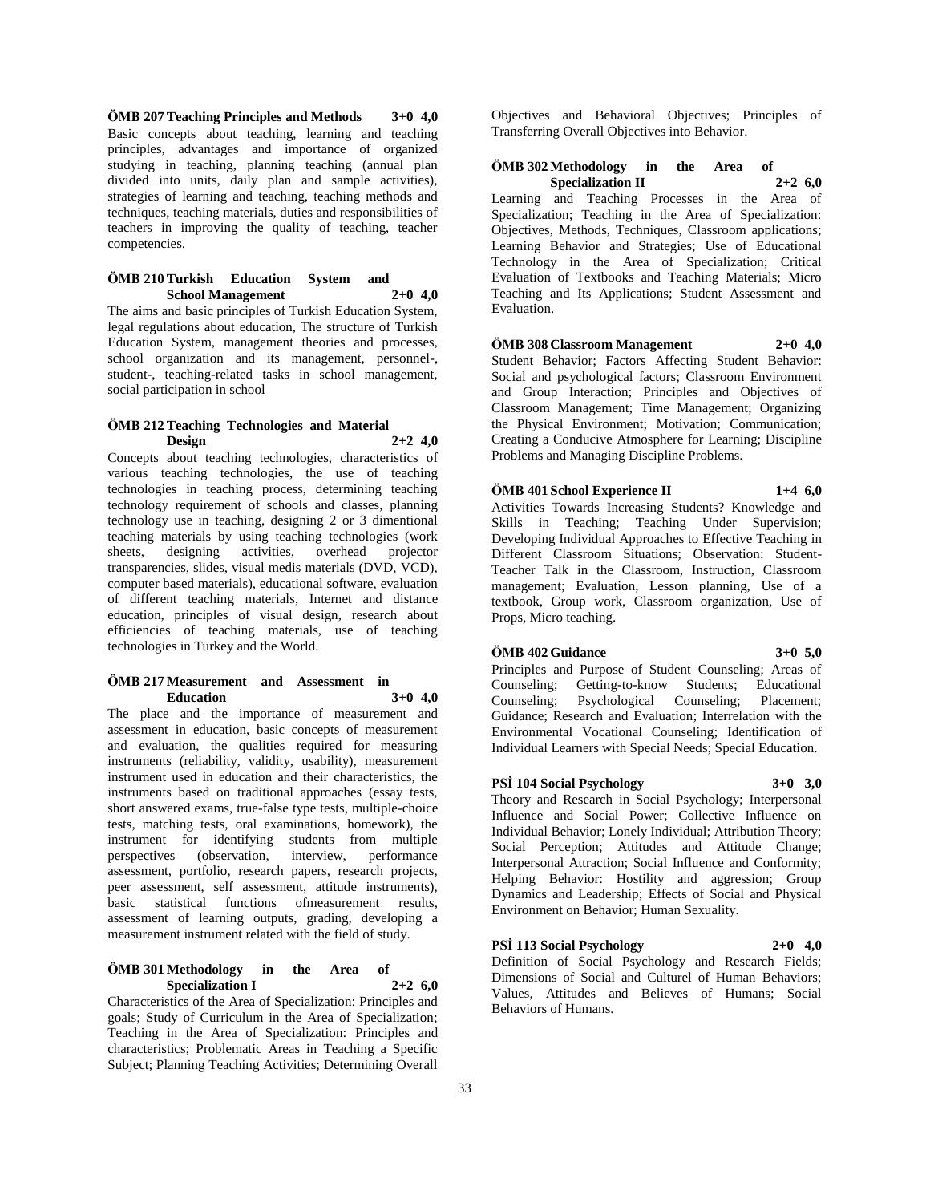**ÖMB 207 Teaching Principles and Methods 3+0 4,0**

Basic concepts about teaching, learning and teaching principles, advantages and importance of organized studying in teaching, planning teaching (annual plan divided into units, daily plan and sample activities), strategies of learning and teaching, teaching methods and techniques, teaching materials, duties and responsibilities of teachers in improving the quality of teaching, teacher competencies.

**ÖMB 210 Turkish Education System and School Management 2+0 4,0**

The aims and basic principles of Turkish Education System, legal regulations about education, The structure of Turkish Education System, management theories and processes, school organization and its management, personnel-, student-, teaching-related tasks in school management, social participation in school

**ÖMB 212 Teaching Technologies and Material Design 2+2 4,0**

Concepts about teaching technologies, characteristics of various teaching technologies, the use of teaching technologies in teaching process, determining teaching technology requirement of schools and classes, planning technology use in teaching, designing 2 or 3 dimentional teaching materials by using teaching technologies (work sheets, designing activities, overhead projector transparencies, slides, visual medis materials (DVD, VCD), computer based materials), educational software, evaluation of different teaching materials, Internet and distance education, principles of visual design, research about efficiencies of teaching materials, use of teaching technologies in Turkey and the World.

**ÖMB 217 Measurement and Assessment in Education 3+0 4,0**

The place and the importance of measurement and assessment in education, basic concepts of measurement and evaluation, the qualities required for measuring instruments (reliability, validity, usability), measurement instrument used in education and their characteristics, the instruments based on traditional approaches (essay tests, short answered exams, true-false type tests, multiple-choice tests, matching tests, oral examinations, homework), the instrument for identifying students from multiple perspectives (observation, interview, performance assessment, portfolio, research papers, research projects, peer assessment, self assessment, attitude instruments), basic statistical functions ofmeasurement results, assessment of learning outputs, grading, developing a measurement instrument related with the field of study.

**ÖMB 301 Methodology in the Area of Specialization I 2+2 6,0**

Characteristics of the Area of Specialization: Principles and goals; Study of Curriculum in the Area of Specialization; Teaching in the Area of Specialization: Principles and characteristics; Problematic Areas in Teaching a Specific Subject; Planning Teaching Activities; Determining Overall Objectives and Behavioral Objectives; Principles of Transferring Overall Objectives into Behavior.

**ÖMB 302 Methodology in the Area of Specialization II 2+2 6,0**

Learning and Teaching Processes in the Area of Specialization; Teaching in the Area of Specialization: Objectives, Methods, Techniques, Classroom applications; Learning Behavior and Strategies; Use of Educational Technology in the Area of Specialization; Critical Evaluation of Textbooks and Teaching Materials; Micro Teaching and Its Applications; Student Assessment and Evaluation.

**ÖMB 308 Classroom Management 2+0 4,0**

Student Behavior; Factors Affecting Student Behavior: Social and psychological factors; Classroom Environment and Group Interaction; Principles and Objectives of Classroom Management; Time Management; Organizing the Physical Environment; Motivation; Communication; Creating a Conducive Atmosphere for Learning; Discipline Problems and Managing Discipline Problems.

**ÖMB 401 School Experience II 1+4 6,0**

Activities Towards Increasing Students? Knowledge and Skills in Teaching; Teaching Under Supervision; Developing Individual Approaches to Effective Teaching in Different Classroom Situations; Observation: Student-Teacher Talk in the Classroom, Instruction, Classroom management; Evaluation, Lesson planning, Use of a textbook, Group work, Classroom organization, Use of Props, Micro teaching.

**ÖMB 402 Guidance 3+0 5,0**

Principles and Purpose of Student Counseling; Areas of Counseling; Getting-to-know Students; Educational Counseling; Psychological Counseling; Placement; Guidance; Research and Evaluation; Interrelation with the Environmental Vocational Counseling; Identification of Individual Learners with Special Needs; Special Education.

**PSİ 104 Social Psychology 3+0 3,0**

Theory and Research in Social Psychology; Interpersonal Influence and Social Power; Collective Influence on Individual Behavior; Lonely Individual; Attribution Theory; Social Perception; Attitudes and Attitude Change; Interpersonal Attraction; Social Influence and Conformity; Helping Behavior: Hostility and aggression; Group Dynamics and Leadership; Effects of Social and Physical Environment on Behavior; Human Sexuality.

**PSİ 113 Social Psychology 2+0 4,0**

Definition of Social Psychology and Research Fields; Dimensions of Social and Culturel of Human Behaviors; Values, Attitudes and Believes of Humans; Social Behaviors of Humans.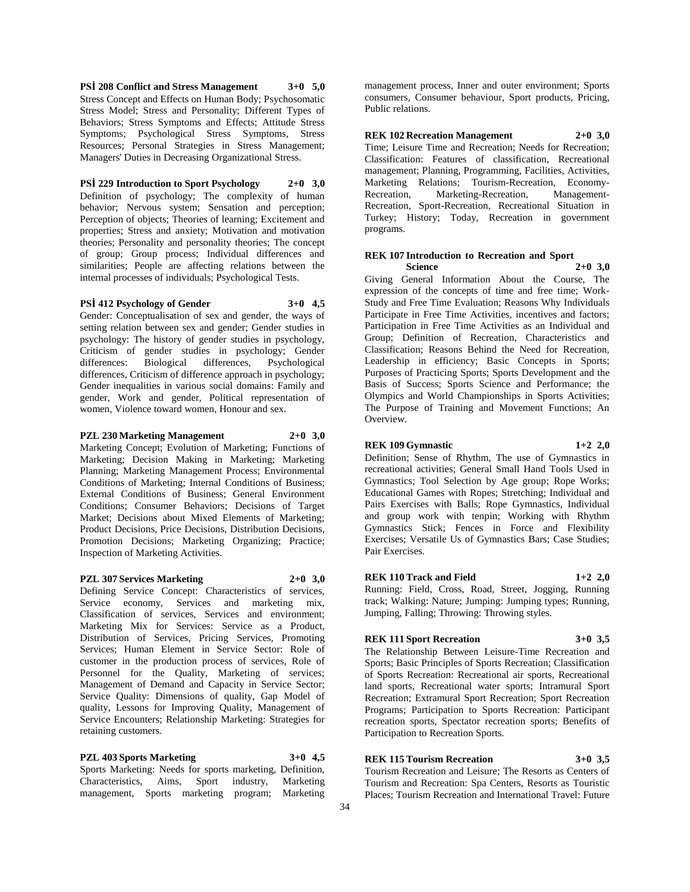**PSİ 208 Conflict and Stress Management 3+0 5,0**

Stress Concept and Effects on Human Body; Psychosomatic Stress Model; Stress and Personality; Different Types of Behaviors; Stress Symptoms and Effects; Attitude Stress Symptoms; Psychological Stress Symptoms, Stress Resources; Personal Strategies in Stress Management; Managers' Duties in Decreasing Organizational Stress.

**PSİ 229 Introduction to Sport Psychology 2+0 3,0**

Definition of psychology; The complexity of human behavior; Nervous system; Sensation and perception; Perception of objects; Theories of learning; Excitement and properties; Stress and anxiety; Motivation and motivation theories; Personality and personality theories; The concept of group; Group process; Individual differences and similarities; People are affecting relations between the internal processes of individuals; Psychological Tests.

**PSİ 412 Psychology of Gender 3+0 4,5**

Gender: Conceptualisation of sex and gender, the ways of setting relation between sex and gender; Gender studies in psychology: The history of gender studies in psychology, Criticism of gender studies in psychology; Gender differences: Biological differences, Psychological differences, Criticism of difference approach in psychology; Gender inequalities in various social domains: Family and gender, Work and gender, Political representation of women, Violence toward women, Honour and sex.

**PZL 230 Marketing Management 2+0 3,0**

Marketing Concept; Evolution of Marketing; Functions of Marketing; Decision Making in Marketing; Marketing Planning; Marketing Management Process; Environmental Conditions of Marketing; Internal Conditions of Business; External Conditions of Business; General Environment Conditions; Consumer Behaviors; Decisions of Target Market; Decisions about Mixed Elements of Marketing; Product Decisions, Price Decisions, Distribution Decisions, Promotion Decisions; Marketing Organizing; Practice; Inspection of Marketing Activities.

**PZL 307 Services Marketing 2+0 3,0**

Defining Service Concept: Characteristics of services, Service economy, Services and marketing mix, Classification of services, Services and environment; Marketing Mix for Services: Service as a Product, Distribution of Services, Pricing Services, Promoting Services; Human Element in Service Sector: Role of customer in the production process of services, Role of Personnel for the Quality, Marketing of services; Management of Demand and Capacity in Service Sector; Service Quality: Dimensions of quality, Gap Model of quality, Lessons for Improving Quality, Management of Service Encounters; Relationship Marketing: Strategies for retaining customers.

**PZL 403 Sports Marketing 3+0 4,5**

Sports Marketing: Needs for sports marketing, Definition, Characteristics, Aims, Sport industry, Marketing management, Sports marketing program; Marketing management process, Inner and outer environment; Sports consumers, Consumer behaviour, Sport products, Pricing, Public relations.

**REK 102 Recreation Management 2+0 3,0**

Time; Leisure Time and Recreation; Needs for Recreation; Classification: Features of classification, Recreational management; Planning, Programming, Facilities, Activities, Marketing Relations; Tourism-Recreation, Economy-Recreation, Marketing-Recreation, Management-Recreation, Sport-Recreation, Recreational Situation in Turkey; History; Today, Recreation in government programs.

**REK 107 Introduction to Recreation and Sport Science 2+0 3,0**

Giving General Information About the Course, The expression of the concepts of time and free time; Work-Study and Free Time Evaluation; Reasons Why Individuals Participate in Free Time Activities, incentives and factors; Participation in Free Time Activities as an Individual and Group; Definition of Recreation, Characteristics and Classification; Reasons Behind the Need for Recreation, Leadership in efficiency; Basic Concepts in Sports; Purposes of Practicing Sports; Sports Development and the Basis of Success; Sports Science and Performance; the Olympics and World Championships in Sports Activities; The Purpose of Training and Movement Functions; An Overview.

**REK 109 Gymnastic 1+2 2,0**

Definition; Sense of Rhythm, The use of Gymnastics in recreational activities; General Small Hand Tools Used in Gymnastics; Tool Selection by Age group; Rope Works; Educational Games with Ropes; Stretching; Individual and Pairs Exercises with Balls; Rope Gymnastics, Individual and group work with tenpin; Working with Rhythm Gymnastics Stick; Fences in Force and Flexibility Exercises; Versatile Us of Gymnastics Bars; Case Studies; Pair Exercises.

**REK 110 Track and Field 1+2 2,0**

Running: Field, Cross, Road, Street, Jogging, Running track; Walking: Nature; Jumping: Jumping types; Running, Jumping, Falling; Throwing: Throwing styles.

**REK 111 Sport Recreation 3+0 3,5**

The Relationship Between Leisure-Time Recreation and Sports; Basic Principles of Sports Recreation; Classification of Sports Recreation: Recreational air sports, Recreational land sports, Recreational water sports; Intramural Sport Recreation; Extramural Sport Recreation; Sport Recreation Programs; Participation to Sports Recreation: Participant recreation sports, Spectator recreation sports; Benefits of Participation to Recreation Sports.

**REK 115 Tourism Recreation 3+0 3,5**

Tourism Recreation and Leisure; The Resorts as Centers of Tourism and Recreation: Spa Centers, Resorts as Touristic Places; Tourism Recreation and International Travel: Future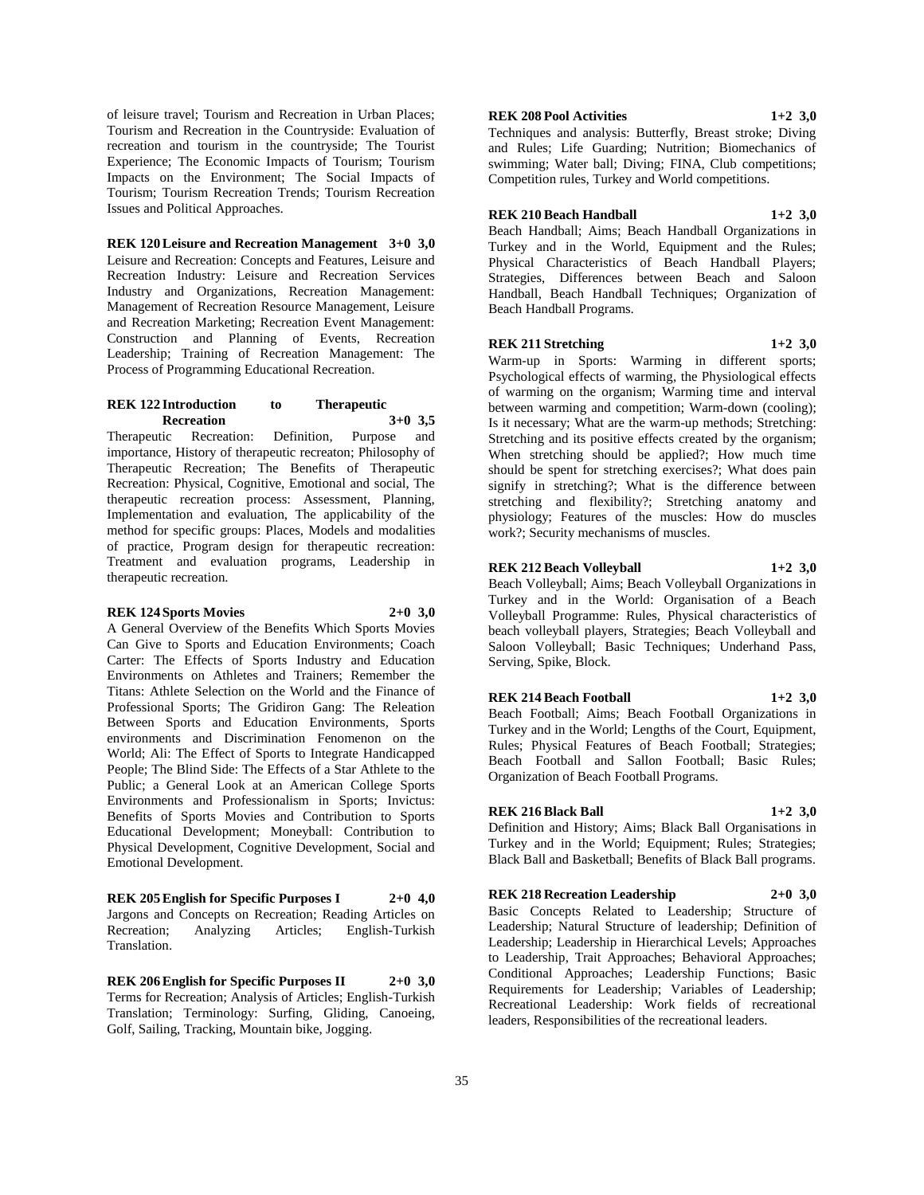of leisure travel; Tourism and Recreation in Urban Places; Tourism and Recreation in the Countryside: Evaluation of recreation and tourism in the countryside; The Tourist Experience; The Economic Impacts of Tourism; Tourism Impacts on the Environment; The Social Impacts of Tourism; Tourism Recreation Trends; Tourism Recreation Issues and Political Approaches.

**REK 120 Leisure and Recreation Management 3+0 3,0**

Leisure and Recreation: Concepts and Features, Leisure and Recreation Industry: Leisure and Recreation Services Industry and Organizations, Recreation Management: Management of Recreation Resource Management, Leisure and Recreation Marketing; Recreation Event Management: Construction and Planning of Events, Recreation Leadership; Training of Recreation Management: The Process of Programming Educational Recreation.

**REK 122 Introduction to Therapeutic Recreation 3+0 3,5**

Therapeutic Recreation: Definition, Purpose and importance, History of therapeutic recreaton; Philosophy of Therapeutic Recreation; The Benefits of Therapeutic Recreation: Physical, Cognitive, Emotional and social, The therapeutic recreation process: Assessment, Planning, Implementation and evaluation, The applicability of the method for specific groups: Places, Models and modalities of practice, Program design for therapeutic recreation: Treatment and evaluation programs, Leadership in therapeutic recreation.

**REK 124 Sports Movies 2+0 3,0**

A General Overview of the Benefits Which Sports Movies Can Give to Sports and Education Environments; Coach Carter: The Effects of Sports Industry and Education Environments on Athletes and Trainers; Remember the Titans: Athlete Selection on the World and the Finance of Professional Sports; The Gridiron Gang: The Releation Between Sports and Education Environments, Sports environments and Discrimination Fenomenon on the World; Ali: The Effect of Sports to Integrate Handicapped People; The Blind Side: The Effects of a Star Athlete to the Public; a General Look at an American College Sports Environments and Professionalism in Sports; Invictus: Benefits of Sports Movies and Contribution to Sports Educational Development; Moneyball: Contribution to Physical Development, Cognitive Development, Social and Emotional Development.

**REK 205 English for Specific Purposes I 2+0 4,0**

Jargons and Concepts on Recreation; Reading Articles on Recreation; Analyzing Articles; English-Turkish Translation.

**REK 206 English for Specific Purposes II 2+0 3,0**

Terms for Recreation; Analysis of Articles; English-Turkish Translation; Terminology: Surfing, Gliding, Canoeing, Golf, Sailing, Tracking, Mountain bike, Jogging.

**REK 208 Pool Activities 1+2 3,0**

Techniques and analysis: Butterfly, Breast stroke; Diving and Rules; Life Guarding; Nutrition; Biomechanics of swimming; Water ball; Diving; FINA, Club competitions; Competition rules, Turkey and World competitions.

**REK 210 Beach Handball 1+2 3,0**

Beach Handball; Aims; Beach Handball Organizations in Turkey and in the World, Equipment and the Rules; Physical Characteristics of Beach Handball Players; Strategies, Differences between Beach and Saloon Handball, Beach Handball Techniques; Organization of Beach Handball Programs.

**REK 211 Stretching 1+2 3,0**

Warm-up in Sports: Warming in different sports; Psychological effects of warming, the Physiological effects of warming on the organism; Warming time and interval between warming and competition; Warm-down (cooling); Is it necessary; What are the warm-up methods; Stretching: Stretching and its positive effects created by the organism; When stretching should be applied?; How much time should be spent for stretching exercises?; What does pain signify in stretching?; What is the difference between stretching and flexibility?; Stretching anatomy and physiology; Features of the muscles: How do muscles work?; Security mechanisms of muscles.

**REK 212 Beach Volleyball 1+2 3,0**

Beach Volleyball; Aims; Beach Volleyball Organizations in Turkey and in the World: Organisation of a Beach Volleyball Programme: Rules, Physical characteristics of beach volleyball players, Strategies; Beach Volleyball and Saloon Volleyball; Basic Techniques; Underhand Pass, Serving, Spike, Block.

**REK 214 Beach Football 1+2 3,0**

Beach Football; Aims; Beach Football Organizations in Turkey and in the World; Lengths of the Court, Equipment, Rules; Physical Features of Beach Football; Strategies; Beach Football and Sallon Football; Basic Rules; Organization of Beach Football Programs.

**REK 216 Black Ball 1+2 3,0**

Definition and History; Aims; Black Ball Organisations in Turkey and in the World; Equipment; Rules; Strategies; Black Ball and Basketball; Benefits of Black Ball programs.

**REK 218 Recreation Leadership 2+0 3,0**

Basic Concepts Related to Leadership; Structure of Leadership; Natural Structure of leadership; Definition of Leadership; Leadership in Hierarchical Levels; Approaches to Leadership, Trait Approaches; Behavioral Approaches; Conditional Approaches; Leadership Functions; Basic Requirements for Leadership; Variables of Leadership; Recreational Leadership: Work fields of recreational leaders, Responsibilities of the recreational leaders.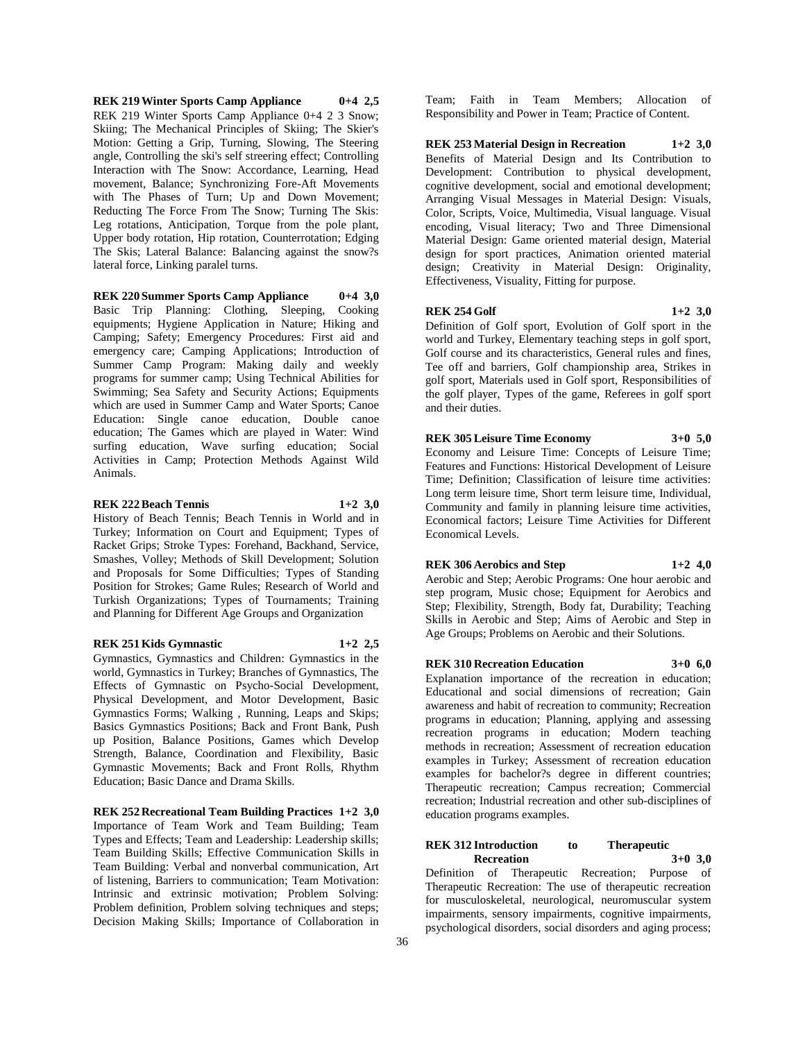**REK 219 Winter Sports Camp Appliance 0+4 2,5**

REK 219 Winter Sports Camp Appliance 0+4 2 3 Snow; Skiing; The Mechanical Principles of Skiing; The Skier's Motion: Getting a Grip, Turning, Slowing, The Steering angle, Controlling the ski's self streering effect; Controlling Interaction with The Snow: Accordance, Learning, Head movement, Balance; Synchronizing Fore-Aft Movements with The Phases of Turn; Up and Down Movement; Reducting The Force From The Snow; Turning The Skis: Leg rotations, Anticipation, Torque from the pole plant, Upper body rotation, Hip rotation, Counterrotation; Edging The Skis; Lateral Balance: Balancing against the snow?s lateral force, Linking paralel turns.

**REK 220 Summer Sports Camp Appliance 0+4 3,0**

Basic Trip Planning: Clothing, Sleeping, Cooking equipments; Hygiene Application in Nature; Hiking and Camping; Safety; Emergency Procedures: First aid and emergency care; Camping Applications; Introduction of Summer Camp Program: Making daily and weekly programs for summer camp; Using Technical Abilities for Swimming; Sea Safety and Security Actions; Equipments which are used in Summer Camp and Water Sports; Canoe Education: Single canoe education, Double canoe education; The Games which are played in Water: Wind surfing education, Wave surfing education; Social Activities in Camp; Protection Methods Against Wild Animals.

**REK 222 Beach Tennis 1+2 3,0**

History of Beach Tennis; Beach Tennis in World and in Turkey; Information on Court and Equipment; Types of Racket Grips; Stroke Types: Forehand, Backhand, Service, Smashes, Volley; Methods of Skill Development; Solution and Proposals for Some Difficulties; Types of Standing Position for Strokes; Game Rules; Research of World and Turkish Organizations; Types of Tournaments; Training and Planning for Different Age Groups and Organization

**REK 251 Kids Gymnastic 1+2 2,5**

Gymnastics, Gymnastics and Children: Gymnastics in the world, Gymnastics in Turkey; Branches of Gymnastics, The Effects of Gymnastic on Psycho-Social Development, Physical Development, and Motor Development, Basic Gymnastics Forms; Walking , Running, Leaps and Skips; Basics Gymnastics Positions; Back and Front Bank, Push up Position, Balance Positions, Games which Develop Strength, Balance, Coordination and Flexibility, Basic Gymnastic Movements; Back and Front Rolls, Rhythm Education; Basic Dance and Drama Skills.

**REK 252 Recreational Team Building Practices 1+2 3,0**

Importance of Team Work and Team Building; Team Types and Effects; Team and Leadership: Leadership skills; Team Building Skills; Effective Communication Skills in Team Building: Verbal and nonverbal communication, Art of listening, Barriers to communication; Team Motivation: Intrinsic and extrinsic motivation; Problem Solving: Problem definition, Problem solving techniques and steps; Decision Making Skills; Importance of Collaboration in Team; Faith in Team Members; Allocation of Responsibility and Power in Team; Practice of Content.

**REK 253 Material Design in Recreation 1+2 3,0**

Benefits of Material Design and Its Contribution to Development: Contribution to physical development, cognitive development, social and emotional development; Arranging Visual Messages in Material Design: Visuals, Color, Scripts, Voice, Multimedia, Visual language. Visual encoding, Visual literacy; Two and Three Dimensional Material Design: Game oriented material design, Material design for sport practices, Animation oriented material design; Creativity in Material Design: Originality, Effectiveness, Visuality, Fitting for purpose.

**REK 254 Golf 1+2 3,0**

Definition of Golf sport, Evolution of Golf sport in the world and Turkey, Elementary teaching steps in golf sport, Golf course and its characteristics, General rules and fines, Tee off and barriers, Golf championship area, Strikes in golf sport, Materials used in Golf sport, Responsibilities of the golf player, Types of the game, Referees in golf sport and their duties.

**REK 305 Leisure Time Economy 3+0 5,0**

Economy and Leisure Time: Concepts of Leisure Time; Features and Functions: Historical Development of Leisure Time; Definition; Classification of leisure time activities: Long term leisure time, Short term leisure time, Individual, Community and family in planning leisure time activities, Economical factors; Leisure Time Activities for Different Economical Levels.

**REK 306 Aerobics and Step 1+2 4,0**

Aerobic and Step; Aerobic Programs: One hour aerobic and step program, Music chose; Equipment for Aerobics and Step; Flexibility, Strength, Body fat, Durability; Teaching Skills in Aerobic and Step; Aims of Aerobic and Step in Age Groups; Problems on Aerobic and their Solutions.

**REK 310 Recreation Education 3+0 6,0**

Explanation importance of the recreation in education; Educational and social dimensions of recreation; Gain awareness and habit of recreation to community; Recreation programs in education; Planning, applying and assessing recreation programs in education; Modern teaching methods in recreation; Assessment of recreation education examples in Turkey; Assessment of recreation education examples for bachelor?s degree in different countries; Therapeutic recreation; Campus recreation; Commercial recreation; Industrial recreation and other sub-disciplines of education programs examples.

**REK 312 Introduction to Therapeutic Recreation 3+0 3,0**

Definition of Therapeutic Recreation; Purpose of Therapeutic Recreation: The use of therapeutic recreation for musculoskeletal, neurological, neuromuscular system impairments, sensory impairments, cognitive impairments, psychological disorders, social disorders and aging process;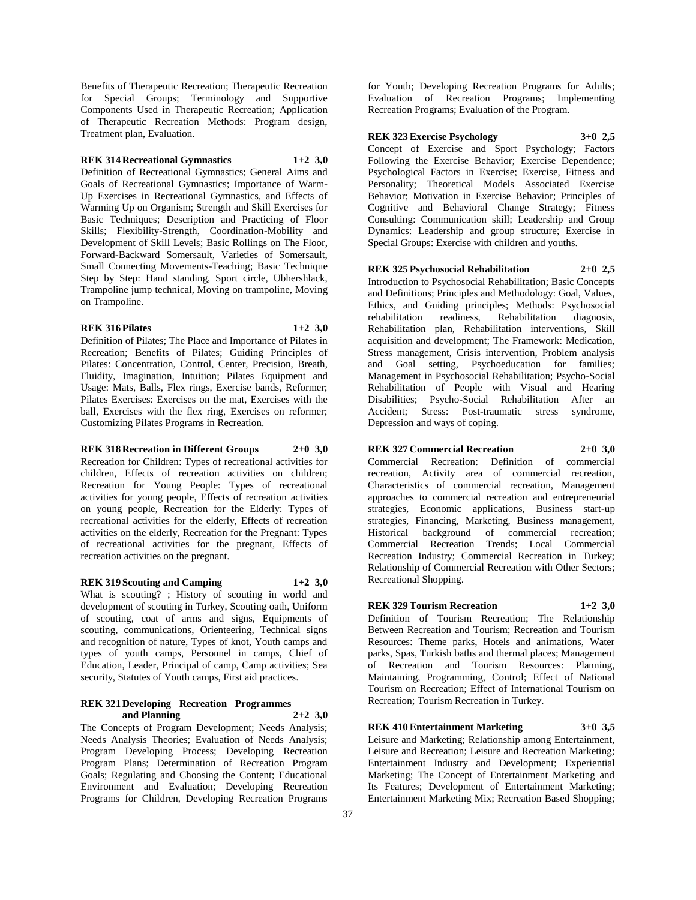Benefits of Therapeutic Recreation; Therapeutic Recreation for Special Groups; Terminology and Supportive Components Used in Therapeutic Recreation; Application of Therapeutic Recreation Methods: Program design, Treatment plan, Evaluation.

**REK 314 Recreational Gymnastics 1+2 3,0**

Definition of Recreational Gymnastics; General Aims and Goals of Recreational Gymnastics; Importance of Warm-Up Exercises in Recreational Gymnastics, and Effects of Warming Up on Organism; Strength and Skill Exercises for Basic Techniques; Description and Practicing of Floor Skills; Flexibility-Strength, Coordination-Mobility and Development of Skill Levels; Basic Rollings on The Floor, Forward-Backward Somersault, Varieties of Somersault, Small Connecting Movements-Teaching; Basic Technique Step by Step: Hand standing, Sport circle, Ubhershlack, Trampoline jump technical, Moving on trampoline, Moving on Trampoline.

**REK 316 Pilates 1+2 3,0**

Definition of Pilates; The Place and Importance of Pilates in Recreation; Benefits of Pilates; Guiding Principles of Pilates: Concentration, Control, Center, Precision, Breath, Fluidity, Imagination, Intuition; Pilates Equipment and Usage: Mats, Balls, Flex rings, Exercise bands, Reformer; Pilates Exercises: Exercises on the mat, Exercises with the ball, Exercises with the flex ring, Exercises on reformer; Customizing Pilates Programs in Recreation.

**REK 318 Recreation in Different Groups 2+0 3,0**

Recreation for Children: Types of recreational activities for children, Effects of recreation activities on children; Recreation for Young People: Types of recreational activities for young people, Effects of recreation activities on young people, Recreation for the Elderly: Types of recreational activities for the elderly, Effects of recreation activities on the elderly, Recreation for the Pregnant: Types of recreational activities for the pregnant, Effects of recreation activities on the pregnant.

**REK 319 Scouting and Camping 1+2 3,0**

What is scouting? ; History of scouting in world and development of scouting in Turkey, Scouting oath, Uniform of scouting, coat of arms and signs, Equipments of scouting, communications, Orienteering, Technical signs and recognition of nature, Types of knot, Youth camps and types of youth camps, Personnel in camps, Chief of Education, Leader, Principal of camp, Camp activities; Sea security, Statutes of Youth camps, First aid practices.

**REK 321 Developing Recreation Programmes and Planning 2+2 3,0**

The Concepts of Program Development; Needs Analysis; Needs Analysis Theories; Evaluation of Needs Analysis; Program Developing Process; Developing Recreation Program Plans; Determination of Recreation Program Goals; Regulating and Choosing the Content; Educational Environment and Evaluation; Developing Recreation Programs for Children, Developing Recreation Programs for Youth; Developing Recreation Programs for Adults; Evaluation of Recreation Programs; Implementing Recreation Programs; Evaluation of the Program.

**REK 323 Exercise Psychology 3+0 2,5**

Concept of Exercise and Sport Psychology; Factors Following the Exercise Behavior; Exercise Dependence; Psychological Factors in Exercise; Exercise, Fitness and Personality; Theoretical Models Associated Exercise Behavior; Motivation in Exercise Behavior; Principles of Cognitive and Behavioral Change Strategy; Fitness Consulting: Communication skill; Leadership and Group Dynamics: Leadership and group structure; Exercise in Special Groups: Exercise with children and youths.

**REK 325 Psychosocial Rehabilitation 2+0 2,5**

Introduction to Psychosocial Rehabilitation; Basic Concepts and Definitions; Principles and Methodology: Goal, Values, Ethics, and Guiding principles; Methods: Psychosocial rehabilitation readiness, Rehabilitation diagnosis, Rehabilitation plan, Rehabilitation interventions, Skill acquisition and development; The Framework: Medication, Stress management, Crisis intervention, Problem analysis and Goal setting, Psychoeducation for families; Management in Psychosocial Rehabilitation; Psycho-Social Rehabilitation of People with Visual and Hearing Disabilities; Psycho-Social Rehabilitation After an Accident; Stress: Post-traumatic stress syndrome, Depression and ways of coping.

**REK 327 Commercial Recreation 2+0 3,0**

Commercial Recreation: Definition of commercial recreation, Activity area of commercial recreation, Characteristics of commercial recreation, Management approaches to commercial recreation and entrepreneurial strategies, Economic applications, Business start-up strategies, Financing, Marketing, Business management, Historical background of commercial recreation; Commercial Recreation Trends; Local Commercial Recreation Industry; Commercial Recreation in Turkey; Relationship of Commercial Recreation with Other Sectors; Recreational Shopping.

**REK 329 Tourism Recreation 1+2 3,0**

Definition of Tourism Recreation; The Relationship Between Recreation and Tourism; Recreation and Tourism Resources: Theme parks, Hotels and animations, Water parks, Spas, Turkish baths and thermal places; Management of Recreation and Tourism Resources: Planning, Maintaining, Programming, Control; Effect of National Tourism on Recreation; Effect of International Tourism on Recreation; Tourism Recreation in Turkey.

**REK 410 Entertainment Marketing 3+0 3,5**

Leisure and Marketing; Relationship among Entertainment, Leisure and Recreation; Leisure and Recreation Marketing; Entertainment Industry and Development; Experiential Marketing; The Concept of Entertainment Marketing and Its Features; Development of Entertainment Marketing; Entertainment Marketing Mix; Recreation Based Shopping;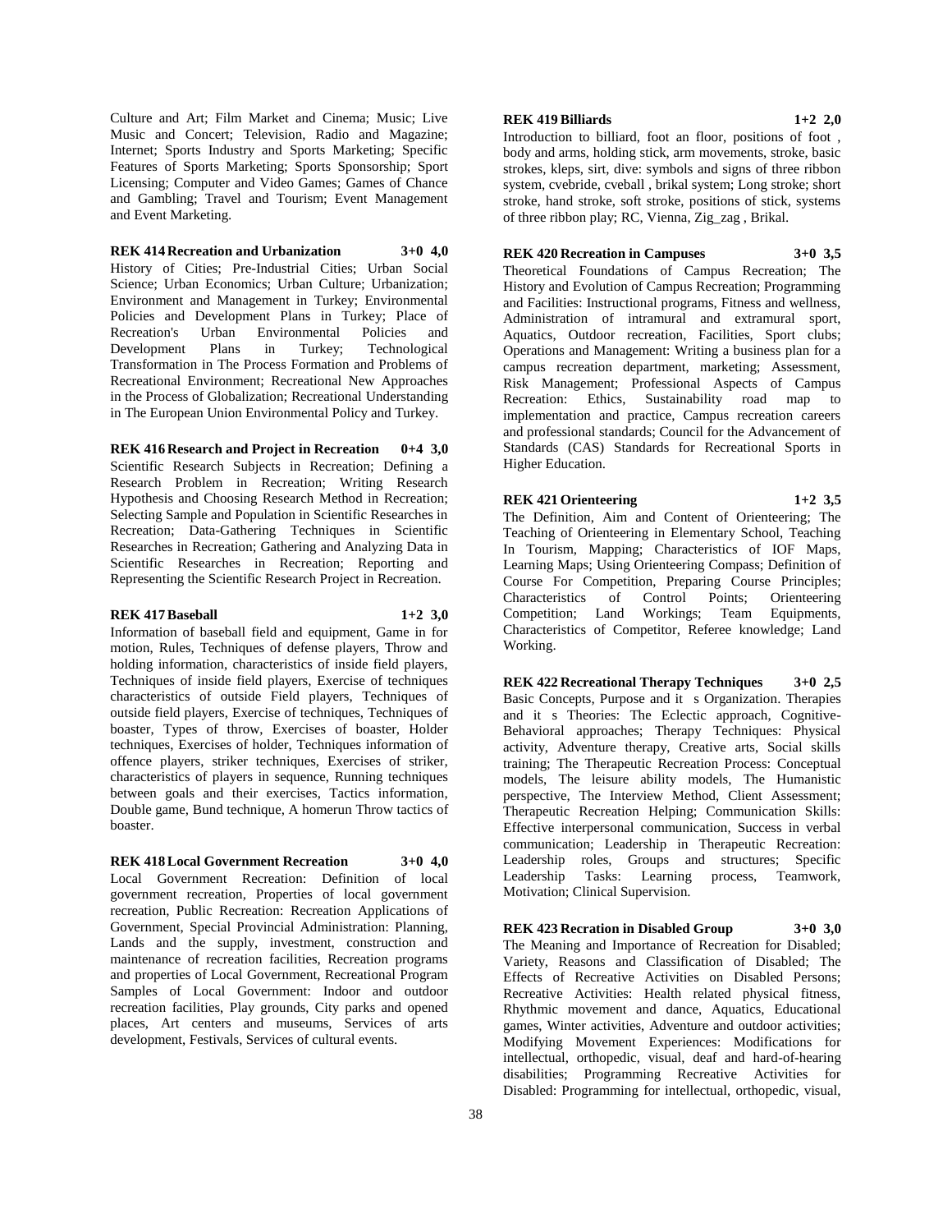Culture and Art; Film Market and Cinema; Music; Live Music and Concert; Television, Radio and Magazine; Internet; Sports Industry and Sports Marketing; Specific Features of Sports Marketing; Sports Sponsorship; Sport Licensing; Computer and Video Games; Games of Chance and Gambling; Travel and Tourism; Event Management and Event Marketing.

**REK 414 Recreation and Urbanization 3+0 4,0**
History of Cities; Pre-Industrial Cities; Urban Social Science; Urban Economics; Urban Culture; Urbanization; Environment and Management in Turkey; Environmental Policies and Development Plans in Turkey; Place of Recreation's Urban Environmental Policies and Development Plans in Turkey; Technological Transformation in The Process Formation and Problems of Recreational Environment; Recreational New Approaches in the Process of Globalization; Recreational Understanding in The European Union Environmental Policy and Turkey.

**REK 416 Research and Project in Recreation 0+4 3,0**
Scientific Research Subjects in Recreation; Defining a Research Problem in Recreation; Writing Research Hypothesis and Choosing Research Method in Recreation; Selecting Sample and Population in Scientific Researches in Recreation; Data-Gathering Techniques in Scientific Researches in Recreation; Gathering and Analyzing Data in Scientific Researches in Recreation; Reporting and Representing the Scientific Research Project in Recreation.

**REK 417 Baseball 1+2 3,0**
Information of baseball field and equipment, Game in for motion, Rules, Techniques of defense players, Throw and holding information, characteristics of inside field players, Techniques of inside field players, Exercise of techniques characteristics of outside Field players, Techniques of outside field players, Exercise of techniques, Techniques of boaster, Types of throw, Exercises of boaster, Holder techniques, Exercises of holder, Techniques information of offence players, striker techniques, Exercises of striker, characteristics of players in sequence, Running techniques between goals and their exercises, Tactics information, Double game, Bund technique, A homerun Throw tactics of boaster.

**REK 418 Local Government Recreation 3+0 4,0**
Local Government Recreation: Definition of local government recreation, Properties of local government recreation, Public Recreation: Recreation Applications of Government, Special Provincial Administration: Planning, Lands and the supply, investment, construction and maintenance of recreation facilities, Recreation programs and properties of Local Government, Recreational Program Samples of Local Government: Indoor and outdoor recreation facilities, Play grounds, City parks and opened places, Art centers and museums, Services of arts development, Festivals, Services of cultural events.

**REK 419 Billiards 1+2 2,0**
Introduction to billiard, foot an floor, positions of foot , body and arms, holding stick, arm movements, stroke, basic strokes, kleps, sirt, dive: symbols and signs of three ribbon system, cvebride, cveball , brikal system; Long stroke; short stroke, hand stroke, soft stroke, positions of stick, systems of three ribbon play; RC, Vienna, Zig_zag , Brikal.

**REK 420 Recreation in Campuses 3+0 3,5**
Theoretical Foundations of Campus Recreation; The History and Evolution of Campus Recreation; Programming and Facilities: Instructional programs, Fitness and wellness, Administration of intramural and extramural sport, Aquatics, Outdoor recreation, Facilities, Sport clubs; Operations and Management: Writing a business plan for a campus recreation department, marketing; Assessment, Risk Management; Professional Aspects of Campus Recreation: Ethics, Sustainability road map to implementation and practice, Campus recreation careers and professional standards; Council for the Advancement of Standards (CAS) Standards for Recreational Sports in Higher Education.

**REK 421 Orienteering 1+2 3,5**
The Definition, Aim and Content of Orienteering; The Teaching of Orienteering in Elementary School, Teaching In Tourism, Mapping; Characteristics of IOF Maps, Learning Maps; Using Orienteering Compass; Definition of Course For Competition, Preparing Course Principles; Characteristics of Control Points; Orienteering Competition; Land Workings; Team Equipments, Characteristics of Competitor, Referee knowledge; Land Working.

**REK 422 Recreational Therapy Techniques 3+0 2,5**
Basic Concepts, Purpose and it s Organization. Therapies and it s Theories: The Eclectic approach, Cognitive-Behavioral approaches; Therapy Techniques: Physical activity, Adventure therapy, Creative arts, Social skills training; The Therapeutic Recreation Process: Conceptual models, The leisure ability models, The Humanistic perspective, The Interview Method, Client Assessment; Therapeutic Recreation Helping; Communication Skills: Effective interpersonal communication, Success in verbal communication; Leadership in Therapeutic Recreation: Leadership roles, Groups and structures; Specific Leadership Tasks: Learning process, Teamwork, Motivation; Clinical Supervision.

**REK 423 Recration in Disabled Group 3+0 3,0**
The Meaning and Importance of Recreation for Disabled; Variety, Reasons and Classification of Disabled; The Effects of Recreative Activities on Disabled Persons; Recreative Activities: Health related physical fitness, Rhythmic movement and dance, Aquatics, Educational games, Winter activities, Adventure and outdoor activities; Modifying Movement Experiences: Modifications for intellectual, orthopedic, visual, deaf and hard-of-hearing disabilities; Programming Recreative Activities for Disabled: Programming for intellectual, orthopedic, visual,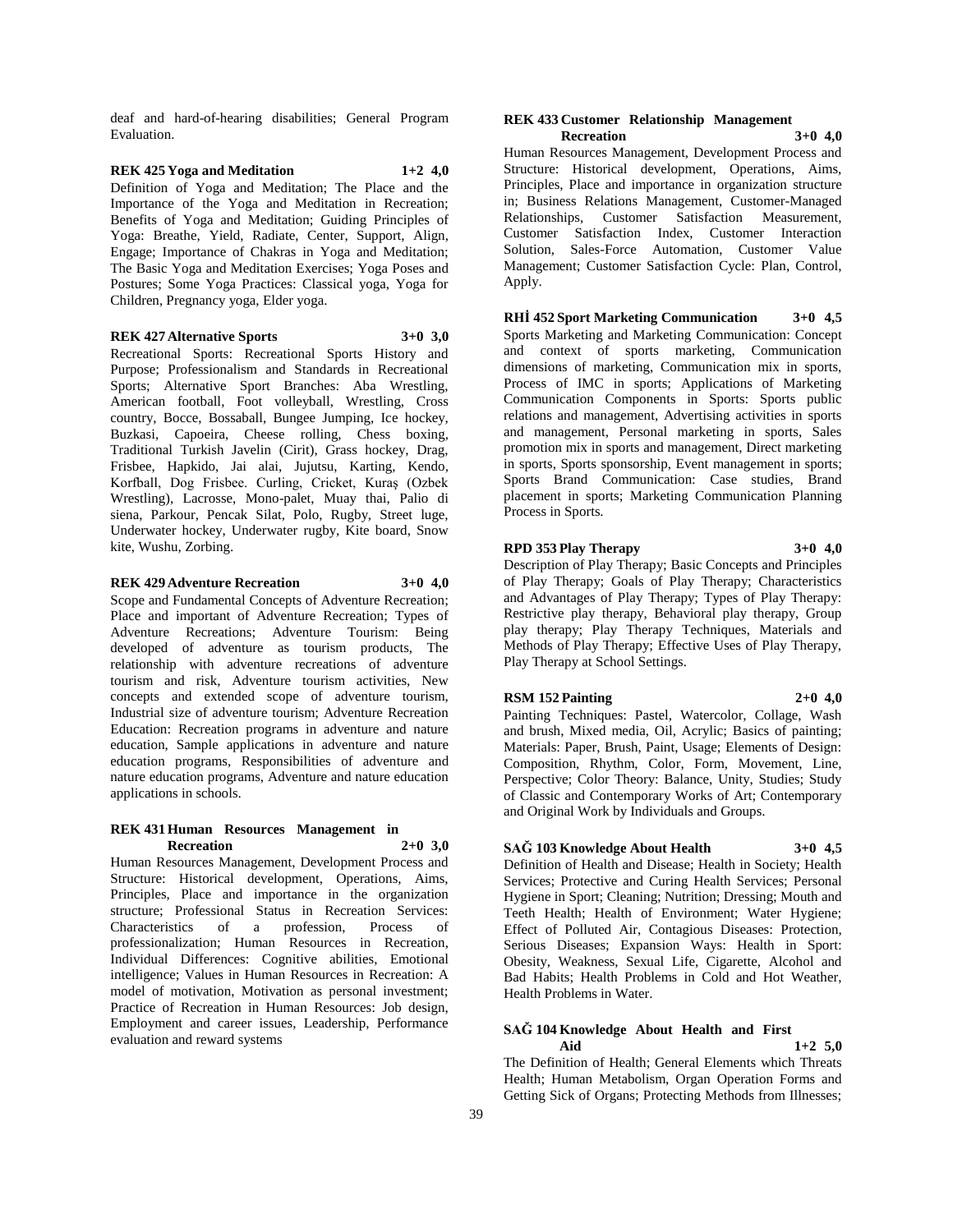deaf and hard-of-hearing disabilities; General Program Evaluation.

**REK 425 Yoga and Meditation 1+2 4,0**

Definition of Yoga and Meditation; The Place and the Importance of the Yoga and Meditation in Recreation; Benefits of Yoga and Meditation; Guiding Principles of Yoga: Breathe, Yield, Radiate, Center, Support, Align, Engage; Importance of Chakras in Yoga and Meditation; The Basic Yoga and Meditation Exercises; Yoga Poses and Postures; Some Yoga Practices: Classical yoga, Yoga for Children, Pregnancy yoga, Elder yoga.

**REK 427 Alternative Sports 3+0 3,0**

Recreational Sports: Recreational Sports History and Purpose; Professionalism and Standards in Recreational Sports; Alternative Sport Branches: Aba Wrestling, American football, Foot volleyball, Wrestling, Cross country, Bocce, Bossaball, Bungee Jumping, Ice hockey, Buzkasi, Capoeira, Cheese rolling, Chess boxing, Traditional Turkish Javelin (Cirit), Grass hockey, Drag, Frisbee, Hapkido, Jai alai, Jujutsu, Karting, Kendo, Korfball, Dog Frisbee. Curling, Cricket, Kuraş (Ozbek Wrestling), Lacrosse, Mono-palet, Muay thai, Palio di siena, Parkour, Pencak Silat, Polo, Rugby, Street luge, Underwater hockey, Underwater rugby, Kite board, Snow kite, Wushu, Zorbing.

**REK 429 Adventure Recreation 3+0 4,0**

Scope and Fundamental Concepts of Adventure Recreation; Place and important of Adventure Recreation; Types of Adventure Recreations; Adventure Tourism: Being developed of adventure as tourism products, The relationship with adventure recreations of adventure tourism and risk, Adventure tourism activities, New concepts and extended scope of adventure tourism, Industrial size of adventure tourism; Adventure Recreation Education: Recreation programs in adventure and nature education, Sample applications in adventure and nature education programs, Responsibilities of adventure and nature education programs, Adventure and nature education applications in schools.

**REK 431 Human Resources Management in Recreation 2+0 3,0**

Human Resources Management, Development Process and Structure: Historical development, Operations, Aims, Principles, Place and importance in the organization structure; Professional Status in Recreation Services: Characteristics of a profession, Process of professionalization; Human Resources in Recreation, Individual Differences: Cognitive abilities, Emotional intelligence; Values in Human Resources in Recreation: A model of motivation, Motivation as personal investment; Practice of Recreation in Human Resources: Job design, Employment and career issues, Leadership, Performance evaluation and reward systems

**REK 433 Customer Relationship Management Recreation 3+0 4,0**

Human Resources Management, Development Process and Structure: Historical development, Operations, Aims, Principles, Place and importance in organization structure in; Business Relations Management, Customer-Managed Relationships, Customer Satisfaction Measurement, Customer Satisfaction Index, Customer Interaction Solution, Sales-Force Automation, Customer Value Management; Customer Satisfaction Cycle: Plan, Control, Apply.

**RHİ 452 Sport Marketing Communication 3+0 4,5**

Sports Marketing and Marketing Communication: Concept and context of sports marketing, Communication dimensions of marketing, Communication mix in sports, Process of IMC in sports; Applications of Marketing Communication Components in Sports: Sports public relations and management, Advertising activities in sports and management, Personal marketing in sports, Sales promotion mix in sports and management, Direct marketing in sports, Sports sponsorship, Event management in sports; Sports Brand Communication: Case studies, Brand placement in sports; Marketing Communication Planning Process in Sports.

**RPD 353 Play Therapy 3+0 4,0**

Description of Play Therapy; Basic Concepts and Principles of Play Therapy; Goals of Play Therapy; Characteristics and Advantages of Play Therapy; Types of Play Therapy: Restrictive play therapy, Behavioral play therapy, Group play therapy; Play Therapy Techniques, Materials and Methods of Play Therapy; Effective Uses of Play Therapy, Play Therapy at School Settings.

**RSM 152 Painting 2+0 4,0**

Painting Techniques: Pastel, Watercolor, Collage, Wash and brush, Mixed media, Oil, Acrylic; Basics of painting; Materials: Paper, Brush, Paint, Usage; Elements of Design: Composition, Rhythm, Color, Form, Movement, Line, Perspective; Color Theory: Balance, Unity, Studies; Study of Classic and Contemporary Works of Art; Contemporary and Original Work by Individuals and Groups.

**SAĞ 103 Knowledge About Health 3+0 4,5**

Definition of Health and Disease; Health in Society; Health Services; Protective and Curing Health Services; Personal Hygiene in Sport; Cleaning; Nutrition; Dressing; Mouth and Teeth Health; Health of Environment; Water Hygiene; Effect of Polluted Air, Contagious Diseases: Protection, Serious Diseases; Expansion Ways: Health in Sport: Obesity, Weakness, Sexual Life, Cigarette, Alcohol and Bad Habits; Health Problems in Cold and Hot Weather, Health Problems in Water.

**SAĞ 104 Knowledge About Health and First Aid 1+2 5,0**

The Definition of Health; General Elements which Threats Health; Human Metabolism, Organ Operation Forms and Getting Sick of Organs; Protecting Methods from Illnesses;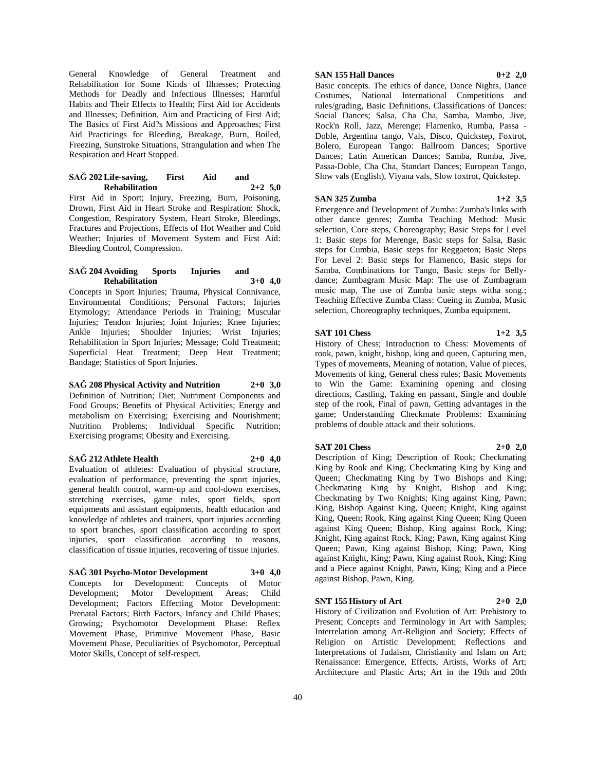General Knowledge of General Treatment and Rehabilitation for Some Kinds of Illnesses; Protecting Methods for Deadly and Infectious Illnesses; Harmful Habits and Their Effects to Health; First Aid for Accidents and Illnesses; Definition, Aim and Practicing of First Aid; The Basics of First Aid?s Missions and Approaches; First Aid Practicings for Bleeding, Breakage, Burn, Boiled, Freezing, Sunstroke Situations, Strangulation and when The Respiration and Heart Stopped.

**SAĞ 202 Life-saving, First Aid and Rehabilitation 2+2 5,0**

First Aid in Sport; Injury, Freezing, Burn, Poisoning, Drown, First Aid in Heart Stroke and Respiration: Shock, Congestion, Respiratory System, Heart Stroke, Bleedings, Fractures and Projections, Effects of Hot Weather and Cold Weather; Injuries of Movement System and First Aid: Bleeding Control, Compression.

**SAĞ 204 Avoiding Sports Injuries and Rehabilitation 3+0 4,0**

Concepts in Sport Injuries; Trauma, Physical Connivance, Environmental Conditions; Personal Factors; Injuries Etymology; Attendance Periods in Training; Muscular Injuries; Tendon Injuries; Joint Injuries; Knee Injuries; Ankle Injuries; Shoulder Injuries; Wrist Injuries; Rehabilitation in Sport Injuries; Message; Cold Treatment; Superficial Heat Treatment; Deep Heat Treatment; Bandage; Statistics of Sport Injuries.

**SAĞ 208 Physical Activity and Nutrition 2+0 3,0**

Definition of Nutrition; Diet; Nutriment Components and Food Groups; Benefits of Physical Activities; Energy and metabolism on Exercising; Exercising and Nourishment; Nutrition Problems; Individual Specific Nutrition; Exercising programs; Obesity and Exercising.

**SAĞ 212 Athlete Health 2+0 4,0**

Evaluation of athletes: Evaluation of physical structure, evaluation of performance, preventing the sport injuries, general health control, warm-up and cool-down exercises, stretching exercises, game rules, sport fields, sport equipments and assistant equipments, health education and knowledge of athletes and trainers, sport injuries according to sport branches, sport classification according to sport injuries, sport classification according to reasons, classification of tissue injuries, recovering of tissue injuries.

**SAĞ 301 Psycho-Motor Development 3+0 4,0**

Concepts for Development: Concepts of Motor Development; Motor Development Areas; Child Development; Factors Effecting Motor Development: Prenatal Factors; Birth Factors, Infancy and Child Phases; Growing; Psychomotor Development Phase: Reflex Movement Phase, Primitive Movement Phase, Basic Movement Phase, Peculiarities of Psychomotor, Perceptual Motor Skills, Concept of self-respect.

**SAN 155 Hall Dances 0+2 2,0**

Basic concepts. The ethics of dance, Dance Nights, Dance Costumes, National International Competitions and rules/grading, Basic Definitions, Classifications of Dances: Social Dances; Salsa, Cha Cha, Samba, Mambo, Jive, Rock'n Roll, Jazz, Merenge; Flamenko, Rumba, Passa - Doble, Argentina tango, Vals, Disco, Quickstep, Foxtrot, Bolero, European Tango: Ballroom Dances; Sportive Dances; Latin American Dances; Samba, Rumba, Jive, Passa-Doble, Cha Cha, Standart Dances; European Tango, Slow vals (English), Viyana vals, Slow foxtrot, Quickstep.

**SAN 325 Zumba 1+2 3,5**

Emergence and Development of Zumba: Zumba's links with other dance genres; Zumba Teaching Method: Music selection, Core steps, Choreography; Basic Steps for Level 1: Basic steps for Merenge, Basic steps for Salsa, Basic steps for Cumbia, Basic steps for Reggaeton; Basic Steps For Level 2: Basic steps for Flamenco, Basic steps for Samba, Combinations for Tango, Basic steps for Belly-dance; Zumbagram Music Map: The use of Zumbagram music map, The use of Zumba basic steps witha song.; Teaching Effective Zumba Class: Cueing in Zumba, Music selection, Choreography techniques, Zumba equipment.

**SAT 101 Chess 1+2 3,5**

History of Chess; Introduction to Chess: Movements of rook, pawn, knight, bishop, king and queen, Capturing men, Types of movements, Meaning of notation, Value of pieces, Movements of king, General chess rules; Basic Movements to Win the Game: Examining opening and closing directions, Castling, Taking en passant, Single and double step of the rook, Final of pawn, Getting advantages in the game; Understanding Checkmate Problems: Examining problems of double attack and their solutions.

**SAT 201 Chess 2+0 2,0**

Description of King; Description of Rook; Checkmating King by Rook and King; Checkmating King by King and Queen; Checkmating King by Two Bishops and King; Checkmating King by Knight, Bishop and King; Checkmating by Two Knights; King against King, Pawn; King, Bishop Against King, Queen; Knight, King against King, Queen; Rook, King against King Queen; King Queen against King Queen; Bishop, King against Rock, King; Knight, King against Rock, King; Pawn, King against King Queen; Pawn, King against Bishop, King; Pawn, King against Knight, King; Pawn, King against Rook, King; King and a Piece against Knight, Pawn, King; King and a Piece against Bishop, Pawn, King.

**SNT 155 History of Art 2+0 2,0**

History of Civilization and Evolution of Art: Prehistory to Present; Concepts and Terminology in Art with Samples; Interrelation among Art-Religion and Society; Effects of Religion on Artistic Development; Reflections and Interpretations of Judaism, Christianity and Islam on Art; Renaissance: Emergence, Effects, Artists, Works of Art; Architecture and Plastic Arts; Art in the 19th and 20th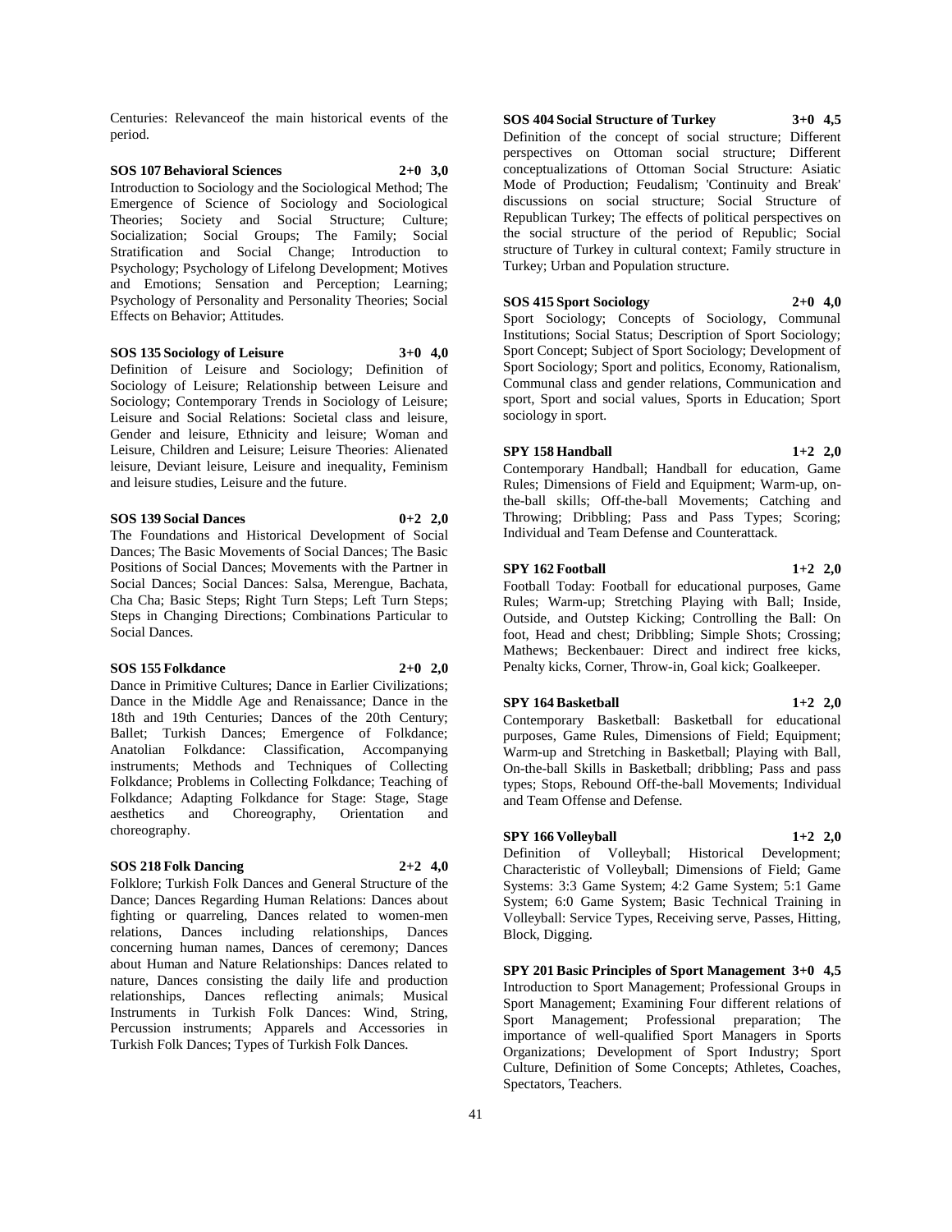Centuries: Relevanceof the main historical events of the period.

**SOS 107 Behavioral Sciences 2+0 3,0**

Introduction to Sociology and the Sociological Method; The Emergence of Science of Sociology and Sociological Theories; Society and Social Structure; Culture; Socialization; Social Groups; The Family; Social Stratification and Social Change; Introduction to Psychology; Psychology of Lifelong Development; Motives and Emotions; Sensation and Perception; Learning; Psychology of Personality and Personality Theories; Social Effects on Behavior; Attitudes.

**SOS 135 Sociology of Leisure 3+0 4,0**

Definition of Leisure and Sociology; Definition of Sociology of Leisure; Relationship between Leisure and Sociology; Contemporary Trends in Sociology of Leisure; Leisure and Social Relations: Societal class and leisure, Gender and leisure, Ethnicity and leisure; Woman and Leisure, Children and Leisure; Leisure Theories: Alienated leisure, Deviant leisure, Leisure and inequality, Feminism and leisure studies, Leisure and the future.

**SOS 139 Social Dances 0+2 2,0**

The Foundations and Historical Development of Social Dances; The Basic Movements of Social Dances; The Basic Positions of Social Dances; Movements with the Partner in Social Dances; Social Dances: Salsa, Merengue, Bachata, Cha Cha; Basic Steps; Right Turn Steps; Left Turn Steps; Steps in Changing Directions; Combinations Particular to Social Dances.

**SOS 155 Folkdance 2+0 2,0**

Dance in Primitive Cultures; Dance in Earlier Civilizations; Dance in the Middle Age and Renaissance; Dance in the 18th and 19th Centuries; Dances of the 20th Century; Ballet; Turkish Dances; Emergence of Folkdance; Anatolian Folkdance: Classification, Accompanying instruments; Methods and Techniques of Collecting Folkdance; Problems in Collecting Folkdance; Teaching of Folkdance; Adapting Folkdance for Stage: Stage, Stage aesthetics and Choreography, Orientation and choreography.

**SOS 218 Folk Dancing 2+2 4,0**

Folklore; Turkish Folk Dances and General Structure of the Dance; Dances Regarding Human Relations: Dances about fighting or quarreling, Dances related to women-men relations, Dances including relationships, Dances concerning human names, Dances of ceremony; Dances about Human and Nature Relationships: Dances related to nature, Dances consisting the daily life and production relationships, Dances reflecting animals; Musical Instruments in Turkish Folk Dances: Wind, String, Percussion instruments; Apparels and Accessories in Turkish Folk Dances; Types of Turkish Folk Dances.

**SOS 404 Social Structure of Turkey 3+0 4,5**

Definition of the concept of social structure; Different perspectives on Ottoman social structure; Different conceptualizations of Ottoman Social Structure: Asiatic Mode of Production; Feudalism; 'Continuity and Break' discussions on social structure; Social Structure of Republican Turkey; The effects of political perspectives on the social structure of the period of Republic; Social structure of Turkey in cultural context; Family structure in Turkey; Urban and Population structure.

**SOS 415 Sport Sociology 2+0 4,0**

Sport Sociology; Concepts of Sociology, Communal Institutions; Social Status; Description of Sport Sociology; Sport Concept; Subject of Sport Sociology; Development of Sport Sociology; Sport and politics, Economy, Rationalism, Communal class and gender relations, Communication and sport, Sport and social values, Sports in Education; Sport sociology in sport.

**SPY 158 Handball 1+2 2,0**

Contemporary Handball; Handball for education, Game Rules; Dimensions of Field and Equipment; Warm-up, on-the-ball skills; Off-the-ball Movements; Catching and Throwing; Dribbling; Pass and Pass Types; Scoring; Individual and Team Defense and Counterattack.

**SPY 162 Football 1+2 2,0**

Football Today: Football for educational purposes, Game Rules; Warm-up; Stretching Playing with Ball; Inside, Outside, and Outstep Kicking; Controlling the Ball: On foot, Head and chest; Dribbling; Simple Shots; Crossing; Mathews; Beckenbauer: Direct and indirect free kicks, Penalty kicks, Corner, Throw-in, Goal kick; Goalkeeper.

**SPY 164 Basketball 1+2 2,0**

Contemporary Basketball: Basketball for educational purposes, Game Rules, Dimensions of Field; Equipment; Warm-up and Stretching in Basketball; Playing with Ball, On-the-ball Skills in Basketball; dribbling; Pass and pass types; Stops, Rebound Off-the-ball Movements; Individual and Team Offense and Defense.

**SPY 166 Volleyball 1+2 2,0**

Definition of Volleyball; Historical Development; Characteristic of Volleyball; Dimensions of Field; Game Systems: 3:3 Game System; 4:2 Game System; 5:1 Game System; 6:0 Game System; Basic Technical Training in Volleyball: Service Types, Receiving serve, Passes, Hitting, Block, Digging.

**SPY 201 Basic Principles of Sport Management 3+0 4,5**

Introduction to Sport Management; Professional Groups in Sport Management; Examining Four different relations of Sport Management; Professional preparation; The importance of well-qualified Sport Managers in Sports Organizations; Development of Sport Industry; Sport Culture, Definition of Some Concepts; Athletes, Coaches, Spectators, Teachers.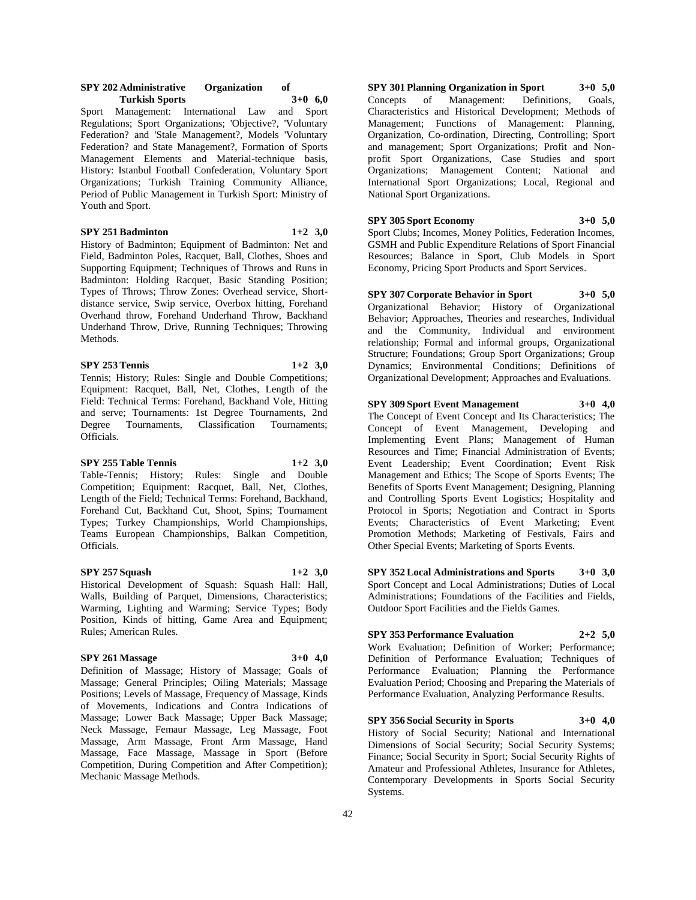**SPY 202 Administrative Organization of Turkish Sports 3+0 6,0**

Sport Management: International Law and Sport Regulations; Sport Organizations; 'Objective?, 'Voluntary Federation? and 'Stale Management?, Models 'Voluntary Federation? and State Management?, Formation of Sports Management Elements and Material-technique basis, History: Istanbul Football Confederation, Voluntary Sport Organizations; Turkish Training Community Alliance, Period of Public Management in Turkish Sport: Ministry of Youth and Sport.

**SPY 251 Badminton 1+2 3,0**

History of Badminton; Equipment of Badminton: Net and Field, Badminton Poles, Racquet, Ball, Clothes, Shoes and Supporting Equipment; Techniques of Throws and Runs in Badminton: Holding Racquet, Basic Standing Position; Types of Throws; Throw Zones: Overhead service, Short-distance service, Swip service, Overbox hitting, Forehand Overhand throw, Forehand Underhand Throw, Backhand Underhand Throw, Drive, Running Techniques; Throwing Methods.

**SPY 253 Tennis 1+2 3,0**

Tennis; History; Rules: Single and Double Competitions; Equipment: Racquet, Ball, Net, Clothes, Length of the Field: Technical Terms: Forehand, Backhand Vole, Hitting and serve; Tournaments: 1st Degree Tournaments, 2nd Degree Tournaments, Classification Tournaments; Officials.

**SPY 255 Table Tennis 1+2 3,0**

Table-Tennis; History; Rules: Single and Double Competition; Equipment: Racquet, Ball, Net, Clothes, Length of the Field; Technical Terms: Forehand, Backhand, Forehand Cut, Backhand Cut, Shoot, Spins; Tournament Types; Turkey Championships, World Championships, Teams European Championships, Balkan Competition, Officials.

**SPY 257 Squash 1+2 3,0**

Historical Development of Squash: Squash Hall: Hall, Walls, Building of Parquet, Dimensions, Characteristics; Warming, Lighting and Warming; Service Types; Body Position, Kinds of hitting, Game Area and Equipment; Rules; American Rules.

**SPY 261 Massage 3+0 4,0**

Definition of Massage; History of Massage; Goals of Massage; General Principles; Oiling Materials; Massage Positions; Levels of Massage, Frequency of Massage, Kinds of Movements, Indications and Contra Indications of Massage; Lower Back Massage; Upper Back Massage; Neck Massage, Femaur Massage, Leg Massage, Foot Massage, Arm Massage, Front Arm Massage, Hand Massage, Face Massage, Massage in Sport (Before Competition, During Competition and After Competition); Mechanic Massage Methods.

**SPY 301 Planning Organization in Sport 3+0 5,0**

Concepts of Management: Definitions, Goals, Characteristics and Historical Development; Methods of Management; Functions of Management: Planning, Organization, Co-ordination, Directing, Controlling; Sport and management; Sport Organizations; Profit and Non-profit Sport Organizations, Case Studies and sport Organizations; Management Content; National and International Sport Organizations; Local, Regional and National Sport Organizations.

**SPY 305 Sport Economy 3+0 5,0**

Sport Clubs; Incomes, Money Politics, Federation Incomes, GSMH and Public Expenditure Relations of Sport Financial Resources; Balance in Sport, Club Models in Sport Economy, Pricing Sport Products and Sport Services.

**SPY 307 Corporate Behavior in Sport 3+0 5,0**

Organizational Behavior; History of Organizational Behavior; Approaches, Theories and researches, Individual and the Community, Individual and environment relationship; Formal and informal groups, Organizational Structure; Foundations; Group Sport Organizations; Group Dynamics; Environmental Conditions; Definitions of Organizational Development; Approaches and Evaluations.

**SPY 309 Sport Event Management 3+0 4,0**

The Concept of Event Concept and Its Characteristics; The Concept of Event Management, Developing and Implementing Event Plans; Management of Human Resources and Time; Financial Administration of Events; Event Leadership; Event Coordination; Event Risk Management and Ethics; The Scope of Sports Events; The Benefits of Sports Event Management; Designing, Planning and Controlling Sports Event Logistics; Hospitality and Protocol in Sports; Negotiation and Contract in Sports Events; Characteristics of Event Marketing; Event Promotion Methods; Marketing of Festivals, Fairs and Other Special Events; Marketing of Sports Events.

**SPY 352 Local Administrations and Sports 3+0 3,0**

Sport Concept and Local Administrations; Duties of Local Administrations; Foundations of the Facilities and Fields, Outdoor Sport Facilities and the Fields Games.

**SPY 353 Performance Evaluation 2+2 5,0**

Work Evaluation; Definition of Worker; Performance; Definition of Performance Evaluation; Techniques of Performance Evaluation; Planning the Performance Evaluation Period; Choosing and Preparing the Materials of Performance Evaluation, Analyzing Performance Results.

**SPY 356 Social Security in Sports 3+0 4,0**

History of Social Security; National and International Dimensions of Social Security; Social Security Systems; Finance; Social Security in Sport; Social Security Rights of Amateur and Professional Athletes, Insurance for Athletes, Contemporary Developments in Sports Social Security Systems.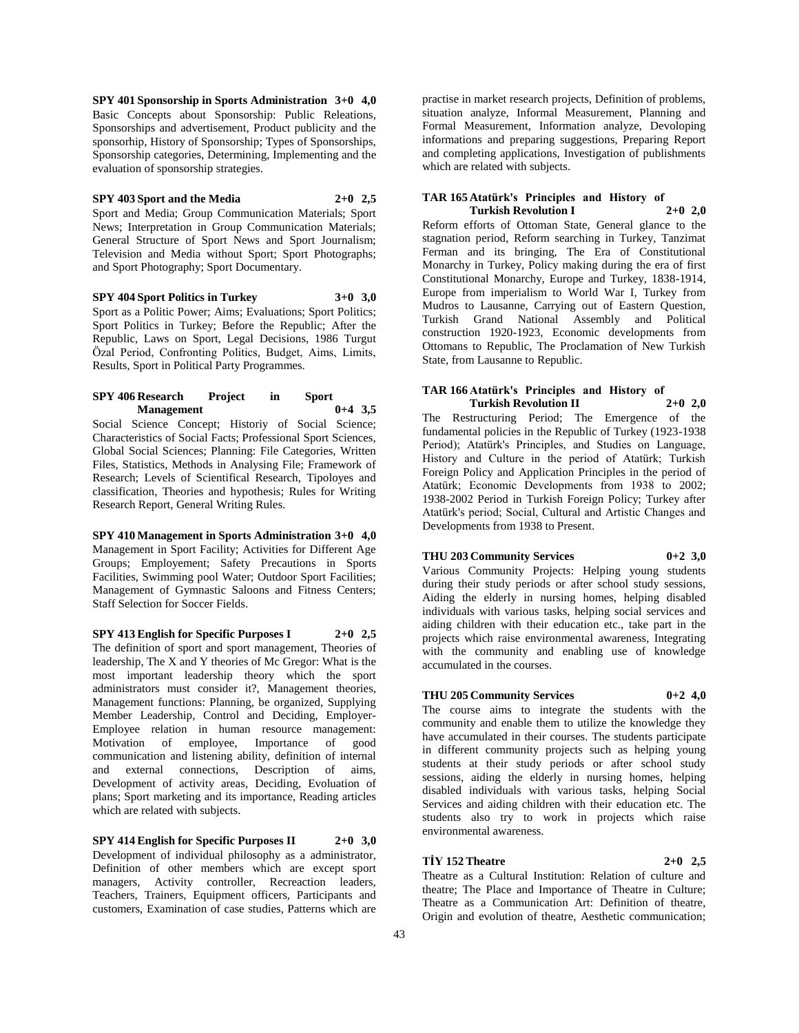**SPY 401 Sponsorship in Sports Administration 3+0 4,0**
Basic Concepts about Sponsorship: Public Releations, Sponsorships and advertisement, Product publicity and the sponsorhip, History of Sponsorship; Types of Sponsorships, Sponsorship categories, Determining, Implementing and the evaluation of sponsorship strategies.

**SPY 403 Sport and the Media 2+0 2,5**
Sport and Media; Group Communication Materials; Sport News; Interpretation in Group Communication Materials; General Structure of Sport News and Sport Journalism; Television and Media without Sport; Sport Photographs; and Sport Photography; Sport Documentary.

**SPY 404 Sport Politics in Turkey 3+0 3,0**
Sport as a Politic Power; Aims; Evaluations; Sport Politics; Sport Politics in Turkey; Before the Republic; After the Republic, Laws on Sport, Legal Decisions, 1986 Turgut Özal Period, Confronting Politics, Budget, Aims, Limits, Results, Sport in Political Party Programmes.

**SPY 406 Research Project in Sport Management 0+4 3,5**
Social Science Concept; Historiy of Social Science; Characteristics of Social Facts; Professional Sport Sciences, Global Social Sciences; Planning: File Categories, Written Files, Statistics, Methods in Analysing File; Framework of Research; Levels of Scientifical Research, Tipoloyes and classification, Theories and hypothesis; Rules for Writing Research Report, General Writing Rules.

**SPY 410 Management in Sports Administration 3+0 4,0**
Management in Sport Facility; Activities for Different Age Groups; Employement; Safety Precautions in Sports Facilities, Swimming pool Water; Outdoor Sport Facilities; Management of Gymnastic Saloons and Fitness Centers; Staff Selection for Soccer Fields.

**SPY 413 English for Specific Purposes I 2+0 2,5**
The definition of sport and sport management, Theories of leadership, The X and Y theories of Mc Gregor: What is the most important leadership theory which the sport administrators must consider it?, Management theories, Management functions: Planning, be organized, Supplying Member Leadership, Control and Deciding, Employer-Employee relation in human resource management: Motivation of employee, Importance of good communication and listening ability, definition of internal and external connections, Description of aims, Development of activity areas, Deciding, Evoluation of plans; Sport marketing and its importance, Reading articles which are related with subjects.

**SPY 414 English for Specific Purposes II 2+0 3,0**
Development of individual philosophy as a administrator, Definition of other members which are except sport managers, Activity controller, Recreaction leaders, Teachers, Trainers, Equipment officers, Participants and customers, Examination of case studies, Patterns which are practise in market research projects, Definition of problems, situation analyze, Informal Measurement, Planning and Formal Measurement, Information analyze, Devoloping informations and preparing suggestions, Preparing Report and completing applications, Investigation of publishments which are related with subjects.

**TAR 165 Atatürk's Principles and History of Turkish Revolution I 2+0 2,0**
Reform efforts of Ottoman State, General glance to the stagnation period, Reform searching in Turkey, Tanzimat Ferman and its bringing, The Era of Constitutional Monarchy in Turkey, Policy making during the era of first Constitutional Monarchy, Europe and Turkey, 1838-1914, Europe from imperialism to World War I, Turkey from Mudros to Lausanne, Carrying out of Eastern Question, Turkish Grand National Assembly and Political construction 1920-1923, Economic developments from Ottomans to Republic, The Proclamation of New Turkish State, from Lausanne to Republic.

**TAR 166 Atatürk's Principles and History of Turkish Revolution II 2+0 2,0**
The Restructuring Period; The Emergence of the fundamental policies in the Republic of Turkey (1923-1938 Period); Atatürk's Principles, and Studies on Language, History and Culture in the period of Atatürk; Turkish Foreign Policy and Application Principles in the period of Atatürk; Economic Developments from 1938 to 2002; 1938-2002 Period in Turkish Foreign Policy; Turkey after Atatürk's period; Social, Cultural and Artistic Changes and Developments from 1938 to Present.

**THU 203 Community Services 0+2 3,0**
Various Community Projects: Helping young students during their study periods or after school study sessions, Aiding the elderly in nursing homes, helping disabled individuals with various tasks, helping social services and aiding children with their education etc., take part in the projects which raise environmental awareness, Integrating with the community and enabling use of knowledge accumulated in the courses.

**THU 205 Community Services 0+2 4,0**
The course aims to integrate the students with the community and enable them to utilize the knowledge they have accumulated in their courses. The students participate in different community projects such as helping young students at their study periods or after school study sessions, aiding the elderly in nursing homes, helping disabled individuals with various tasks, helping Social Services and aiding children with their education etc. The students also try to work in projects which raise environmental awareness.

**TİY 152 Theatre 2+0 2,5**
Theatre as a Cultural Institution: Relation of culture and theatre; The Place and Importance of Theatre in Culture; Theatre as a Communication Art: Definition of theatre, Origin and evolution of theatre, Aesthetic communication;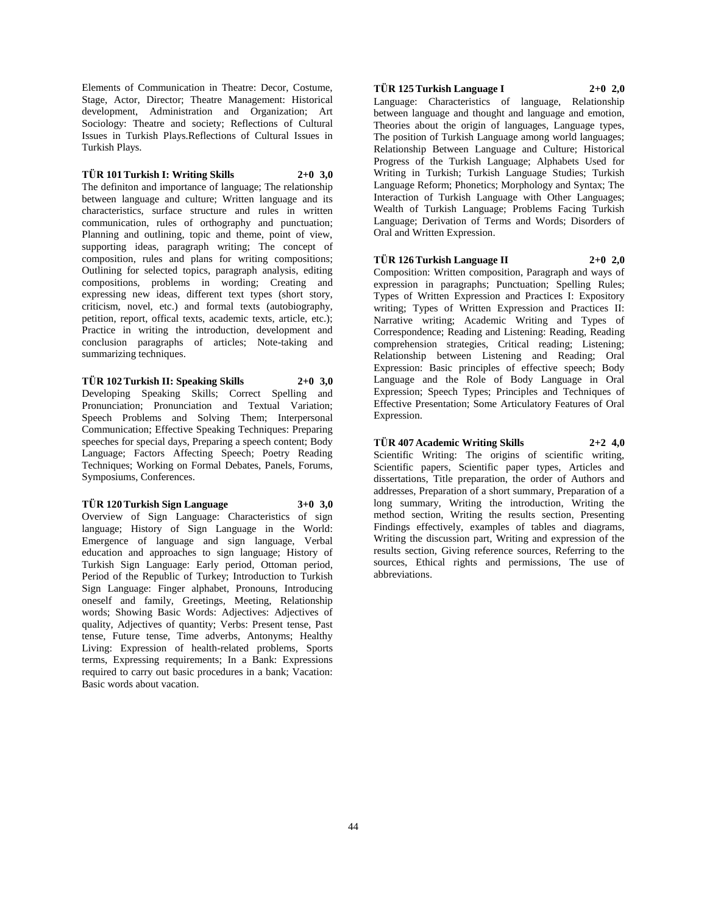Elements of Communication in Theatre: Decor, Costume, Stage, Actor, Director; Theatre Management: Historical development, Administration and Organization; Art Sociology: Theatre and society; Reflections of Cultural Issues in Turkish Plays.Reflections of Cultural Issues in Turkish Plays.

**TÜR 101 Turkish I: Writing Skills 2+0 3,0**

The definiton and importance of language; The relationship between language and culture; Written language and its characteristics, surface structure and rules in written communication, rules of orthography and punctuation; Planning and outlining, topic and theme, point of view, supporting ideas, paragraph writing; The concept of composition, rules and plans for writing compositions; Outlining for selected topics, paragraph analysis, editing compositions, problems in wording; Creating and expressing new ideas, different text types (short story, criticism, novel, etc.) and formal texts (autobiography, petition, report, offical texts, academic texts, article, etc.); Practice in writing the introduction, development and conclusion paragraphs of articles; Note-taking and summarizing techniques.

**TÜR 102 Turkish II: Speaking Skills 2+0 3,0**

Developing Speaking Skills; Correct Spelling and Pronunciation; Pronunciation and Textual Variation; Speech Problems and Solving Them; Interpersonal Communication; Effective Speaking Techniques: Preparing speeches for special days, Preparing a speech content; Body Language; Factors Affecting Speech; Poetry Reading Techniques; Working on Formal Debates, Panels, Forums, Symposiums, Conferences.

**TÜR 120 Turkish Sign Language 3+0 3,0**

Overview of Sign Language: Characteristics of sign language; History of Sign Language in the World: Emergence of language and sign language, Verbal education and approaches to sign language; History of Turkish Sign Language: Early period, Ottoman period, Period of the Republic of Turkey; Introduction to Turkish Sign Language: Finger alphabet, Pronouns, Introducing oneself and family, Greetings, Meeting, Relationship words; Showing Basic Words: Adjectives: Adjectives of quality, Adjectives of quantity; Verbs: Present tense, Past tense, Future tense, Time adverbs, Antonyms; Healthy Living: Expression of health-related problems, Sports terms, Expressing requirements; In a Bank: Expressions required to carry out basic procedures in a bank; Vacation: Basic words about vacation.

**TÜR 125 Turkish Language I 2+0 2,0**

Language: Characteristics of language, Relationship between language and thought and language and emotion, Theories about the origin of languages, Language types, The position of Turkish Language among world languages; Relationship Between Language and Culture; Historical Progress of the Turkish Language; Alphabets Used for Writing in Turkish; Turkish Language Studies; Turkish Language Reform; Phonetics; Morphology and Syntax; The Interaction of Turkish Language with Other Languages; Wealth of Turkish Language; Problems Facing Turkish Language; Derivation of Terms and Words; Disorders of Oral and Written Expression.

**TÜR 126 Turkish Language II 2+0 2,0**

Composition: Written composition, Paragraph and ways of expression in paragraphs; Punctuation; Spelling Rules; Types of Written Expression and Practices I: Expository writing; Types of Written Expression and Practices II: Narrative writing; Academic Writing and Types of Correspondence; Reading and Listening: Reading, Reading comprehension strategies, Critical reading; Listening; Relationship between Listening and Reading; Oral Expression: Basic principles of effective speech; Body Language and the Role of Body Language in Oral Expression; Speech Types; Principles and Techniques of Effective Presentation; Some Articulatory Features of Oral Expression.

**TÜR 407 Academic Writing Skills 2+2 4,0**

Scientific Writing: The origins of scientific writing, Scientific papers, Scientific paper types, Articles and dissertations, Title preparation, the order of Authors and addresses, Preparation of a short summary, Preparation of a long summary, Writing the introduction, Writing the method section, Writing the results section, Presenting Findings effectively, examples of tables and diagrams, Writing the discussion part, Writing and expression of the results section, Giving reference sources, Referring to the sources, Ethical rights and permissions, The use of abbreviations.